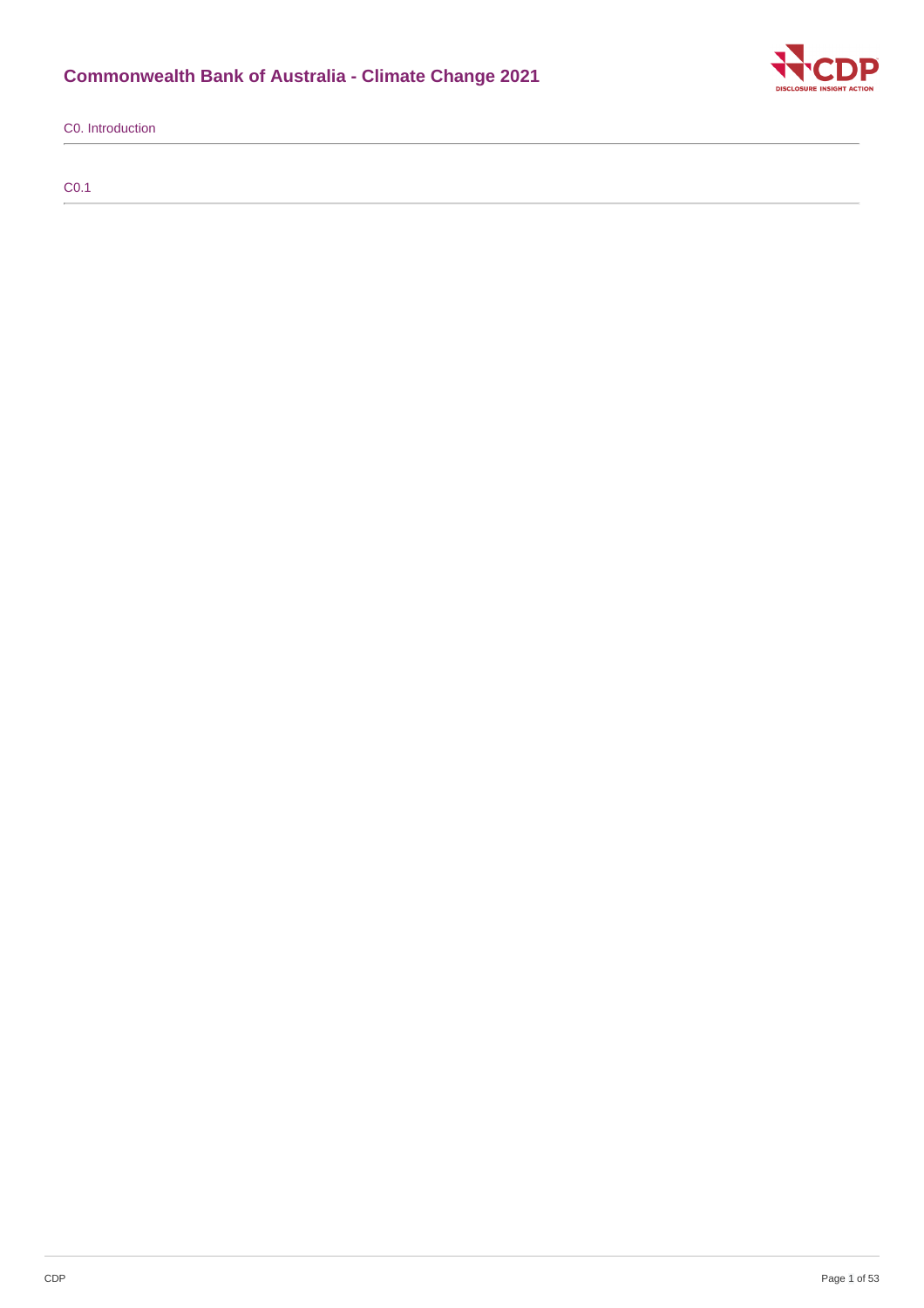# Commonwealth Bank of Australia - Climate Change 2021

## C0. Introduction

### C0.1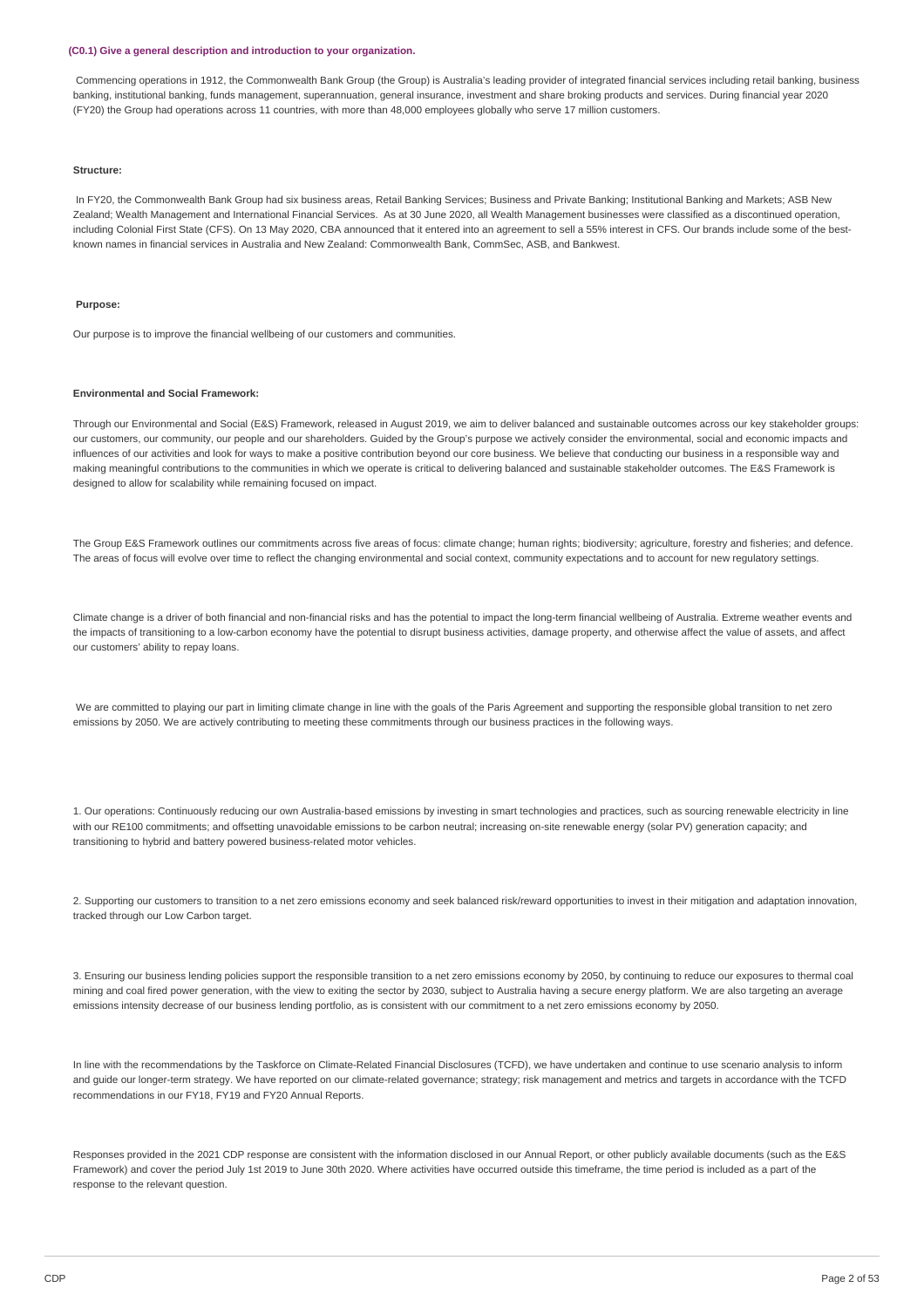### (C0.1) Give a general description and introduction to your organization.

Commencing operations in 1912, the Commonwealth Bank Group (the Group) is Australia's leading provider of integrated financial services including retail banking, business banking, institutional banking, funds management, superannuation, general insurance, investment and share broking products and services. During financial year 2020 (FY20) the Group had operations across 11 countries, with more than 48,000 employees globally who serve 17 million customers.

**Structure:**

In FY20, the Commonwealth Bank Group had six business areas, Retail Banking Services; Business and Private Banking; Institutional Banking and Markets; ASB New Zealand; Wealth Management and International Financial Services. As at 30 June 2020, all Wealth Management businesses were classified as a discontinued operation, including Colonial First State (CFS). On 13 May 2020, CBA announced that it entered into an agreement to sell a 55% interest in CFS. Our brands include some of the best-known names in financial services in Australia and New Zealand: Commonwealth Bank, CommSec, ASB, and Bankwest.

**Purpose:**

Our purpose is to improve the financial wellbeing of our customers and communities.

**Environmental and Social Framework:**

Through our Environmental and Social (E&S) Framework, released in August 2019, we aim to deliver balanced and sustainable outcomes across our key stakeholder groups: our customers, our community, our people and our shareholders. Guided by the Group's purpose we actively consider the environmental, social and economic impacts and influences of our activities and look for ways to make a positive contribution beyond our core business. We believe that conducting our business in a responsible way and making meaningful contributions to the communities in which we operate is critical to delivering balanced and sustainable stakeholder outcomes. The E&S Framework is designed to allow for scalability while remaining focused on impact.

The Group E&S Framework outlines our commitments across five areas of focus: climate change; human rights; biodiversity; agriculture, forestry and fisheries; and defence. The areas of focus will evolve over time to reflect the changing environmental and social context, community expectations and to account for new regulatory settings.

Climate change is a driver of both financial and non-financial risks and has the potential to impact the long-term financial wellbeing of Australia. Extreme weather events and the impacts of transitioning to a low-carbon economy have the potential to disrupt business activities, damage property, and otherwise affect the value of assets, and affect our customers' ability to repay loans.

We are committed to playing our part in limiting climate change in line with the goals of the Paris Agreement and supporting the responsible global transition to net zero emissions by 2050. We are actively contributing to meeting these commitments through our business practices in the following ways.

1. Our operations: Continuously reducing our own Australia-based emissions by investing in smart technologies and practices, such as sourcing renewable electricity in line with our RE100 commitments; and offsetting unavoidable emissions to be carbon neutral; increasing on-site renewable energy (solar PV) generation capacity; and transitioning to hybrid and battery powered business-related motor vehicles.

2. Supporting our customers to transition to a net zero emissions economy and seek balanced risk/reward opportunities to invest in their mitigation and adaptation innovation, tracked through our Low Carbon target.

3. Ensuring our business lending policies support the responsible transition to a net zero emissions economy by 2050, by continuing to reduce our exposures to thermal coal mining and coal fired power generation, with the view to exiting the sector by 2030, subject to Australia having a secure energy platform. We are also targeting an average emissions intensity decrease of our business lending portfolio, as is consistent with our commitment to a net zero emissions economy by 2050.

In line with the recommendations by the Taskforce on Climate-Related Financial Disclosures (TCFD), we have undertaken and continue to use scenario analysis to inform and guide our longer-term strategy. We have reported on our climate-related governance; strategy; risk management and metrics and targets in accordance with the TCFD recommendations in our FY18, FY19 and FY20 Annual Reports.

Responses provided in the 2021 CDP response are consistent with the information disclosed in our Annual Report, or other publicly available documents (such as the E&S Framework) and cover the period July 1st 2019 to June 30th 2020. Where activities have occurred outside this timeframe, the time period is included as a part of the response to the relevant question.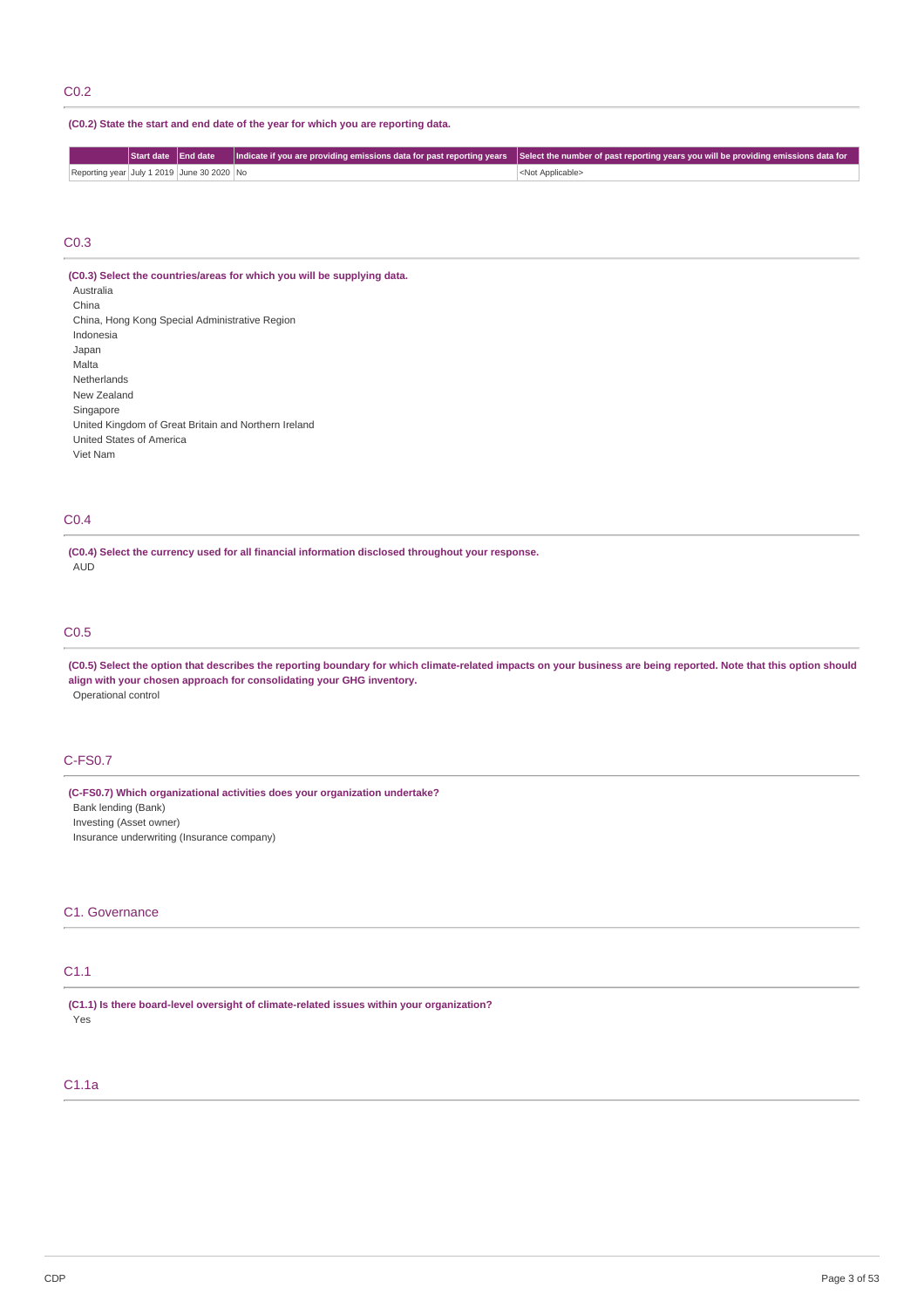## C0.2

**(C0.2) State the start and end date of the year for which you are reporting data.**

| | Start date | End date | Indicate if you are providing emissions data for past reporting years | Select the number of past reporting years you will be providing emissions data for |
|---|---|---|---|---|
| Reporting year | July 1 2019 | June 30 2020 | No | <Not Applicable> |

## C0.3

**(C0.3) Select the countries/areas for which you will be supplying data.**

Australia
China
China, Hong Kong Special Administrative Region
Indonesia
Japan
Malta
Netherlands
New Zealand
Singapore
United Kingdom of Great Britain and Northern Ireland
United States of America
Viet Nam

## C0.4

**(C0.4) Select the currency used for all financial information disclosed throughout your response.**

AUD

## C0.5

**(C0.5) Select the option that describes the reporting boundary for which climate-related impacts on your business are being reported. Note that this option should align with your chosen approach for consolidating your GHG inventory.**

Operational control

## C-FS0.7

**(C-FS0.7) Which organizational activities does your organization undertake?**

Bank lending (Bank)
Investing (Asset owner)
Insurance underwriting (Insurance company)

# C1. Governance

## C1.1

**(C1.1) Is there board-level oversight of climate-related issues within your organization?**

Yes

## C1.1a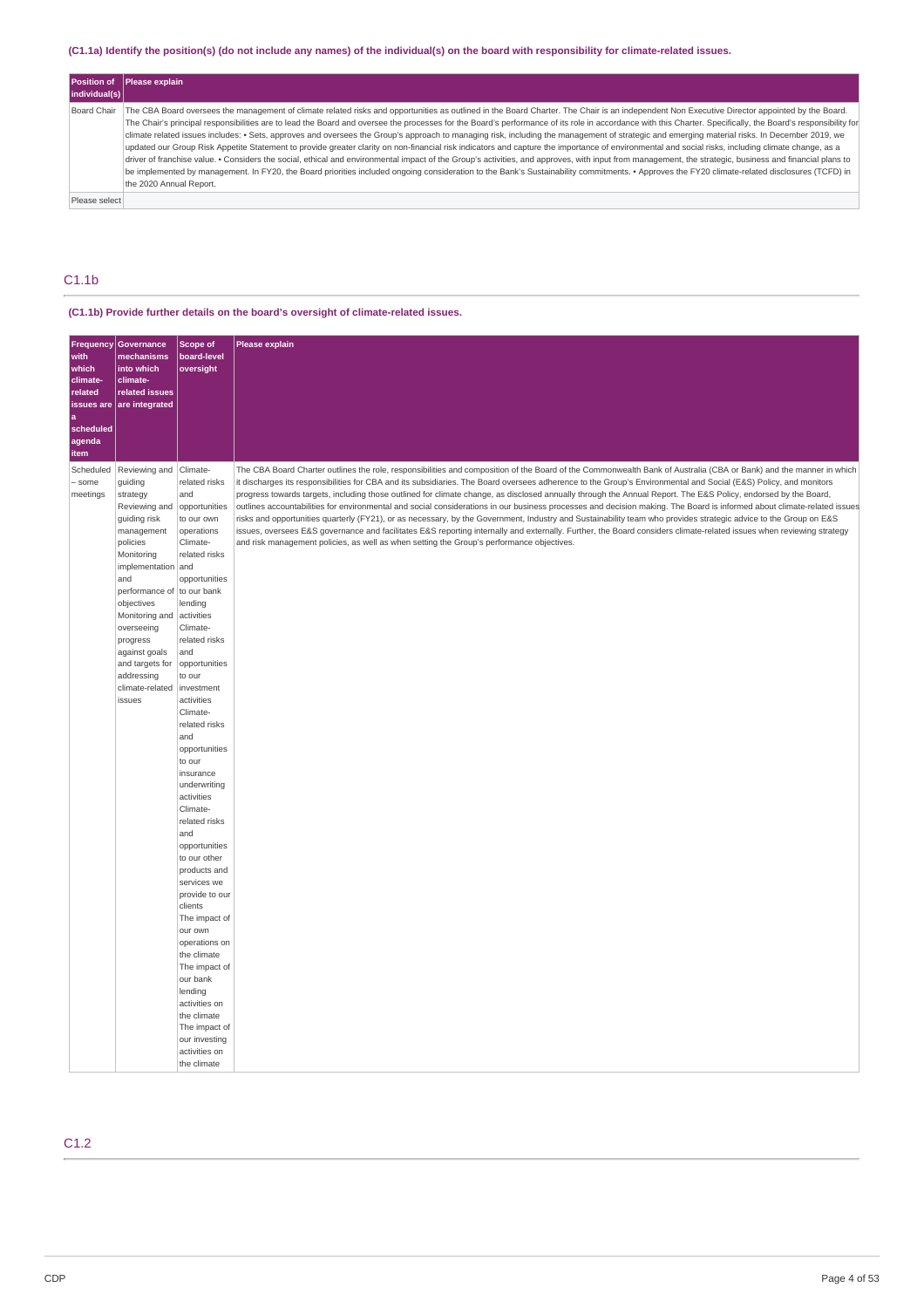**(C1.1a) Identify the position(s) (do not include any names) of the individual(s) on the board with responsibility for climate-related issues.**

| Position of individual(s) | Please explain |
|---|---|
| Board Chair | The CBA Board oversees the management of climate related risks and opportunities as outlined in the Board Charter. The Chair is an independent Non Executive Director appointed by the Board. The Chair's principal responsibilities are to lead the Board and oversee the processes for the Board's performance of its role in accordance with this Charter. Specifically, the Board's responsibility for climate related issues includes: • Sets, approves and oversees the Group's approach to managing risk, including the management of strategic and emerging material risks. In December 2019, we updated our Group Risk Appetite Statement to provide greater clarity on non-financial risk indicators and capture the importance of environmental and social risks, including climate change, as a driver of franchise value. • Considers the social, ethical and environmental impact of the Group's activities, and approves, with input from management, the strategic, business and financial plans to be implemented by management. In FY20, the Board priorities included ongoing consideration to the Bank's Sustainability commitments. • Approves the FY20 climate-related disclosures (TCFD) in the 2020 Annual Report. |
| Please select | |

## C1.1b

**(C1.1b) Provide further details on the board's oversight of climate-related issues.**

| Frequency with which climate-related issues are a scheduled agenda item | Governance mechanisms into which climate-related issues are integrated | Scope of board-level oversight | Please explain |
|---|---|---|---|
| Scheduled – some meetings | Reviewing and guiding strategy Reviewing and guiding risk management policies Monitoring implementation and performance of objectives Monitoring and overseeing progress against goals and targets for addressing climate-related issues | Climate-related risks and opportunities to our own operations Climate-related risks and opportunities to our bank lending activities Climate-related risks and opportunities to our investment activities Climate-related risks and opportunities to our insurance underwriting activities Climate-related risks and opportunities to our other products and services we provide to our clients The impact of our own operations on the climate The impact of our bank lending activities on the climate The impact of our investing activities on the climate | The CBA Board Charter outlines the role, responsibilities and composition of the Board of the Commonwealth Bank of Australia (CBA or Bank) and the manner in which it discharges its responsibilities for CBA and its subsidiaries. The Board oversees adherence to the Group's Environmental and Social (E&S) Policy, and monitors progress towards targets, including those outlined for climate change, as disclosed annually through the Annual Report. The E&S Policy, endorsed by the Board, outlines accountabilities for environmental and social considerations in our business processes and decision making. The Board is informed about climate-related issues risks and opportunities quarterly (FY21), or as necessary, by the Government, Industry and Sustainability team who provides strategic advice to the Group on E&S issues, oversees E&S governance and facilitates E&S reporting internally and externally. Further, the Board considers climate-related issues when reviewing strategy and risk management policies, as well as when setting the Group's performance objectives. |

## C1.2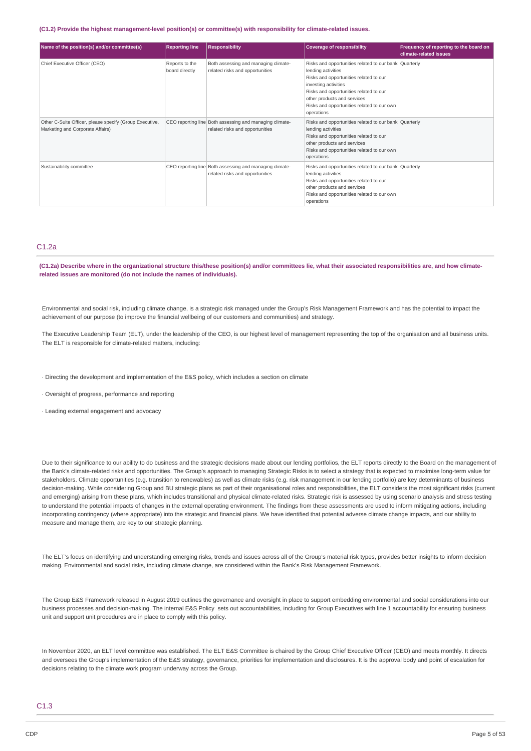**(C1.2) Provide the highest management-level position(s) or committee(s) with responsibility for climate-related issues.**

| Name of the position(s) and/or committee(s) | Reporting line | Responsibility | Coverage of responsibility | Frequency of reporting to the board on climate-related issues |
|---|---|---|---|---|
| Chief Executive Officer (CEO) | Reports to the board directly | Both assessing and managing climate-related risks and opportunities | Risks and opportunities related to our bank lending activities<br>Risks and opportunities related to our investing activities<br>Risks and opportunities related to our other products and services<br>Risks and opportunities related to our own operations | Quarterly |
| Other C-Suite Officer, please specify (Group Executive, Marketing and Corporate Affairs) | CEO reporting line | Both assessing and managing climate-related risks and opportunities | Risks and opportunities related to our bank lending activities<br>Risks and opportunities related to our other products and services<br>Risks and opportunities related to our own operations | Quarterly |
| Sustainability committee | CEO reporting line | Both assessing and managing climate-related risks and opportunities | Risks and opportunities related to our bank lending activities<br>Risks and opportunities related to our other products and services<br>Risks and opportunities related to our own operations | Quarterly |

## C1.2a

**(C1.2a) Describe where in the organizational structure this/these position(s) and/or committees lie, what their associated responsibilities are, and how climate-related issues are monitored (do not include the names of individuals).**

Environmental and social risk, including climate change, is a strategic risk managed under the Group's Risk Management Framework and has the potential to impact the achievement of our purpose (to improve the financial wellbeing of our customers and communities) and strategy.

The Executive Leadership Team (ELT), under the leadership of the CEO, is our highest level of management representing the top of the organisation and all business units. The ELT is responsible for climate-related matters, including:

· Directing the development and implementation of the E&S policy, which includes a section on climate

· Oversight of progress, performance and reporting

· Leading external engagement and advocacy

Due to their significance to our ability to do business and the strategic decisions made about our lending portfolios, the ELT reports directly to the Board on the management of the Bank's climate-related risks and opportunities. The Group's approach to managing Strategic Risks is to select a strategy that is expected to maximise long-term value for stakeholders. Climate opportunities (e.g. transition to renewables) as well as climate risks (e.g. risk management in our lending portfolio) are key determinants of business decision-making. While considering Group and BU strategic plans as part of their organisational roles and responsibilities, the ELT considers the most significant risks (current and emerging) arising from these plans, which includes transitional and physical climate-related risks. Strategic risk is assessed by using scenario analysis and stress testing to understand the potential impacts of changes in the external operating environment. The findings from these assessments are used to inform mitigating actions, including incorporating contingency (where appropriate) into the strategic and financial plans. We have identified that potential adverse climate change impacts, and our ability to measure and manage them, are key to our strategic planning.

The ELT's focus on identifying and understanding emerging risks, trends and issues across all of the Group's material risk types, provides better insights to inform decision making. Environmental and social risks, including climate change, are considered within the Bank's Risk Management Framework.

The Group E&S Framework released in August 2019 outlines the governance and oversight in place to support embedding environmental and social considerations into our business processes and decision-making. The internal E&S Policy sets out accountabilities, including for Group Executives with line 1 accountability for ensuring business unit and support unit procedures are in place to comply with this policy.

In November 2020, an ELT level committee was established. The ELT E&S Committee is chaired by the Group Chief Executive Officer (CEO) and meets monthly. It directs and oversees the Group's implementation of the E&S strategy, governance, priorities for implementation and disclosures. It is the approval body and point of escalation for decisions relating to the climate work program underway across the Group.

## C1.3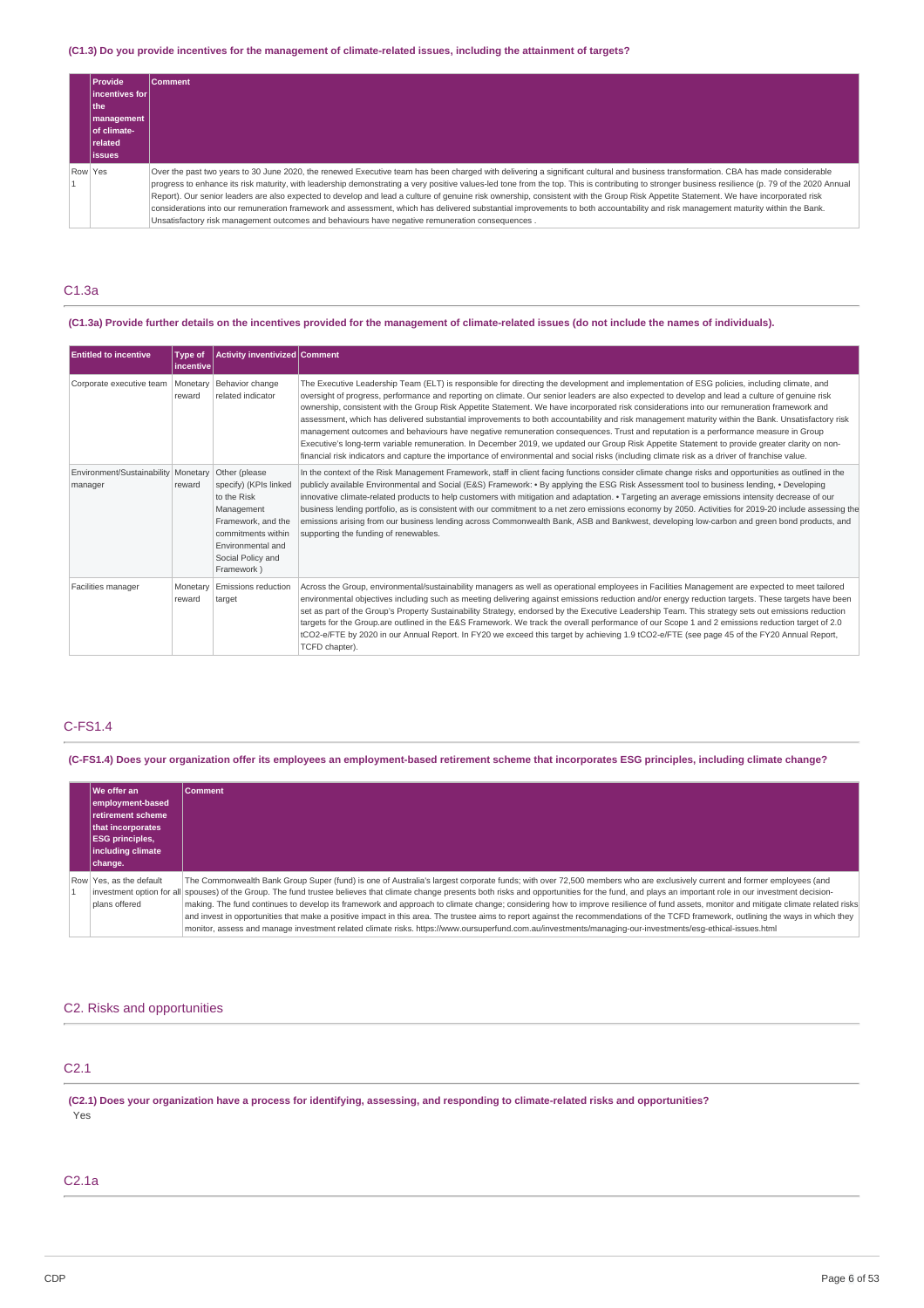### (C1.3) Do you provide incentives for the management of climate-related issues, including the attainment of targets?

| | Provide incentives for the management of climate-related issues | Comment |
|---|---|---|
| Row 1 | Yes | Over the past two years to 30 June 2020, the renewed Executive team has been charged with delivering a significant cultural and business transformation. CBA has made considerable progress to enhance its risk maturity, with leadership demonstrating a very positive values-led tone from the top. This is contributing to stronger business resilience (p. 79 of the 2020 Annual Report). Our senior leaders are also expected to develop and lead a culture of genuine risk ownership, consistent with the Group Risk Appetite Statement. We have incorporated risk considerations into our remuneration framework and assessment, which has delivered substantial improvements to both accountability and risk management maturity within the Bank. Unsatisfactory risk management outcomes and behaviours have negative remuneration consequences . |

## C1.3a

### (C1.3a) Provide further details on the incentives provided for the management of climate-related issues (do not include the names of individuals).

| Entitled to incentive | Type of incentive | Activity inventivized | Comment |
|---|---|---|---|
| Corporate executive team | Monetary reward | Behavior change related indicator | The Executive Leadership Team (ELT) is responsible for directing the development and implementation of ESG policies, including climate, and oversight of progress, performance and reporting on climate. Our senior leaders are also expected to develop and lead a culture of genuine risk ownership, consistent with the Group Risk Appetite Statement. We have incorporated risk considerations into our remuneration framework and assessment, which has delivered substantial improvements to both accountability and risk management maturity within the Bank. Unsatisfactory risk management outcomes and behaviours have negative remuneration consequences. Trust and reputation is a performance measure in Group Executive's long-term variable remuneration. In December 2019, we updated our Group Risk Appetite Statement to provide greater clarity on non-financial risk indicators and capture the importance of environmental and social risks (including climate risk as a driver of franchise value. |
| Environment/Sustainability manager | Monetary reward | Other (please specify) (KPIs linked to the Risk Management Framework, and the commitments within Environmental and Social Policy and Framework ) | In the context of the Risk Management Framework, staff in client facing functions consider climate change risks and opportunities as outlined in the publicly available Environmental and Social (E&S) Framework: • By applying the ESG Risk Assessment tool to business lending, • Developing innovative climate-related products to help customers with mitigation and adaptation. • Targeting an average emissions intensity decrease of our business lending portfolio, as is consistent with our commitment to a net zero emissions economy by 2050. Activities for 2019-20 include assessing the emissions arising from our business lending across Commonwealth Bank, ASB and Bankwest, developing low-carbon and green bond products, and supporting the funding of renewables. |
| Facilities manager | Monetary reward | Emissions reduction target | Across the Group, environmental/sustainability managers as well as operational employees in Facilities Management are expected to meet tailored environmental objectives including such as meeting delivering against emissions reduction and/or energy reduction targets. These targets have been set as part of the Group's Property Sustainability Strategy, endorsed by the Executive Leadership Team. This strategy sets out emissions reduction targets for the Group.are outlined in the E&S Framework. We track the overall performance of our Scope 1 and 2 emissions reduction target of 2.0 tCO2-e/FTE by 2020 in our Annual Report. In FY20 we exceed this target by achieving 1.9 tCO2-e/FTE (see page 45 of the FY20 Annual Report, TCFD chapter). |

## C-FS1.4

### (C-FS1.4) Does your organization offer its employees an employment-based retirement scheme that incorporates ESG principles, including climate change?

| | We offer an employment-based retirement scheme that incorporates ESG principles, including climate change. | Comment |
|---|---|---|
| Row 1 | Yes, as the default investment option for all plans offered | The Commonwealth Bank Group Super (fund) is one of Australia's largest corporate funds; with over 72,500 members who are exclusively current and former employees (and spouses) of the Group. The fund trustee believes that climate change presents both risks and opportunities for the fund, and plays an important role in our investment decision-making. The fund continues to develop its framework and approach to climate change; considering how to improve resilience of fund assets, monitor and mitigate climate related risks and invest in opportunities that make a positive impact in this area. The trustee aims to report against the recommendations of the TCFD framework, outlining the ways in which they monitor, assess and manage investment related climate risks. https://www.oursuperfund.com.au/investments/managing-our-investments/esg-ethical-issues.html |

## C2. Risks and opportunities

## C2.1

### (C2.1) Does your organization have a process for identifying, assessing, and responding to climate-related risks and opportunities?

Yes

## C2.1a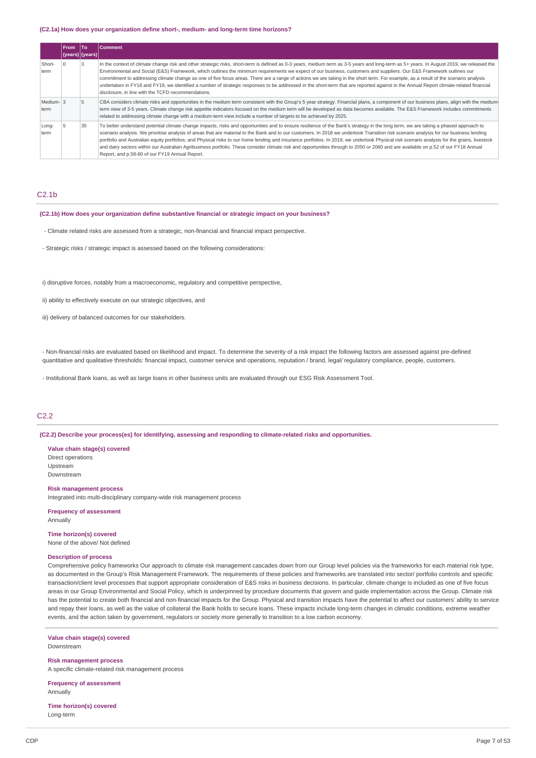**(C2.1a) How does your organization define short-, medium- and long-term time horizons?**

| | From (years) | To (years) | Comment |
|---|---|---|---|
| Short-term | 0 | 3 | In the context of climate change risk and other strategic risks, short-term is defined as 0-3 years, medium term as 3-5 years and long-term as 5+ years. In August 2019, we released the Environmental and Social (E&S) Framework, which outlines the minimum requirements we expect of our business, customers and suppliers. Our E&S Framework outlines our commitment to addressing climate change as one of five focus areas. There are a range of actions we are taking in the short term. For example, as a result of the scenario analysis undertaken in FY18 and FY19, we identified a number of strategic responses to be addressed in the short-term that are reported against in the Annual Report climate-related financial disclosure, in line with the TCFD recommendations. |
| Medium-term | 3 | 5 | CBA considers climate risks and opportunities in the medium term consistent with the Group's 5 year strategy. Financial plans, a component of our business plans, align with the medium-term view of 3-5 years. Climate change risk appetite indicators focused on the medium term will be developed as data becomes available. The E&S Framework includes commitments related to addressing climate change with a medium-term view include a number of targets to be achieved by 2025. |
| Long-term | 5 | 35 | To better understand potential climate change impacts, risks and opportunities and to ensure resilience of the Bank's strategy in the long term, we are taking a phased approach to scenario analysis. We prioritise analysis of areas that are material to the Bank and to our customers. In 2018 we undertook Transition risk scenario analysis for our business lending portfolio and Australian equity portfolios; and Physical risks to our home lending and insurance portfolios. In 2019, we undertook Physical risk scenario analysis for the grains, livestock and dairy sectors within our Australian Agribusiness portfolio. These consider climate risk and opportunities through to 2050 or 2060 and are available on p.52 of our FY18 Annual Report, and p.58-60 of our FY19 Annual Report. |

## C2.1b

**(C2.1b) How does your organization define substantive financial or strategic impact on your business?**

- Climate related risks are assessed from a strategic, non-financial and financial impact perspective.

- Strategic risks / strategic impact is assessed based on the following considerations:

i) disruptive forces, notably from a macroeconomic, regulatory and competitive perspective,

ii) ability to effectively execute on our strategic objectives, and

iii) delivery of balanced outcomes for our stakeholders.

- Non-financial risks are evaluated based on likelihood and impact. To determine the severity of a risk impact the following factors are assessed against pre-defined quantitative and qualitative thresholds: financial impact, customer service and operations, reputation / brand, legal/ regulatory compliance, people, customers.

- Institutional Bank loans, as well as large loans in other business units are evaluated through our ESG Risk Assessment Tool.

## C2.2

**(C2.2) Describe your process(es) for identifying, assessing and responding to climate-related risks and opportunities.**

**Value chain stage(s) covered**
Direct operations
Upstream
Downstream

**Risk management process**
Integrated into multi-disciplinary company-wide risk management process

**Frequency of assessment**
Annually

**Time horizon(s) covered**
None of the above/ Not defined

**Description of process**
Comprehensive policy frameworks Our approach to climate risk management cascades down from our Group level policies via the frameworks for each material risk type, as documented in the Group's Risk Management Framework. The requirements of these policies and frameworks are translated into sector/ portfolio controls and specific transaction/client level processes that support appropriate consideration of E&S risks in business decisions. In particular, climate change is included as one of five focus areas in our Group Environmental and Social Policy, which is underpinned by procedure documents that govern and guide implementation across the Group. Climate risk has the potential to create both financial and non-financial impacts for the Group. Physical and transition impacts have the potential to affect our customers' ability to service and repay their loans, as well as the value of collateral the Bank holds to secure loans. These impacts include long-term changes in climatic conditions, extreme weather events, and the action taken by government, regulators or society more generally to transition to a low carbon economy.

**Value chain stage(s) covered**
Downstream

**Risk management process**
A specific climate-related risk management process

**Frequency of assessment**
Annually

**Time horizon(s) covered**
Long-term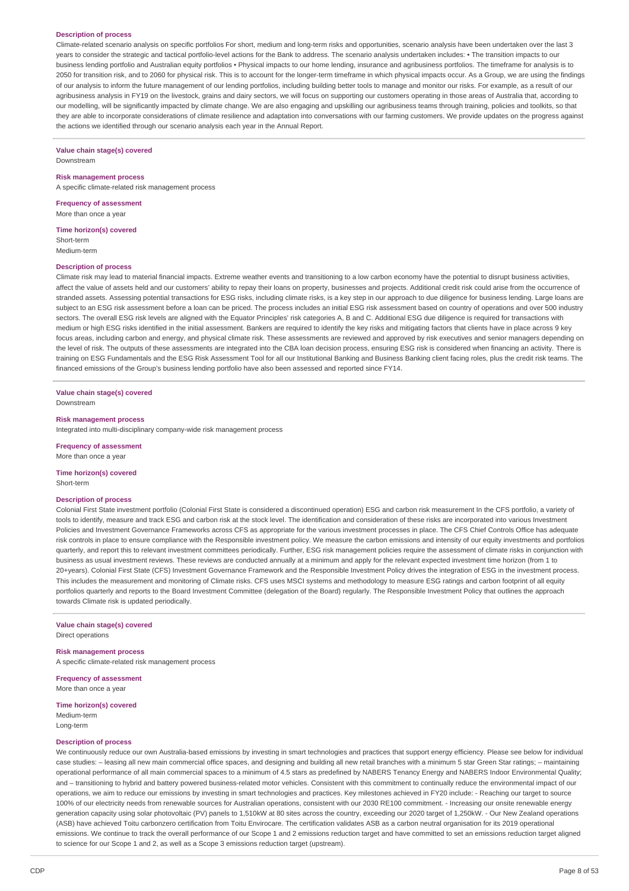**Description of process**

Climate-related scenario analysis on specific portfolios For short, medium and long-term risks and opportunities, scenario analysis have been undertaken over the last 3 years to consider the strategic and tactical portfolio-level actions for the Bank to address. The scenario analysis undertaken includes: • The transition impacts to our business lending portfolio and Australian equity portfolios • Physical impacts to our home lending, insurance and agribusiness portfolios. The timeframe for analysis is to 2050 for transition risk, and to 2060 for physical risk. This is to account for the longer-term timeframe in which physical impacts occur. As a Group, we are using the findings of our analysis to inform the future management of our lending portfolios, including building better tools to manage and monitor our risks. For example, as a result of our agribusiness analysis in FY19 on the livestock, grains and dairy sectors, we will focus on supporting our customers operating in those areas of Australia that, according to our modelling, will be significantly impacted by climate change. We are also engaging and upskilling our agribusiness teams through training, policies and toolkits, so that they are able to incorporate considerations of climate resilience and adaptation into conversations with our farming customers. We provide updates on the progress against the actions we identified through our scenario analysis each year in the Annual Report.

**Value chain stage(s) covered**

Downstream

**Risk management process**

A specific climate-related risk management process

**Frequency of assessment**

More than once a year

**Time horizon(s) covered**

Short-term
Medium-term

**Description of process**

Climate risk may lead to material financial impacts. Extreme weather events and transitioning to a low carbon economy have the potential to disrupt business activities, affect the value of assets held and our customers' ability to repay their loans on property, businesses and projects. Additional credit risk could arise from the occurrence of stranded assets. Assessing potential transactions for ESG risks, including climate risks, is a key step in our approach to due diligence for business lending. Large loans are subject to an ESG risk assessment before a loan can be priced. The process includes an initial ESG risk assessment based on country of operations and over 500 industry sectors. The overall ESG risk levels are aligned with the Equator Principles' risk categories A, B and C. Additional ESG due diligence is required for transactions with medium or high ESG risks identified in the initial assessment. Bankers are required to identify the key risks and mitigating factors that clients have in place across 9 key focus areas, including carbon and energy, and physical climate risk. These assessments are reviewed and approved by risk executives and senior managers depending on the level of risk. The outputs of these assessments are integrated into the CBA loan decision process, ensuring ESG risk is considered when financing an activity. There is training on ESG Fundamentals and the ESG Risk Assessment Tool for all our Institutional Banking and Business Banking client facing roles, plus the credit risk teams. The financed emissions of the Group's business lending portfolio have also been assessed and reported since FY14.

**Value chain stage(s) covered**

Downstream

**Risk management process**

Integrated into multi-disciplinary company-wide risk management process

**Frequency of assessment**

More than once a year

**Time horizon(s) covered**

Short-term

**Description of process**

Colonial First State investment portfolio (Colonial First State is considered a discontinued operation) ESG and carbon risk measurement In the CFS portfolio, a variety of tools to identify, measure and track ESG and carbon risk at the stock level. The identification and consideration of these risks are incorporated into various Investment Policies and Investment Governance Frameworks across CFS as appropriate for the various investment processes in place. The CFS Chief Controls Office has adequate risk controls in place to ensure compliance with the Responsible investment policy. We measure the carbon emissions and intensity of our equity investments and portfolios quarterly, and report this to relevant investment committees periodically. Further, ESG risk management policies require the assessment of climate risks in conjunction with business as usual investment reviews. These reviews are conducted annually at a minimum and apply for the relevant expected investment time horizon (from 1 to 20+years). Colonial First State (CFS) Investment Governance Framework and the Responsible Investment Policy drives the integration of ESG in the investment process. This includes the measurement and monitoring of Climate risks. CFS uses MSCI systems and methodology to measure ESG ratings and carbon footprint of all equity portfolios quarterly and reports to the Board Investment Committee (delegation of the Board) regularly. The Responsible Investment Policy that outlines the approach towards Climate risk is updated periodically.

**Value chain stage(s) covered**

Direct operations

**Risk management process**

A specific climate-related risk management process

**Frequency of assessment**

More than once a year

**Time horizon(s) covered**

Medium-term
Long-term

**Description of process**

We continuously reduce our own Australia-based emissions by investing in smart technologies and practices that support energy efficiency. Please see below for individual case studies: – leasing all new main commercial office spaces, and designing and building all new retail branches with a minimum 5 star Green Star ratings; – maintaining operational performance of all main commercial spaces to a minimum of 4.5 stars as predefined by NABERS Tenancy Energy and NABERS Indoor Environmental Quality; and – transitioning to hybrid and battery powered business-related motor vehicles. Consistent with this commitment to continually reduce the environmental impact of our operations, we aim to reduce our emissions by investing in smart technologies and practices. Key milestones achieved in FY20 include: - Reaching our target to source 100% of our electricity needs from renewable sources for Australian operations, consistent with our 2030 RE100 commitment. - Increasing our onsite renewable energy generation capacity using solar photovoltaic (PV) panels to 1,510kW at 80 sites across the country, exceeding our 2020 target of 1,250kW. - Our New Zealand operations (ASB) have achieved Toitu carbonzero certification from Toitu Envirocare. The certification validates ASB as a carbon neutral organisation for its 2019 operational emissions. We continue to track the overall performance of our Scope 1 and 2 emissions reduction target and have committed to set an emissions reduction target aligned to science for our Scope 1 and 2, as well as a Scope 3 emissions reduction target (upstream).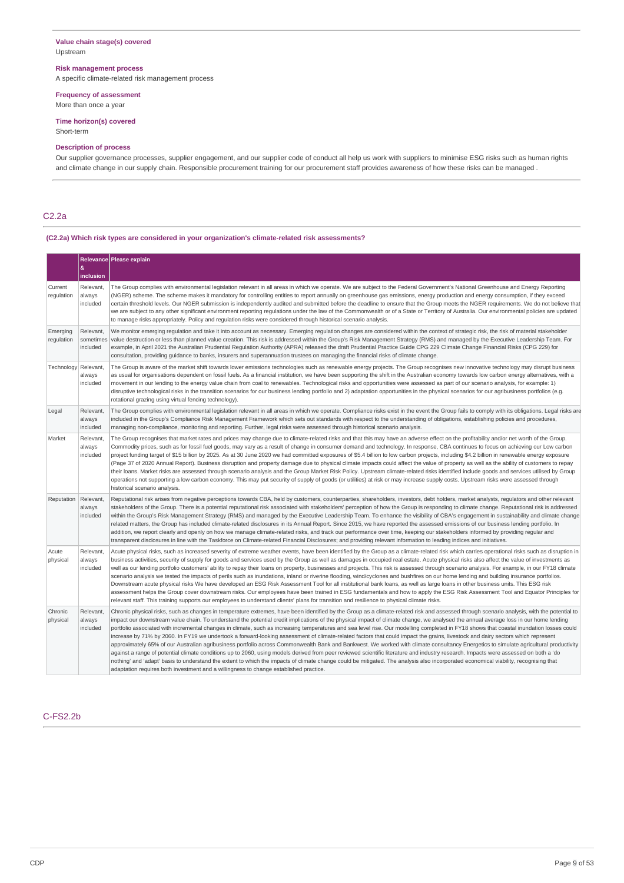**Value chain stage(s) covered**
Upstream

**Risk management process**
A specific climate-related risk management process

**Frequency of assessment**
More than once a year

**Time horizon(s) covered**
Short-term

**Description of process**
Our supplier governance processes, supplier engagement, and our supplier code of conduct all help us work with suppliers to minimise ESG risks such as human rights and climate change in our supply chain. Responsible procurement training for our procurement staff provides awareness of how these risks can be managed .

## C2.2a

**(C2.2a) Which risk types are considered in your organization's climate-related risk assessments?**

| | Relevance & inclusion | Please explain |
|---|---|---|
| Current regulation | Relevant, always included | The Group complies with environmental legislation relevant in all areas in which we operate. We are subject to the Federal Government's National Greenhouse and Energy Reporting (NGER) scheme. The scheme makes it mandatory for controlling entities to report annually on greenhouse gas emissions, energy production and energy consumption, if they exceed certain threshold levels. Our NGER submission is independently audited and submitted before the deadline to ensure that the Group meets the NGER requirements. We do not believe that we are subject to any other significant environment reporting regulations under the law of the Commonwealth or of a State or Territory of Australia. Our environmental policies are updated to manage risks appropriately. Policy and regulation risks were considered through historical scenario analysis. |
| Emerging regulation | Relevant, sometimes included | We monitor emerging regulation and take it into account as necessary. Emerging regulation changes are considered within the context of strategic risk, the risk of material stakeholder value destruction or less than planned value creation. This risk is addressed within the Group's Risk Management Strategy (RMS) and managed by the Executive Leadership Team. For example, in April 2021 the Australian Prudential Regulation Authority (APRA) released the draft Prudential Practice Guide CPG 229 Climate Change Financial Risks (CPG 229) for consultation, providing guidance to banks, insurers and superannuation trustees on managing the financial risks of climate change. |
| Technology | Relevant, always included | The Group is aware of the market shift towards lower emissions technologies such as renewable energy projects. The Group recognises new innovative technology may disrupt business as usual for organisations dependent on fossil fuels. As a financial institution, we have been supporting the shift in the Australian economy towards low carbon energy alternatives, with a movement in our lending to the energy value chain from coal to renewables. Technological risks and opportunities were assessed as part of our scenario analysis, for example: 1) disruptive technological risks in the transition scenarios for our business lending portfolio and 2) adaptation opportunities in the physical scenarios for our agribusiness portfolios (e.g. rotational grazing using virtual fencing technology). |
| Legal | Relevant, always included | The Group complies with environmental legislation relevant in all areas in which we operate. Compliance risks exist in the event the Group fails to comply with its obligations. Legal risks are included in the Group's Compliance Risk Management Framework which sets out standards with respect to the understanding of obligations, establishing policies and procedures, managing non-compliance, monitoring and reporting. Further, legal risks were assessed through historical scenario analysis. |
| Market | Relevant, always included | The Group recognises that market rates and prices may change due to climate-related risks and that this may have an adverse effect on the profitability and/or net worth of the Group. Commodity prices, such as for fossil fuel goods, may vary as a result of change in consumer demand and technology. In response, CBA continues to focus on achieving our Low carbon project funding target of $15 billion by 2025. As at 30 June 2020 we had committed exposures of $5.4 billion to low carbon projects, including $4.2 billion in renewable energy exposure (Page 37 of 2020 Annual Report). Business disruption and property damage due to physical climate impacts could affect the value of property as well as the ability of customers to repay their loans. Market risks are assessed through scenario analysis and the Group Market Risk Policy. Upstream climate-related risks identified include goods and services utilised by Group operations not supporting a low carbon economy. This may put security of supply of goods (or utilities) at risk or may increase supply costs. Upstream risks were assessed through historical scenario analysis. |
| Reputation | Relevant, always included | Reputational risk arises from negative perceptions towards CBA, held by customers, counterparties, shareholders, investors, debt holders, market analysts, regulators and other relevant stakeholders of the Group. There is a potential reputational risk associated with stakeholders' perception of how the Group is responding to climate change. Reputational risk is addressed within the Group's Risk Management Strategy (RMS) and managed by the Executive Leadership Team. To enhance the visibility of CBA's engagement in sustainability and climate change related matters, the Group has included climate-related disclosures in its Annual Report. Since 2015, we have reported the assessed emissions of our business lending portfolio. In addition, we report clearly and openly on how we manage climate-related risks, and track our performance over time, keeping our stakeholders informed by providing regular and transparent disclosures in line with the Taskforce on Climate-related Financial Disclosures; and providing relevant information to leading indices and initiatives. |
| Acute physical | Relevant, always included | Acute physical risks, such as increased severity of extreme weather events, have been identified by the Group as a climate-related risk which carries operational risks such as disruption in business activities, security of supply for goods and services used by the Group as well as damages in occupied real estate. Acute physical risks also affect the value of investments as well as our lending portfolio customers' ability to repay their loans on property, businesses and projects. This risk is assessed through scenario analysis. For example, in our FY18 climate scenario analysis we tested the impacts of perils such as inundations, inland or riverine flooding, wind/cyclones and bushfires on our home lending and building insurance portfolios. Downstream acute physical risks We have developed an ESG Risk Assessment Tool for all institutional bank loans, as well as large loans in other business units. This ESG risk assessment helps the Group cover downstream risks. Our employees have been trained in ESG fundamentals and how to apply the ESG Risk Assessment Tool and Equator Principles for relevant staff. This training supports our employees to understand clients' plans for transition and resilience to physical climate risks. |
| Chronic physical | Relevant, always included | Chronic physical risks, such as changes in temperature extremes, have been identified by the Group as a climate-related risk and assessed through scenario analysis, with the potential to impact our downstream value chain. To understand the potential credit implications of the physical impact of climate change, we analysed the annual average loss in our home lending portfolio associated with incremental changes in climate, such as increasing temperatures and sea level rise. Our modelling completed in FY18 shows that coastal inundation losses could increase by 71% by 2060. In FY19 we undertook a forward-looking assessment of climate-related factors that could impact the grains, livestock and dairy sectors which represent approximately 65% of our Australian agribusiness portfolio across Commonwealth Bank and Bankwest. We worked with climate consultancy Energetics to simulate agricultural productivity against a range of potential climate conditions up to 2060, using models derived from peer reviewed scientific literature and industry research. Impacts were assessed on both a 'do nothing' and 'adapt' basis to understand the extent to which the impacts of climate change could be mitigated. The analysis also incorporated economical viability, recognising that adaptation requires both investment and a willingness to change established practice. |

## C-FS2.2b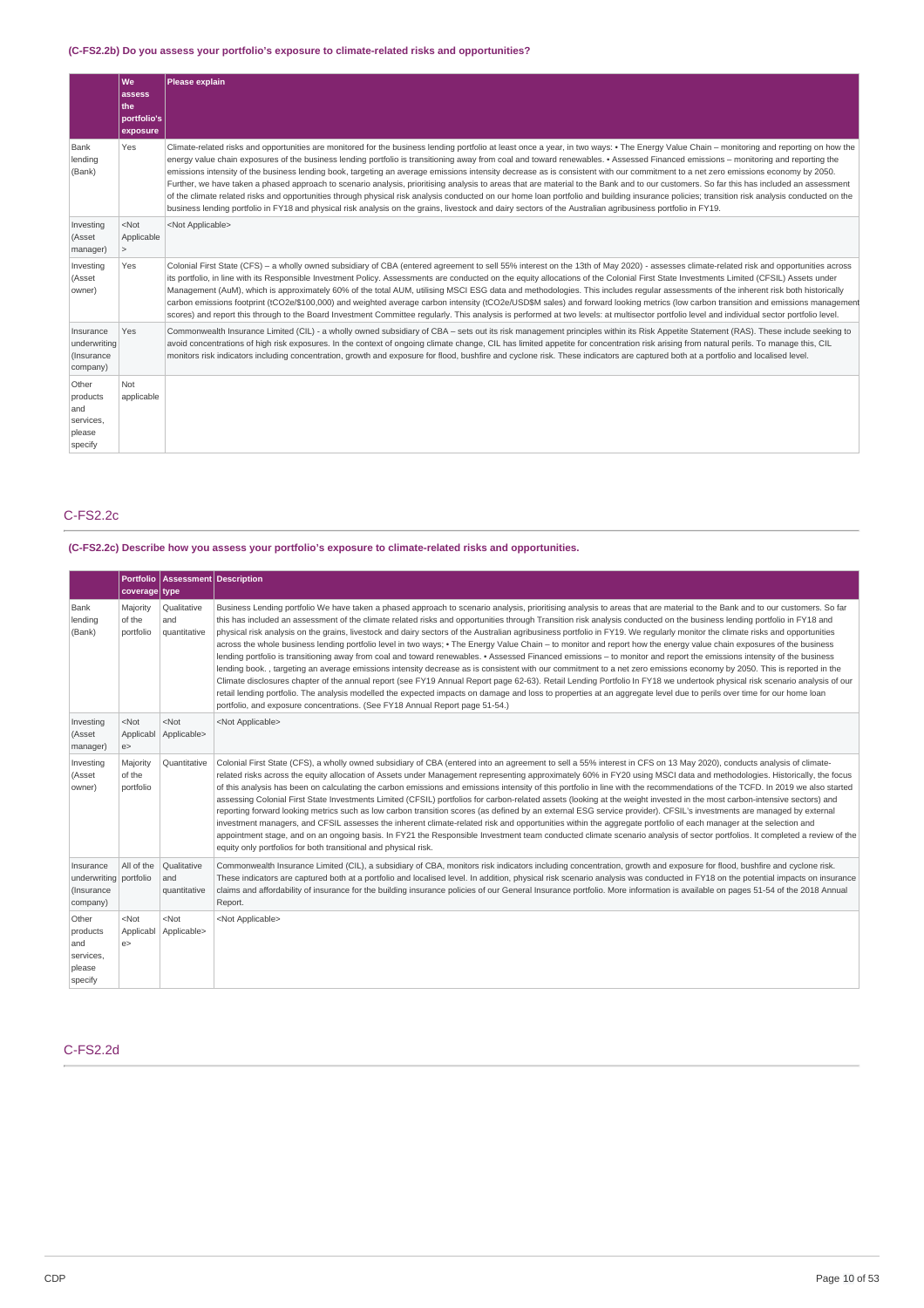### (C-FS2.2b) Do you assess your portfolio's exposure to climate-related risks and opportunities?

| | We assess the portfolio's exposure | Please explain |
|---|---|---|
| Bank lending (Bank) | Yes | Climate-related risks and opportunities are monitored for the business lending portfolio at least once a year, in two ways: • The Energy Value Chain – monitoring and reporting on how the energy value chain exposures of the business lending portfolio is transitioning away from coal and toward renewables. • Assessed Financed emissions – monitoring and reporting the emissions intensity of the business lending book, targeting an average emissions intensity decrease as is consistent with our commitment to a net zero emissions economy by 2050. Further, we have taken a phased approach to scenario analysis, prioritising analysis to areas that are material to the Bank and to our customers. So far this has included an assessment of the climate related risks and opportunities through physical risk analysis conducted on our home loan portfolio and building insurance policies; transition risk analysis conducted on the business lending portfolio in FY18 and physical risk analysis on the grains, livestock and dairy sectors of the Australian agribusiness portfolio in FY19. |
| Investing (Asset manager) | <Not Applicable> | <Not Applicable> |
| Investing (Asset owner) | Yes | Colonial First State (CFS) – a wholly owned subsidiary of CBA (entered agreement to sell 55% interest on the 13th of May 2020) - assesses climate-related risk and opportunities across its portfolio, in line with its Responsible Investment Policy. Assessments are conducted on the equity allocations of the Colonial First State Investments Limited (CFSIL) Assets under Management (AuM), which is approximately 60% of the total AUM, utilising MSCI ESG data and methodologies. This includes regular assessments of the inherent risk both historically carbon emissions footprint (tCO2e/$100,000) and weighted average carbon intensity (tCO2e/USD$M sales) and forward looking metrics (low carbon transition and emissions management scores) and report this through to the Board Investment Committee regularly. This analysis is performed at two levels: at multisector portfolio level and individual sector portfolio level. |
| Insurance underwriting (Insurance company) | Yes | Commonwealth Insurance Limited (CIL) - a wholly owned subsidiary of CBA – sets out its risk management principles within its Risk Appetite Statement (RAS). These include seeking to avoid concentrations of high risk exposures. In the context of ongoing climate change, CIL has limited appetite for concentration risk arising from natural perils. To manage this, CIL monitors risk indicators including concentration, growth and exposure for flood, bushfire and cyclone risk. These indicators are captured both at a portfolio and localised level. |
| Other products and services, please specify | Not applicable | |

## C-FS2.2c

### (C-FS2.2c) Describe how you assess your portfolio's exposure to climate-related risks and opportunities.

| | Portfolio coverage | Assessment type | Description |
|---|---|---|---|
| Bank lending (Bank) | Majority of the portfolio | Qualitative and quantitative | Business Lending portfolio We have taken a phased approach to scenario analysis, prioritising analysis to areas that are material to the Bank and to our customers. So far this has included an assessment of the climate related risks and opportunities through Transition risk analysis conducted on the business lending portfolio in FY18 and physical risk analysis on the grains, livestock and dairy sectors of the Australian agribusiness portfolio in FY19. We regularly monitor the climate risks and opportunities across the whole business lending portfolio level in two ways; • The Energy Value Chain – to monitor and report how the energy value chain exposures of the business lending portfolio is transitioning away from coal and toward renewables. • Assessed Financed emissions – to monitor and report the emissions intensity of the business lending book. , targeting an average emissions intensity decrease as is consistent with our commitment to a net zero emissions economy by 2050. This is reported in the Climate disclosures chapter of the annual report (see FY19 Annual Report page 62-63). Retail Lending Portfolio In FY18 we undertook physical risk scenario analysis of our retail lending portfolio. The analysis modelled the expected impacts on damage and loss to properties at an aggregate level due to perils over time for our home loan portfolio, and exposure concentrations. (See FY18 Annual Report page 51-54.) |
| Investing (Asset manager) | <Not Applicable> | <Not Applicable> | <Not Applicable> |
| Investing (Asset owner) | Majority of the portfolio | Quantitative | Colonial First State (CFS), a wholly owned subsidiary of CBA (entered into an agreement to sell a 55% interest in CFS on 13 May 2020), conducts analysis of climate-related risks across the equity allocation of Assets under Management representing approximately 60% in FY20 using MSCI data and methodologies. Historically, the focus of this analysis has been on calculating the carbon emissions and emissions intensity of this portfolio in line with the recommendations of the TCFD. In 2019 we also started assessing Colonial First State Investments Limited (CFSIL) portfolios for carbon-related assets (looking at the weight invested in the most carbon-intensive sectors) and reporting forward looking metrics such as low carbon transition scores (as defined by an external ESG service provider). CFSIL's investments are managed by external investment managers, and CFSIL assesses the inherent climate-related risk and opportunities within the aggregate portfolio of each manager at the selection and appointment stage, and on an ongoing basis. In FY21 the Responsible Investment team conducted climate scenario analysis of sector portfolios. It completed a review of the equity only portfolios for both transitional and physical risk. |
| Insurance underwriting (Insurance company) | All of the portfolio | Qualitative and quantitative | Commonwealth Insurance Limited (CIL), a subsidiary of CBA, monitors risk indicators including concentration, growth and exposure for flood, bushfire and cyclone risk. These indicators are captured both at a portfolio and localised level. In addition, physical risk scenario analysis was conducted in FY18 on the potential impacts on insurance claims and affordability of insurance for the building insurance policies of our General Insurance portfolio. More information is available on pages 51-54 of the 2018 Annual Report. |
| Other products and services, please specify | <Not Applicable> | <Not Applicable> | <Not Applicable> |

## C-FS2.2d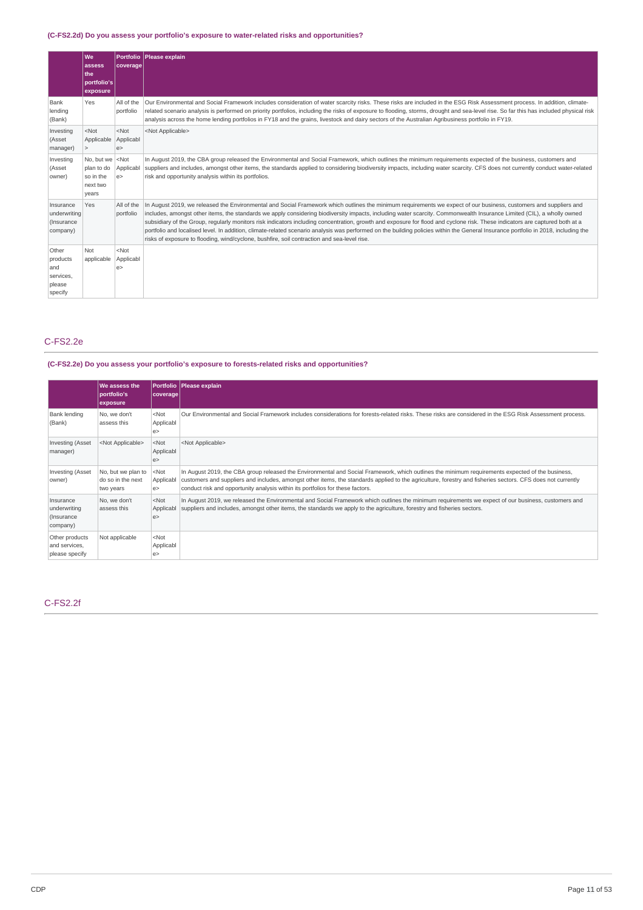### (C-FS2.2d) Do you assess your portfolio's exposure to water-related risks and opportunities?

| | We assess the portfolio's exposure | Portfolio coverage | Please explain |
|---|---|---|---|
| Bank lending (Bank) | Yes | All of the portfolio | Our Environmental and Social Framework includes consideration of water scarcity risks. These risks are included in the ESG Risk Assessment process. In addition, climate-related scenario analysis is performed on priority portfolios, including the risks of exposure to flooding, storms, drought and sea-level rise. So far this has included physical risk analysis across the home lending portfolios in FY18 and the grains, livestock and dairy sectors of the Australian Agribusiness portfolio in FY19. |
| Investing (Asset manager) | <Not Applicable> | <Not Applicable> | <Not Applicable> |
| Investing (Asset owner) | No, but we plan to do so in the next two years | <Not Applicable> | In August 2019, the CBA group released the Environmental and Social Framework, which outlines the minimum requirements expected of the business, customers and suppliers and includes, amongst other items, the standards applied to considering biodiversity impacts, including water scarcity. CFS does not currently conduct water-related risk and opportunity analysis within its portfolios. |
| Insurance underwriting (Insurance company) | Yes | All of the portfolio | In August 2019, we released the Environmental and Social Framework which outlines the minimum requirements we expect of our business, customers and suppliers and includes, amongst other items, the standards we apply considering biodiversity impacts, including water scarcity. Commonwealth Insurance Limited (CIL), a wholly owned subsidiary of the Group, regularly monitors risk indicators including concentration, growth and exposure for flood and cyclone risk. These indicators are captured both at a portfolio and localised level. In addition, climate-related scenario analysis was performed on the building policies within the General Insurance portfolio in 2018, including the risks of exposure to flooding, wind/cyclone, bushfire, soil contraction and sea-level rise. |
| Other products and services, please specify | Not applicable | <Not Applicable> | |

## C-FS2.2e

### (C-FS2.2e) Do you assess your portfolio's exposure to forests-related risks and opportunities?

| | We assess the portfolio's exposure | Portfolio coverage | Please explain |
|---|---|---|---|
| Bank lending (Bank) | No, we don't assess this | <Not Applicable> | Our Environmental and Social Framework includes considerations for forests-related risks. These risks are considered in the ESG Risk Assessment process. |
| Investing (Asset manager) | <Not Applicable> | <Not Applicable> | <Not Applicable> |
| Investing (Asset owner) | No, but we plan to do so in the next two years | <Not Applicable> | In August 2019, the CBA group released the Environmental and Social Framework, which outlines the minimum requirements expected of the business, customers and suppliers and includes, amongst other items, the standards applied to the agriculture, forestry and fisheries sectors. CFS does not currently conduct risk and opportunity analysis within its portfolios for these factors. |
| Insurance underwriting (Insurance company) | No, we don't assess this | <Not Applicable> | In August 2019, we released the Environmental and Social Framework which outlines the minimum requirements we expect of our business, customers and suppliers and includes, amongst other items, the standards we apply to the agriculture, forestry and fisheries sectors. |
| Other products and services, please specify | Not applicable | <Not Applicable> | |

## C-FS2.2f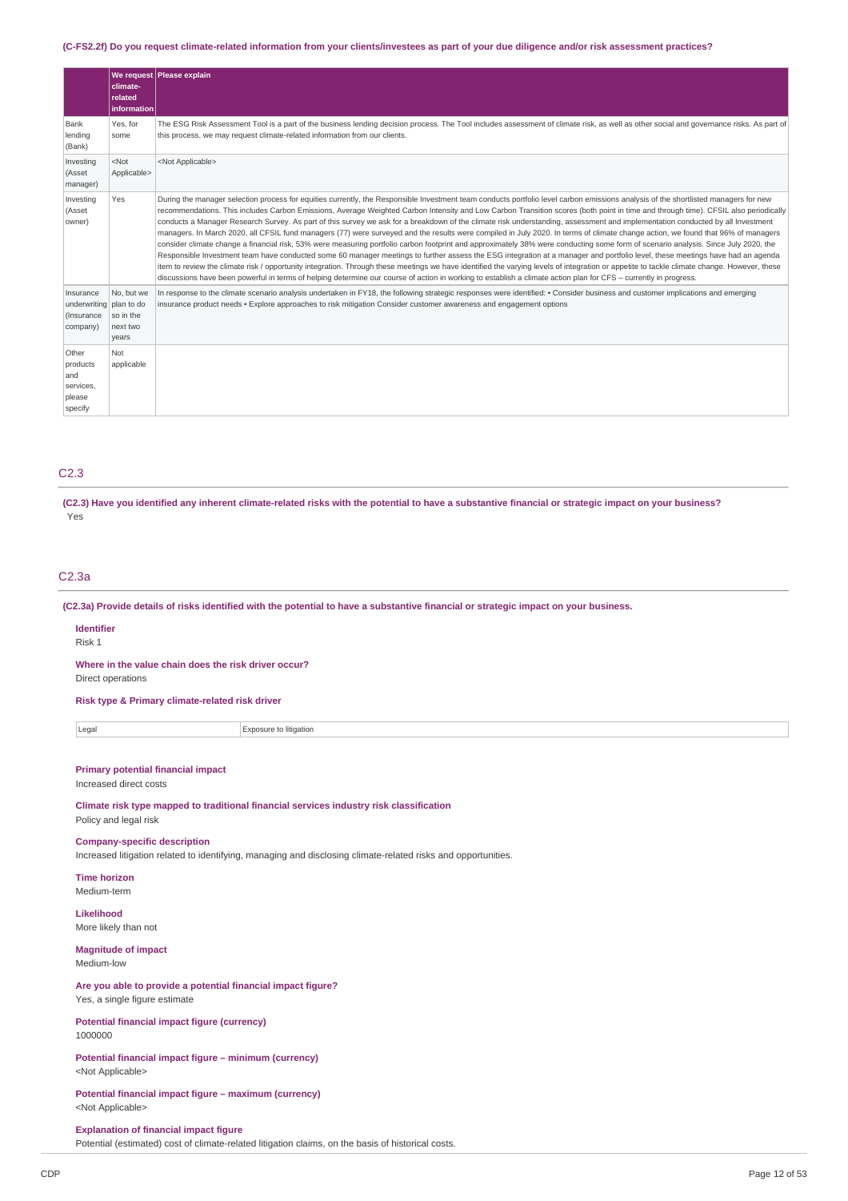### (C-FS2.2f) Do you request climate-related information from your clients/investees as part of your due diligence and/or risk assessment practices?

| | We request climate-related information | Please explain |
|---|---|---|
| Bank lending (Bank) | Yes, for some | The ESG Risk Assessment Tool is a part of the business lending decision process. The Tool includes assessment of climate risk, as well as other social and governance risks. As part of this process, we may request climate-related information from our clients. |
| Investing (Asset manager) | <Not Applicable> | <Not Applicable> |
| Investing (Asset owner) | Yes | During the manager selection process for equities currently, the Responsible Investment team conducts portfolio level carbon emissions analysis of the shortlisted managers for new recommendations. This includes Carbon Emissions, Average Weighted Carbon Intensity and Low Carbon Transition scores (both point in time and through time). CFSIL also periodically conducts a Manager Research Survey. As part of this survey we ask for a breakdown of the climate risk understanding, assessment and implementation conducted by all Investment managers. In March 2020, all CFSIL fund managers (77) were surveyed and the results were compiled in July 2020. In terms of climate change action, we found that 96% of managers consider climate change a financial risk, 53% were measuring portfolio carbon footprint and approximately 38% were conducting some form of scenario analysis. Since July 2020, the Responsible Investment team have conducted some 60 manager meetings to further assess the ESG integration at a manager and portfolio level, these meetings have had an agenda item to review the climate risk / opportunity integration. Through these meetings we have identified the varying levels of integration or appetite to tackle climate change. However, these discussions have been powerful in terms of helping determine our course of action in working to establish a climate action plan for CFS – currently in progress. |
| Insurance underwriting (Insurance company) | No, but we plan to do so in the next two years | In response to the climate scenario analysis undertaken in FY18, the following strategic responses were identified: • Consider business and customer implications and emerging insurance product needs • Explore approaches to risk mitigation Consider customer awareness and engagement options |
| Other products and services, please specify | Not applicable | |

## C2.3

**(C2.3) Have you identified any inherent climate-related risks with the potential to have a substantive financial or strategic impact on your business?**

Yes

## C2.3a

**(C2.3a) Provide details of risks identified with the potential to have a substantive financial or strategic impact on your business.**

**Identifier**
Risk 1

**Where in the value chain does the risk driver occur?**
Direct operations

**Risk type & Primary climate-related risk driver**

| | |
|---|---|
| Legal | Exposure to litigation |

**Primary potential financial impact**
Increased direct costs

**Climate risk type mapped to traditional financial services industry risk classification**
Policy and legal risk

**Company-specific description**
Increased litigation related to identifying, managing and disclosing climate-related risks and opportunities.

**Time horizon**
Medium-term

**Likelihood**
More likely than not

**Magnitude of impact**
Medium-low

**Are you able to provide a potential financial impact figure?**
Yes, a single figure estimate

**Potential financial impact figure (currency)**
1000000

**Potential financial impact figure – minimum (currency)**
<Not Applicable>

**Potential financial impact figure – maximum (currency)**
<Not Applicable>

**Explanation of financial impact figure**
Potential (estimated) cost of climate-related litigation claims, on the basis of historical costs.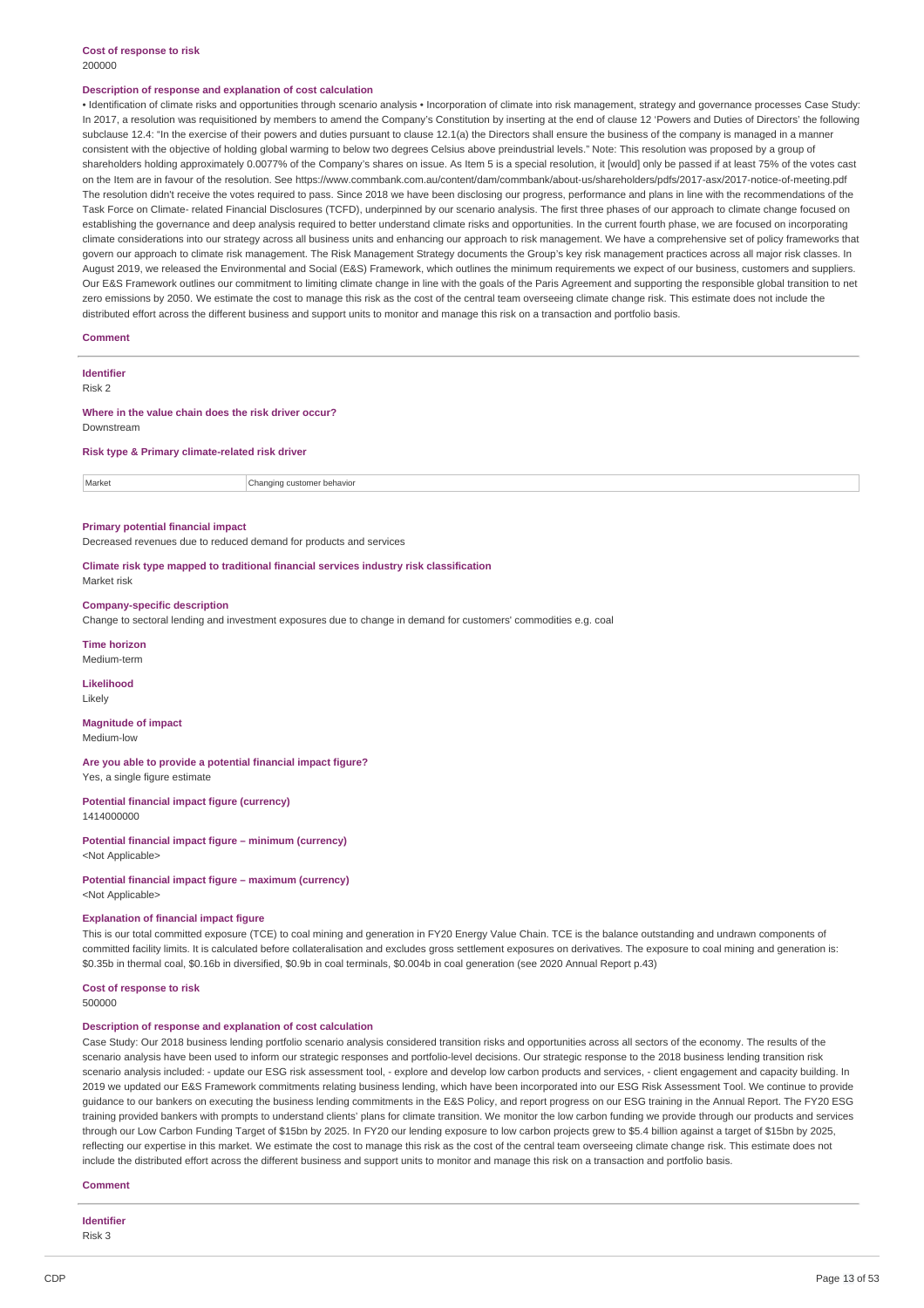**Cost of response to risk**

200000

**Description of response and explanation of cost calculation**

• Identification of climate risks and opportunities through scenario analysis • Incorporation of climate into risk management, strategy and governance processes Case Study: In 2017, a resolution was requisitioned by members to amend the Company's Constitution by inserting at the end of clause 12 'Powers and Duties of Directors' the following subclause 12.4: "In the exercise of their powers and duties pursuant to clause 12.1(a) the Directors shall ensure the business of the company is managed in a manner consistent with the objective of holding global warming to below two degrees Celsius above preindustrial levels." Note: This resolution was proposed by a group of shareholders holding approximately 0.0077% of the Company's shares on issue. As Item 5 is a special resolution, it [would] only be passed if at least 75% of the votes cast on the Item are in favour of the resolution. See https://www.commbank.com.au/content/dam/commbank/about-us/shareholders/pdfs/2017-asx/2017-notice-of-meeting.pdf The resolution didn't receive the votes required to pass. Since 2018 we have been disclosing our progress, performance and plans in line with the recommendations of the Task Force on Climate- related Financial Disclosures (TCFD), underpinned by our scenario analysis. The first three phases of our approach to climate change focused on establishing the governance and deep analysis required to better understand climate risks and opportunities. In the current fourth phase, we are focused on incorporating climate considerations into our strategy across all business units and enhancing our approach to risk management. We have a comprehensive set of policy frameworks that govern our approach to climate risk management. The Risk Management Strategy documents the Group's key risk management practices across all major risk classes. In August 2019, we released the Environmental and Social (E&S) Framework, which outlines the minimum requirements we expect of our business, customers and suppliers. Our E&S Framework outlines our commitment to limiting climate change in line with the goals of the Paris Agreement and supporting the responsible global transition to net zero emissions by 2050. We estimate the cost to manage this risk as the cost of the central team overseeing climate change risk. This estimate does not include the distributed effort across the different business and support units to monitor and manage this risk on a transaction and portfolio basis.

**Comment**

---

**Identifier**

Risk 2

**Where in the value chain does the risk driver occur?**

Downstream

**Risk type & Primary climate-related risk driver**

| Market | Changing customer behavior |
|---|---|

**Primary potential financial impact**

Decreased revenues due to reduced demand for products and services

**Climate risk type mapped to traditional financial services industry risk classification**

Market risk

**Company-specific description**

Change to sectoral lending and investment exposures due to change in demand for customers' commodities e.g. coal

**Time horizon**

Medium-term

**Likelihood**

Likely

**Magnitude of impact**

Medium-low

**Are you able to provide a potential financial impact figure?**

Yes, a single figure estimate

**Potential financial impact figure (currency)**

1414000000

**Potential financial impact figure – minimum (currency)**

<Not Applicable>

**Potential financial impact figure – maximum (currency)**

<Not Applicable>

**Explanation of financial impact figure**

This is our total committed exposure (TCE) to coal mining and generation in FY20 Energy Value Chain. TCE is the balance outstanding and undrawn components of committed facility limits. It is calculated before collateralisation and excludes gross settlement exposures on derivatives. The exposure to coal mining and generation is: $0.35b in thermal coal, $0.16b in diversified, $0.9b in coal terminals, $0.004b in coal generation (see 2020 Annual Report p.43)

**Cost of response to risk**

500000

**Description of response and explanation of cost calculation**

Case Study: Our 2018 business lending portfolio scenario analysis considered transition risks and opportunities across all sectors of the economy. The results of the scenario analysis have been used to inform our strategic responses and portfolio-level decisions. Our strategic response to the 2018 business lending transition risk scenario analysis included: - update our ESG risk assessment tool, - explore and develop low carbon products and services, - client engagement and capacity building. In 2019 we updated our E&S Framework commitments relating business lending, which have been incorporated into our ESG Risk Assessment Tool. We continue to provide guidance to our bankers on executing the business lending commitments in the E&S Policy, and report progress on our ESG training in the Annual Report. The FY20 ESG training provided bankers with prompts to understand clients' plans for climate transition. We monitor the low carbon funding we provide through our products and services through our Low Carbon Funding Target of $15bn by 2025. In FY20 our lending exposure to low carbon projects grew to $5.4 billion against a target of $15bn by 2025, reflecting our expertise in this market. We estimate the cost to manage this risk as the cost of the central team overseeing climate change risk. This estimate does not include the distributed effort across the different business and support units to monitor and manage this risk on a transaction and portfolio basis.

**Comment**

---

**Identifier**

Risk 3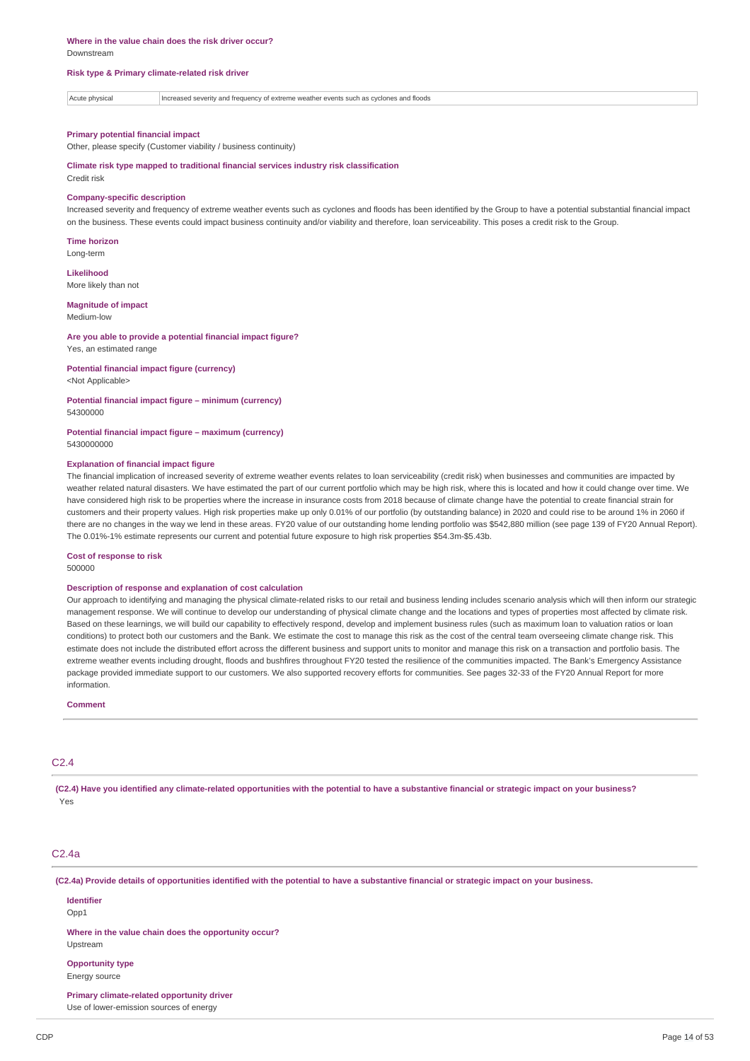**Where in the value chain does the risk driver occur?**
Downstream

**Risk type & Primary climate-related risk driver**

| Acute physical | Increased severity and frequency of extreme weather events such as cyclones and floods |
|---|---|

**Primary potential financial impact**
Other, please specify (Customer viability / business continuity)

**Climate risk type mapped to traditional financial services industry risk classification**
Credit risk

**Company-specific description**
Increased severity and frequency of extreme weather events such as cyclones and floods has been identified by the Group to have a potential substantial financial impact on the business. These events could impact business continuity and/or viability and therefore, loan serviceability. This poses a credit risk to the Group.

**Time horizon**
Long-term

**Likelihood**
More likely than not

**Magnitude of impact**
Medium-low

**Are you able to provide a potential financial impact figure?**
Yes, an estimated range

**Potential financial impact figure (currency)**
<Not Applicable>

**Potential financial impact figure – minimum (currency)**
54300000

**Potential financial impact figure – maximum (currency)**
5430000000

**Explanation of financial impact figure**
The financial implication of increased severity of extreme weather events relates to loan serviceability (credit risk) when businesses and communities are impacted by weather related natural disasters. We have estimated the part of our current portfolio which may be high risk, where this is located and how it could change over time. We have considered high risk to be properties where the increase in insurance costs from 2018 because of climate change have the potential to create financial strain for customers and their property values. High risk properties make up only 0.01% of our portfolio (by outstanding balance) in 2020 and could rise to be around 1% in 2060 if there are no changes in the way we lend in these areas. FY20 value of our outstanding home lending portfolio was $542,880 million (see page 139 of FY20 Annual Report). The 0.01%-1% estimate represents our current and potential future exposure to high risk properties $54.3m-$5.43b.

**Cost of response to risk**
500000

**Description of response and explanation of cost calculation**
Our approach to identifying and managing the physical climate-related risks to our retail and business lending includes scenario analysis which will then inform our strategic management response. We will continue to develop our understanding of physical climate change and the locations and types of properties most affected by climate risk. Based on these learnings, we will build our capability to effectively respond, develop and implement business rules (such as maximum loan to valuation ratios or loan conditions) to protect both our customers and the Bank. We estimate the cost to manage this risk as the cost of the central team overseeing climate change risk. This estimate does not include the distributed effort across the different business and support units to monitor and manage this risk on a transaction and portfolio basis. The extreme weather events including drought, floods and bushfires throughout FY20 tested the resilience of the communities impacted. The Bank's Emergency Assistance package provided immediate support to our customers. We also supported recovery efforts for communities. See pages 32-33 of the FY20 Annual Report for more information.

**Comment**

## C2.4

**(C2.4) Have you identified any climate-related opportunities with the potential to have a substantive financial or strategic impact on your business?**
Yes

## C2.4a

**(C2.4a) Provide details of opportunities identified with the potential to have a substantive financial or strategic impact on your business.**

**Identifier**
Opp1

**Where in the value chain does the opportunity occur?**
Upstream

**Opportunity type**
Energy source

**Primary climate-related opportunity driver**
Use of lower-emission sources of energy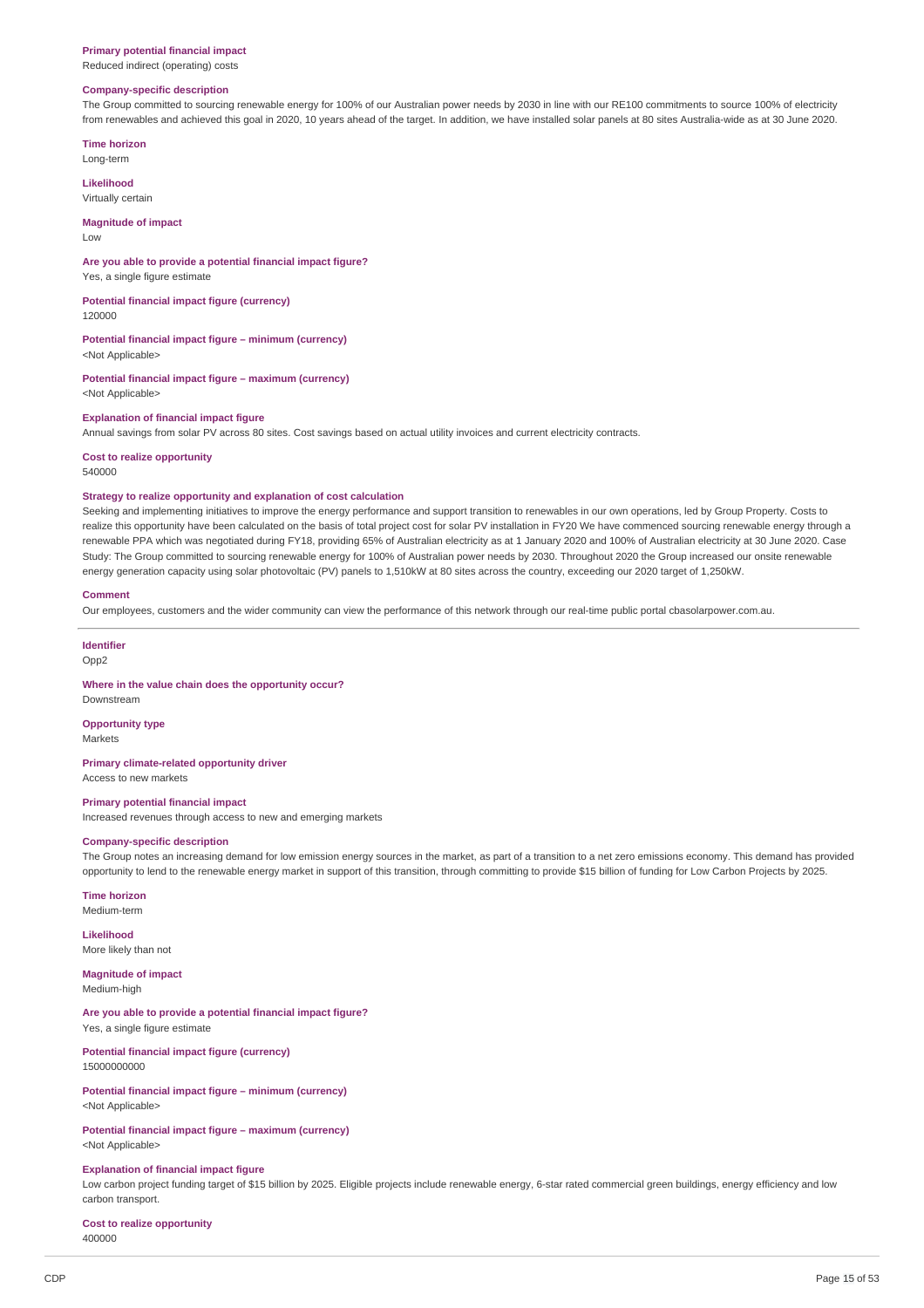**Primary potential financial impact**
Reduced indirect (operating) costs

**Company-specific description**
The Group committed to sourcing renewable energy for 100% of our Australian power needs by 2030 in line with our RE100 commitments to source 100% of electricity from renewables and achieved this goal in 2020, 10 years ahead of the target. In addition, we have installed solar panels at 80 sites Australia-wide as at 30 June 2020.

**Time horizon**
Long-term

**Likelihood**
Virtually certain

**Magnitude of impact**
Low

**Are you able to provide a potential financial impact figure?**
Yes, a single figure estimate

**Potential financial impact figure (currency)**
120000

**Potential financial impact figure – minimum (currency)**
<Not Applicable>

**Potential financial impact figure – maximum (currency)**
<Not Applicable>

**Explanation of financial impact figure**
Annual savings from solar PV across 80 sites. Cost savings based on actual utility invoices and current electricity contracts.

**Cost to realize opportunity**
540000

**Strategy to realize opportunity and explanation of cost calculation**
Seeking and implementing initiatives to improve the energy performance and support transition to renewables in our own operations, led by Group Property. Costs to realize this opportunity have been calculated on the basis of total project cost for solar PV installation in FY20 We have commenced sourcing renewable energy through a renewable PPA which was negotiated during FY18, providing 65% of Australian electricity as at 1 January 2020 and 100% of Australian electricity at 30 June 2020. Case Study: The Group committed to sourcing renewable energy for 100% of Australian power needs by 2030. Throughout 2020 the Group increased our onsite renewable energy generation capacity using solar photovoltaic (PV) panels to 1,510kW at 80 sites across the country, exceeding our 2020 target of 1,250kW.

**Comment**
Our employees, customers and the wider community can view the performance of this network through our real-time public portal cbasolarpower.com.au.

---

**Identifier**
Opp2

**Where in the value chain does the opportunity occur?**
Downstream

**Opportunity type**
Markets

**Primary climate-related opportunity driver**
Access to new markets

**Primary potential financial impact**
Increased revenues through access to new and emerging markets

**Company-specific description**
The Group notes an increasing demand for low emission energy sources in the market, as part of a transition to a net zero emissions economy. This demand has provided opportunity to lend to the renewable energy market in support of this transition, through committing to provide $15 billion of funding for Low Carbon Projects by 2025.

**Time horizon**
Medium-term

**Likelihood**
More likely than not

**Magnitude of impact**
Medium-high

**Are you able to provide a potential financial impact figure?**
Yes, a single figure estimate

**Potential financial impact figure (currency)**
15000000000

**Potential financial impact figure – minimum (currency)**
<Not Applicable>

**Potential financial impact figure – maximum (currency)**
<Not Applicable>

**Explanation of financial impact figure**
Low carbon project funding target of $15 billion by 2025. Eligible projects include renewable energy, 6-star rated commercial green buildings, energy efficiency and low carbon transport.

**Cost to realize opportunity**
400000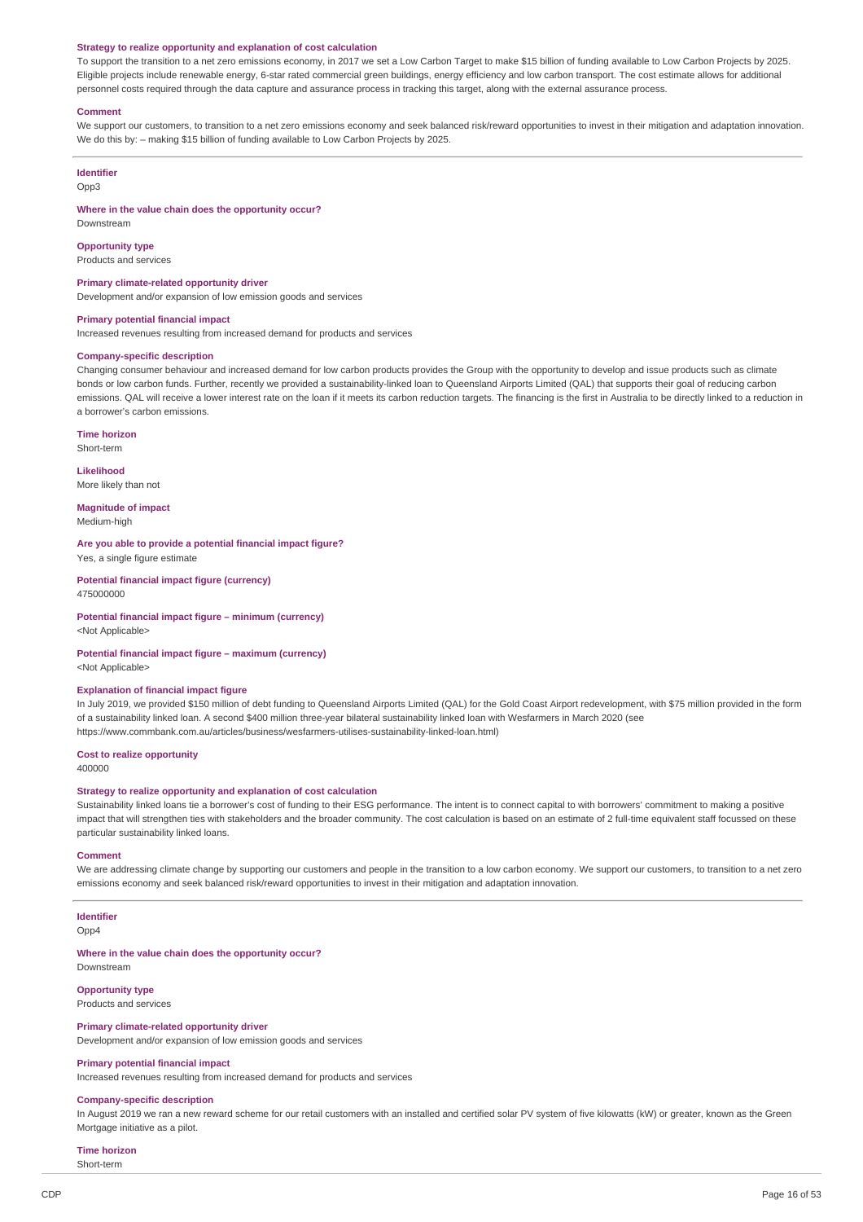**Strategy to realize opportunity and explanation of cost calculation**

To support the transition to a net zero emissions economy, in 2017 we set a Low Carbon Target to make $15 billion of funding available to Low Carbon Projects by 2025. Eligible projects include renewable energy, 6-star rated commercial green buildings, energy efficiency and low carbon transport. The cost estimate allows for additional personnel costs required through the data capture and assurance process in tracking this target, along with the external assurance process.

**Comment**

We support our customers, to transition to a net zero emissions economy and seek balanced risk/reward opportunities to invest in their mitigation and adaptation innovation. We do this by: – making $15 billion of funding available to Low Carbon Projects by 2025.

---

**Identifier**

Opp3

**Where in the value chain does the opportunity occur?**

Downstream

**Opportunity type**

Products and services

**Primary climate-related opportunity driver**

Development and/or expansion of low emission goods and services

**Primary potential financial impact**

Increased revenues resulting from increased demand for products and services

**Company-specific description**

Changing consumer behaviour and increased demand for low carbon products provides the Group with the opportunity to develop and issue products such as climate bonds or low carbon funds. Further, recently we provided a sustainability-linked loan to Queensland Airports Limited (QAL) that supports their goal of reducing carbon emissions. QAL will receive a lower interest rate on the loan if it meets its carbon reduction targets. The financing is the first in Australia to be directly linked to a reduction in a borrower's carbon emissions.

**Time horizon**

Short-term

**Likelihood**

More likely than not

**Magnitude of impact**

Medium-high

**Are you able to provide a potential financial impact figure?**

Yes, a single figure estimate

**Potential financial impact figure (currency)**

475000000

**Potential financial impact figure – minimum (currency)**

<Not Applicable>

**Potential financial impact figure – maximum (currency)**

<Not Applicable>

**Explanation of financial impact figure**

In July 2019, we provided $150 million of debt funding to Queensland Airports Limited (QAL) for the Gold Coast Airport redevelopment, with $75 million provided in the form of a sustainability linked loan. A second $400 million three-year bilateral sustainability linked loan with Wesfarmers in March 2020 (see https://www.commbank.com.au/articles/business/wesfarmers-utilises-sustainability-linked-loan.html)

**Cost to realize opportunity**

400000

**Strategy to realize opportunity and explanation of cost calculation**

Sustainability linked loans tie a borrower's cost of funding to their ESG performance. The intent is to connect capital to with borrowers' commitment to making a positive impact that will strengthen ties with stakeholders and the broader community. The cost calculation is based on an estimate of 2 full-time equivalent staff focussed on these particular sustainability linked loans.

**Comment**

We are addressing climate change by supporting our customers and people in the transition to a low carbon economy. We support our customers, to transition to a net zero emissions economy and seek balanced risk/reward opportunities to invest in their mitigation and adaptation innovation.

---

**Identifier**

Opp4

**Where in the value chain does the opportunity occur?**

Downstream

**Opportunity type**

Products and services

**Primary climate-related opportunity driver**

Development and/or expansion of low emission goods and services

**Primary potential financial impact**

Increased revenues resulting from increased demand for products and services

**Company-specific description**

In August 2019 we ran a new reward scheme for our retail customers with an installed and certified solar PV system of five kilowatts (kW) or greater, known as the Green Mortgage initiative as a pilot.

**Time horizon**

Short-term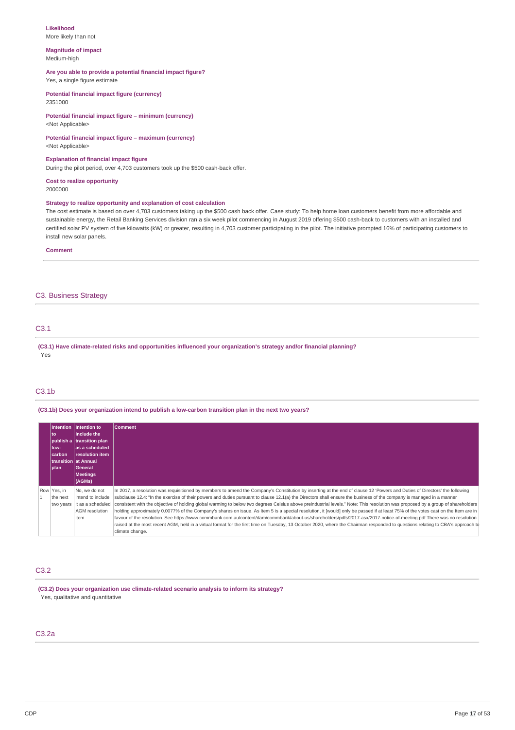**Likelihood**
More likely than not

**Magnitude of impact**
Medium-high

**Are you able to provide a potential financial impact figure?**
Yes, a single figure estimate

**Potential financial impact figure (currency)**
2351000

**Potential financial impact figure – minimum (currency)**
<Not Applicable>

**Potential financial impact figure – maximum (currency)**
<Not Applicable>

**Explanation of financial impact figure**
During the pilot period, over 4,703 customers took up the $500 cash-back offer.

**Cost to realize opportunity**
2000000

**Strategy to realize opportunity and explanation of cost calculation**
The cost estimate is based on over 4,703 customers taking up the $500 cash back offer. Case study: To help home loan customers benefit from more affordable and sustainable energy, the Retail Banking Services division ran a six week pilot commencing in August 2019 offering $500 cash-back to customers with an installed and certified solar PV system of five kilowatts (kW) or greater, resulting in 4,703 customer participating in the pilot. The initiative prompted 16% of participating customers to install new solar panels.

**Comment**

## C3. Business Strategy

### C3.1

**(C3.1) Have climate-related risks and opportunities influenced your organization's strategy and/or financial planning?**
Yes

### C3.1b

**(C3.1b) Does your organization intend to publish a low-carbon transition plan in the next two years?**

| | Intention to publish a low-carbon transition plan | Intention to include the transition plan as a scheduled resolution item at Annual General Meetings (AGMs) | Comment |
|---|---|---|---|
| Row 1 | Yes, in the next two years | No, we do not intend to include it as a scheduled AGM resolution item | In 2017, a resolution was requisitioned by members to amend the Company's Constitution by inserting at the end of clause 12 'Powers and Duties of Directors' the following subclause 12.4: "In the exercise of their powers and duties pursuant to clause 12.1(a) the Directors shall ensure the business of the company is managed in a manner consistent with the objective of holding global warming to below two degrees Celsius above preindustrial levels." Note: This resolution was proposed by a group of shareholders holding approximately 0.0077% of the Company's shares on issue. As Item 5 is a special resolution, it [would] only be passed if at least 75% of the votes cast on the Item are in favour of the resolution. See https://www.commbank.com.au/content/dam/commbank/about-us/shareholders/pdfs/2017-asx/2017-notice-of-meeting.pdf There was no resolution raised at the most recent AGM, held in a virtual format for the first time on Tuesday, 13 October 2020, where the Chairman responded to questions relating to CBA's approach to climate change. |

### C3.2

**(C3.2) Does your organization use climate-related scenario analysis to inform its strategy?**
Yes, qualitative and quantitative

### C3.2a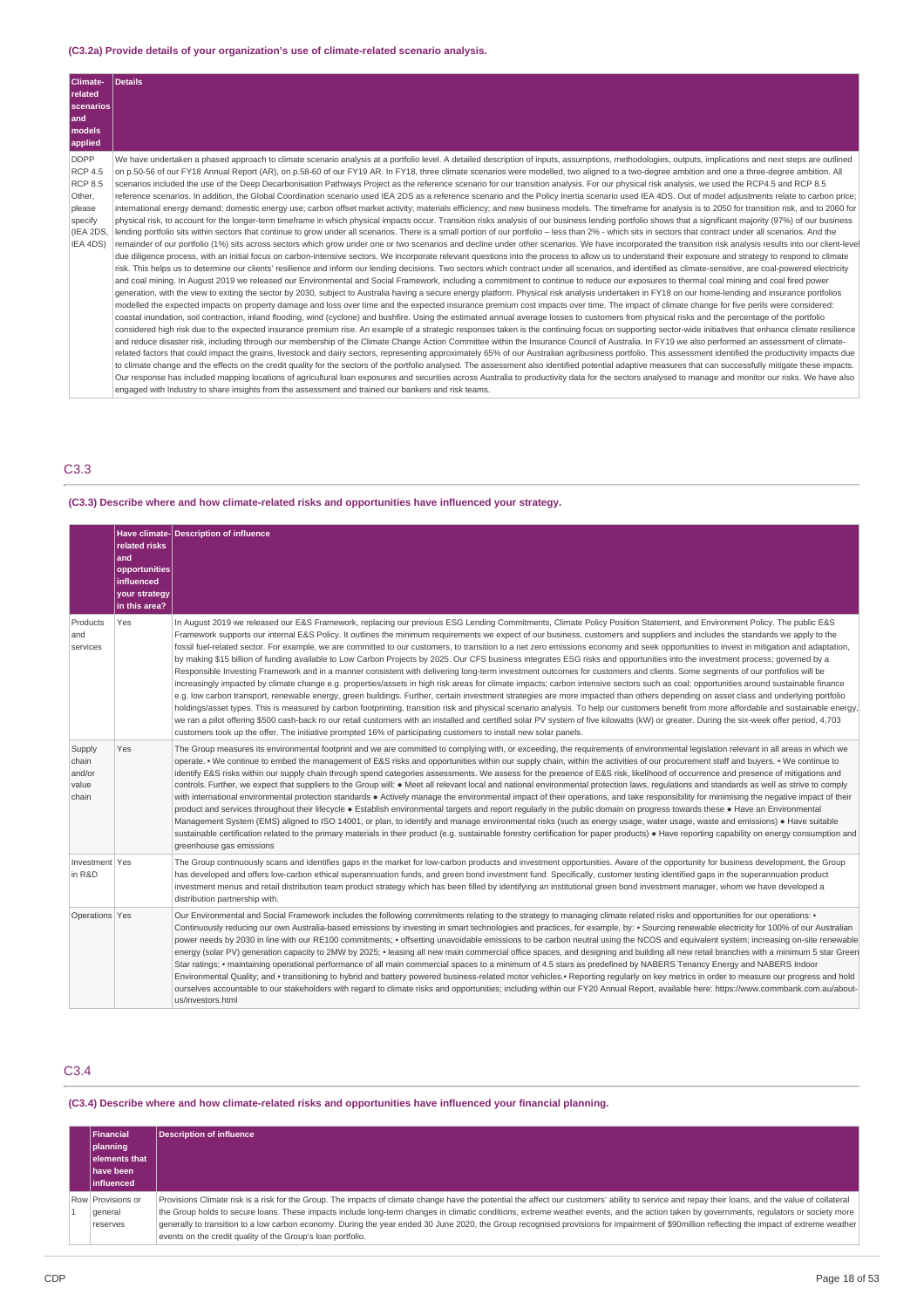**(C3.2a) Provide details of your organization's use of climate-related scenario analysis.**

| Climate-related scenarios and models applied | Details |
|---|---|
| DDPP<br>RCP 4.5<br>RCP 8.5<br>Other, please specify (IEA 2DS, IEA 4DS) | We have undertaken a phased approach to climate scenario analysis at a portfolio level. A detailed description of inputs, assumptions, methodologies, outputs, implications and next steps are outlined on p.50-56 of our FY18 Annual Report (AR), on p.58-60 of our FY19 AR. In FY18, three climate scenarios were modelled, two aligned to a two-degree ambition and one a three-degree ambition. All scenarios included the use of the Deep Decarbonisation Pathways Project as the reference scenario for our transition analysis. For our physical risk analysis, we used the RCP4.5 and RCP 8.5 reference scenarios. In addition, the Global Coordination scenario used IEA 2DS as a reference scenario and the Policy Inertia scenario used IEA 4DS. Out of model adjustments relate to carbon price; international energy demand; domestic energy use; carbon offset market activity; materials efficiency; and new business models. The timeframe for analysis is to 2050 for transition risk, and to 2060 for physical risk, to account for the longer-term timeframe in which physical impacts occur. Transition risks analysis of our business lending portfolio shows that a significant majority (97%) of our business lending portfolio sits within sectors that continue to grow under all scenarios. There is a small portion of our portfolio – less than 2% - which sits in sectors that contract under all scenarios. And the remainder of our portfolio (1%) sits across sectors which grow under one or two scenarios and decline under other scenarios. We have incorporated the transition risk analysis results into our client-level due diligence process, with an initial focus on carbon-intensive sectors. We incorporate relevant questions into the process to allow us to understand their exposure and strategy to respond to climate risk. This helps us to determine our clients' resilience and inform our lending decisions. Two sectors which contract under all scenarios, and identified as climate-sensitive, are coal-powered electricity and coal mining. In August 2019 we released our Environmental and Social Framework, including a commitment to continue to reduce our exposures to thermal coal mining and coal fired power generation, with the view to exiting the sector by 2030, subject to Australia having a secure energy platform. Physical risk analysis undertaken in FY18 on our home-lending and insurance portfolios modelled the expected impacts on property damage and loss over time and the expected insurance premium cost impacts over time. The impact of climate change for five perils were considered: coastal inundation, soil contraction, inland flooding, wind (cyclone) and bushfire. Using the estimated annual average losses to customers from physical risks and the percentage of the portfolio considered high risk due to the expected insurance premium rise. An example of a strategic responses taken is the continuing focus on supporting sector-wide initiatives that enhance climate resilience and reduce disaster risk, including through our membership of the Climate Change Action Committee within the Insurance Council of Australia. In FY19 we also performed an assessment of climate-related factors that could impact the grains, livestock and dairy sectors, representing approximately 65% of our Australian agribusiness portfolio. This assessment identified the productivity impacts due to climate change and the effects on the credit quality for the sectors of the portfolio analysed. The assessment also identified potential adaptive measures that can successfully mitigate these impacts. Our response has included mapping locations of agricultural loan exposures and securities across Australia to productivity data for the sectors analysed to manage and monitor our risks. We have also engaged with Industry to share insights from the assessment and trained our bankers and risk teams. |

## C3.3

**(C3.3) Describe where and how climate-related risks and opportunities have influenced your strategy.**

| | Have climate-related risks and opportunities influenced your strategy in this area? | Description of influence |
|---|---|---|
| Products and services | Yes | In August 2019 we released our E&S Framework, replacing our previous ESG Lending Commitments, Climate Policy Position Statement, and Environment Policy. The public E&S Framework supports our internal E&S Policy. It outlines the minimum requirements we expect of our business, customers and suppliers and includes the standards we apply to the fossil fuel-related sector. For example, we are committed to our customers, to transition to a net zero emissions economy and seek opportunities to invest in mitigation and adaptation, by making $15 billion of funding available to Low Carbon Projects by 2025. Our CFS business integrates ESG risks and opportunities into the investment process; governed by a Responsible Investing Framework and in a manner consistent with delivering long-term investment outcomes for customers and clients. Some segments of our portfolios will be increasingly impacted by climate change e.g. properties/assets in high risk areas for climate impacts; carbon intensive sectors such as coal; opportunities around sustainable finance e.g. low carbon transport, renewable energy, green buildings. Further, certain investment strategies are more impacted than others depending on asset class and underlying portfolio holdings/asset types. This is measured by carbon footprinting, transition risk and physical scenario analysis. To help our customers benefit from more affordable and sustainable energy, we ran a pilot offering $500 cash-back ro our retail customers with an installed and certified solar PV system of five kilowatts (kW) or greater. During the six-week offer period, 4,703 customers took up the offer. The initiative prompted 16% of participating customers to install new solar panels. |
| Supply chain and/or value chain | Yes | The Group measures its environmental footprint and we are committed to complying with, or exceeding, the requirements of environmental legislation relevant in all areas in which we operate. • We continue to embed the management of E&S risks and opportunities within our supply chain, within the activities of our procurement staff and buyers. • We continue to identify E&S risks within our supply chain through spend categories assessments. We assess for the presence of E&S risk, likelihood of occurrence and presence of mitigations and controls. Further, we expect that suppliers to the Group will: ● Meet all relevant local and national environmental protection laws, regulations and standards as well as strive to comply with international environmental protection standards ● Actively manage the environmental impact of their operations, and take responsibility for minimising the negative impact of their product and services throughout their lifecycle ● Establish environmental targets and report regularly in the public domain on progress towards these ● Have an Environmental Management System (EMS) aligned to ISO 14001, or plan, to identify and manage environmental risks (such as energy usage, water usage, waste and emissions) ● Have suitable sustainable certification related to the primary materials in their product (e.g. sustainable forestry certification for paper products) ● Have reporting capability on energy consumption and greenhouse gas emissions |
| Investment in R&D | Yes | The Group continuously scans and identifies gaps in the market for low-carbon products and investment opportunities. Aware of the opportunity for business development, the Group has developed and offers low-carbon ethical superannuation funds, and green bond investment fund. Specifically, customer testing identified gaps in the superannuation product investment menus and retail distribution team product strategy which has been filled by identifying an institutional green bond investment manager, whom we have developed a distribution partnership with. |
| Operations | Yes | Our Environmental and Social Framework includes the following commitments relating to the strategy to managing climate related risks and opportunities for our operations: • Continuously reducing our own Australia-based emissions by investing in smart technologies and practices, for example, by: • Sourcing renewable electricity for 100% of our Australian power needs by 2030 in line with our RE100 commitments; • offsetting unavoidable emissions to be carbon neutral using the NCOS and equivalent system; increasing on-site renewable energy (solar PV) generation capacity to 2MW by 2025; • leasing all new main commercial office spaces, and designing and building all new retail branches with a minimum 5 star Green Star ratings; • maintaining operational performance of all main commercial spaces to a minimum of 4.5 stars as predefined by NABERS Tenancy Energy and NABERS Indoor Environmental Quality; and • transitioning to hybrid and battery powered business-related motor vehicles.• Reporting regularly on key metrics in order to measure our progress and hold ourselves accountable to our stakeholders with regard to climate risks and opportunities; including within our FY20 Annual Report, available here: https://www.commbank.com.au/about-us/investors.html |

## C3.4

**(C3.4) Describe where and how climate-related risks and opportunities have influenced your financial planning.**

| | Financial planning elements that have been influenced | Description of influence |
|---|---|---|
| Row 1 | Provisions or general reserves | Provisions Climate risk is a risk for the Group. The impacts of climate change have the potential the affect our customers' ability to service and repay their loans, and the value of collateral the Group holds to secure loans. These impacts include long-term changes in climatic conditions, extreme weather events, and the action taken by governments, regulators or society more generally to transition to a low carbon economy. During the year ended 30 June 2020, the Group recognised provisions for impairment of $90million reflecting the impact of extreme weather events on the credit quality of the Group's loan portfolio. |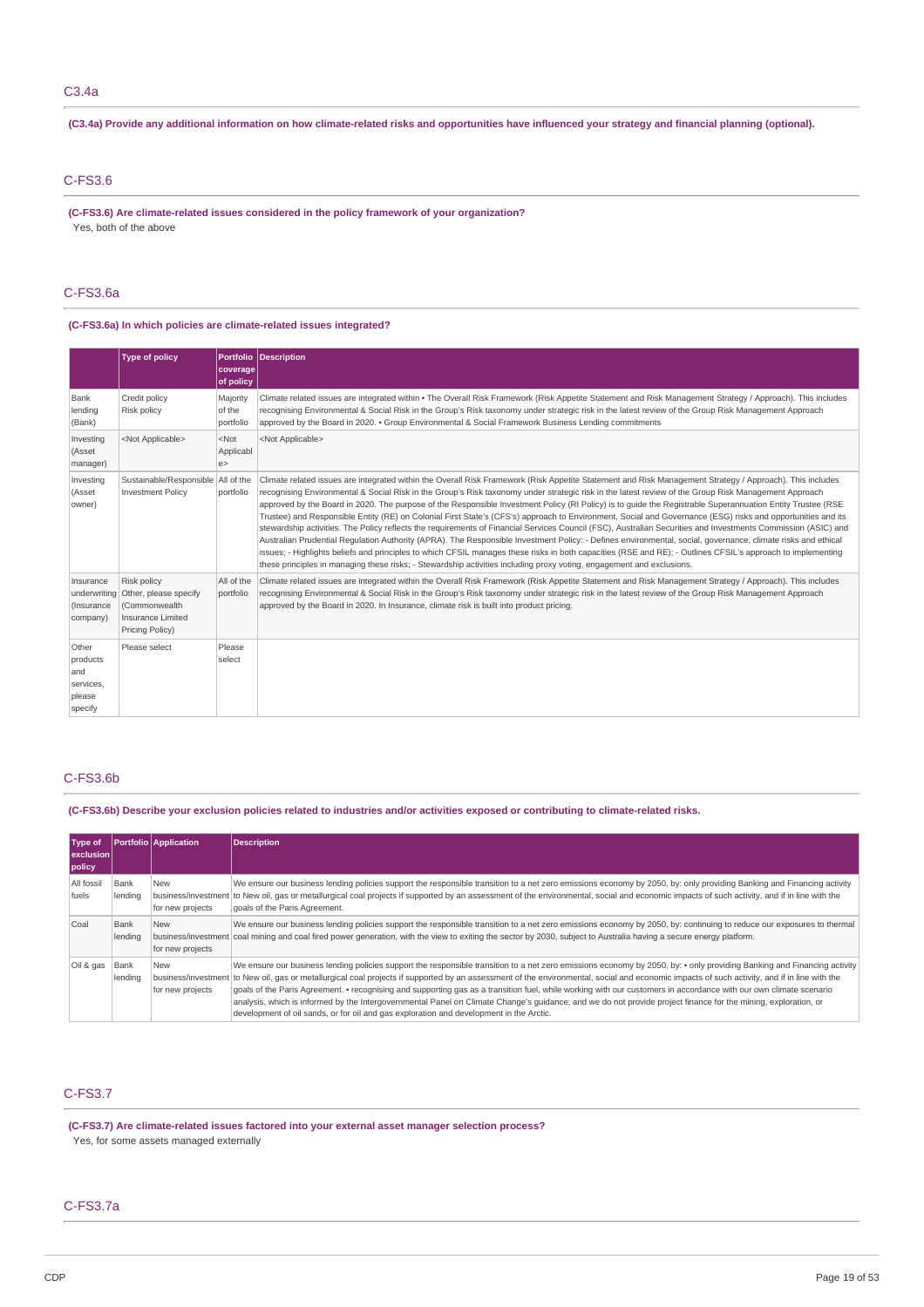## C3.4a

**(C3.4a) Provide any additional information on how climate-related risks and opportunities have influenced your strategy and financial planning (optional).**

## C-FS3.6

**(C-FS3.6) Are climate-related issues considered in the policy framework of your organization?**

Yes, both of the above

## C-FS3.6a

**(C-FS3.6a) In which policies are climate-related issues integrated?**

| | Type of policy | Portfolio coverage of policy | Description |
|---|---|---|---|
| Bank lending (Bank) | Credit policy Risk policy | Majority of the portfolio | Climate related issues are integrated within • The Overall Risk Framework (Risk Appetite Statement and Risk Management Strategy / Approach). This includes recognising Environmental & Social Risk in the Group's Risk taxonomy under strategic risk in the latest review of the Group Risk Management Approach approved by the Board in 2020. • Group Environmental & Social Framework Business Lending commitments |
| Investing (Asset manager) | <Not Applicable> | <Not Applicable> | <Not Applicable> |
| Investing (Asset owner) | Sustainable/Responsible Investment Policy | All of the portfolio | Climate related issues are integrated within the Overall Risk Framework (Risk Appetite Statement and Risk Management Strategy / Approach). This includes recognising Environmental & Social Risk in the Group's Risk taxonomy under strategic risk in the latest review of the Group Risk Management Approach approved by the Board in 2020. The purpose of the Responsible Investment Policy (RI Policy) is to guide the Registrable Superannuation Entity Trustee (RSE Trustee) and Responsible Entity (RE) on Colonial First State's (CFS's) approach to Environment, Social and Governance (ESG) risks and opportunities and its stewardship activities. The Policy reflects the requirements of Financial Services Council (FSC), Australian Securities and Investments Commission (ASIC) and Australian Prudential Regulation Authority (APRA). The Responsible Investment Policy: - Defines environmental, social, governance, climate risks and ethical issues; - Highlights beliefs and principles to which CFSIL manages these risks in both capacities (RSE and RE); - Outlines CFSIL's approach to implementing these principles in managing these risks; - Stewardship activities including proxy voting, engagement and exclusions. |
| Insurance underwriting (Insurance company) | Risk policy Other, please specify (Commonwealth Insurance Limited Pricing Policy) | All of the portfolio | Climate related issues are integrated within the Overall Risk Framework (Risk Appetite Statement and Risk Management Strategy / Approach). This includes recognising Environmental & Social Risk in the Group's Risk taxonomy under strategic risk in the latest review of the Group Risk Management Approach approved by the Board in 2020. In Insurance, climate risk is built into product pricing. |
| Other products and services, please specify | Please select | Please select | |

## C-FS3.6b

**(C-FS3.6b) Describe your exclusion policies related to industries and/or activities exposed or contributing to climate-related risks.**

| Type of exclusion policy | Portfolio | Application | Description |
|---|---|---|---|
| All fossil fuels | Bank lending | New business/investment for new projects | We ensure our business lending policies support the responsible transition to a net zero emissions economy by 2050, by: only providing Banking and Financing activity to New oil, gas or metallurgical coal projects if supported by an assessment of the environmental, social and economic impacts of such activity, and if in line with the goals of the Paris Agreement. |
| Coal | Bank lending | New business/investment for new projects | We ensure our business lending policies support the responsible transition to a net zero emissions economy by 2050, by: continuing to reduce our exposures to thermal coal mining and coal fired power generation, with the view to exiting the sector by 2030, subject to Australia having a secure energy platform. |
| Oil & gas | Bank lending | New business/investment for new projects | We ensure our business lending policies support the responsible transition to a net zero emissions economy by 2050, by: • only providing Banking and Financing activity to New oil, gas or metallurgical coal projects if supported by an assessment of the environmental, social and economic impacts of such activity, and if in line with the goals of the Paris Agreement. • recognising and supporting gas as a transition fuel, while working with our customers in accordance with our own climate scenario analysis, which is informed by the Intergovernmental Panel on Climate Change's guidance; and we do not provide project finance for the mining, exploration, or development of oil sands, or for oil and gas exploration and development in the Arctic. |

## C-FS3.7

**(C-FS3.7) Are climate-related issues factored into your external asset manager selection process?**

Yes, for some assets managed externally

## C-FS3.7a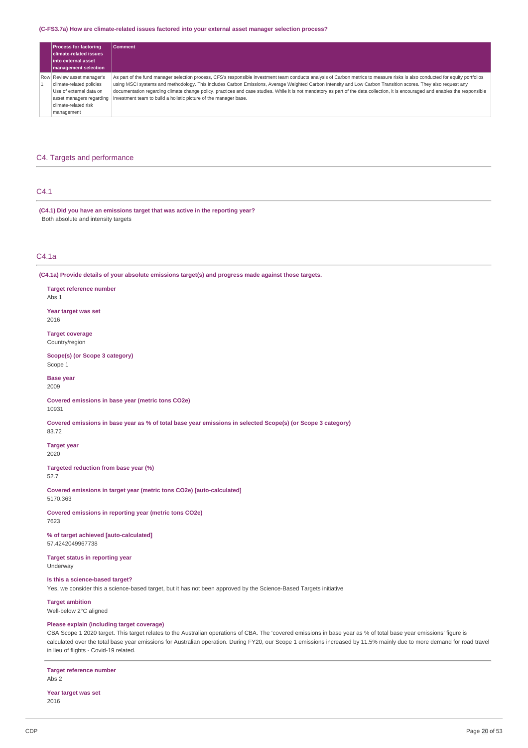**(C-FS3.7a) How are climate-related issues factored into your external asset manager selection process?**

| | Process for factoring climate-related issues into external asset management selection | Comment |
|---|---|---|
| Row 1 | Review asset manager's climate-related policies Use of external data on asset managers regarding climate-related risk management | As part of the fund manager selection process, CFS's responsible investment team conducts analysis of Carbon metrics to measure risks is also conducted for equity portfolios using MSCI systems and methodology. This includes Carbon Emissions, Average Weighted Carbon Intensity and Low Carbon Transition scores. They also request any documentation regarding climate change policy, practices and case studies. While it is not mandatory as part of the data collection, it is encouraged and enables the responsible investment team to build a holistic picture of the manager base. |

## C4. Targets and performance

### C4.1

**(C4.1) Did you have an emissions target that was active in the reporting year?**

Both absolute and intensity targets

### C4.1a

**(C4.1a) Provide details of your absolute emissions target(s) and progress made against those targets.**

**Target reference number**
Abs 1

**Year target was set**
2016

**Target coverage**
Country/region

**Scope(s) (or Scope 3 category)**
Scope 1

**Base year**
2009

**Covered emissions in base year (metric tons CO2e)**
10931

**Covered emissions in base year as % of total base year emissions in selected Scope(s) (or Scope 3 category)**
83.72

**Target year**
2020

**Targeted reduction from base year (%)**
52.7

**Covered emissions in target year (metric tons CO2e) [auto-calculated]**
5170.363

**Covered emissions in reporting year (metric tons CO2e)**
7623

**% of target achieved [auto-calculated]**
57.4242049967738

**Target status in reporting year**
Underway

**Is this a science-based target?**
Yes, we consider this a science-based target, but it has not been approved by the Science-Based Targets initiative

**Target ambition**
Well-below 2°C aligned

**Please explain (including target coverage)**
CBA Scope 1 2020 target. This target relates to the Australian operations of CBA. The 'covered emissions in base year as % of total base year emissions' figure is calculated over the total base year emissions for Australian operation. During FY20, our Scope 1 emissions increased by 11.5% mainly due to more demand for road travel in lieu of flights - Covid-19 related.

---

**Target reference number**
Abs 2

**Year target was set**
2016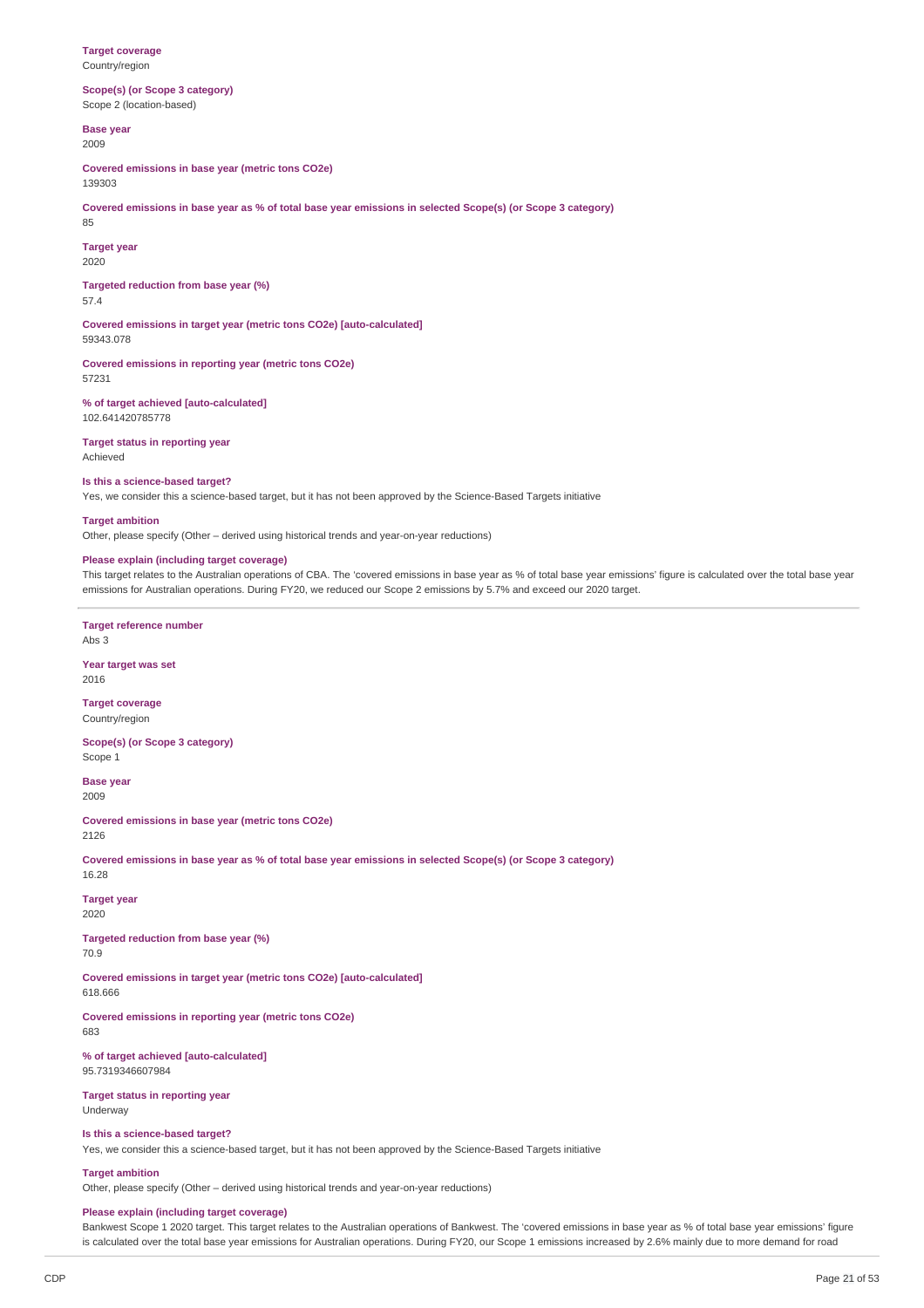**Target coverage**
Country/region

**Scope(s) (or Scope 3 category)**
Scope 2 (location-based)

**Base year**
2009

**Covered emissions in base year (metric tons CO2e)**
139303

**Covered emissions in base year as % of total base year emissions in selected Scope(s) (or Scope 3 category)**
85

**Target year**
2020

**Targeted reduction from base year (%)**
57.4

**Covered emissions in target year (metric tons CO2e) [auto-calculated]**
59343.078

**Covered emissions in reporting year (metric tons CO2e)**
57231

**% of target achieved [auto-calculated]**
102.641420785778

**Target status in reporting year**
Achieved

**Is this a science-based target?**
Yes, we consider this a science-based target, but it has not been approved by the Science-Based Targets initiative

**Target ambition**
Other, please specify (Other – derived using historical trends and year-on-year reductions)

**Please explain (including target coverage)**
This target relates to the Australian operations of CBA. The 'covered emissions in base year as % of total base year emissions' figure is calculated over the total base year emissions for Australian operations. During FY20, we reduced our Scope 2 emissions by 5.7% and exceed our 2020 target.

---

**Target reference number**
Abs 3

**Year target was set**
2016

**Target coverage**
Country/region

**Scope(s) (or Scope 3 category)**
Scope 1

**Base year**
2009

**Covered emissions in base year (metric tons CO2e)**
2126

**Covered emissions in base year as % of total base year emissions in selected Scope(s) (or Scope 3 category)**
16.28

**Target year**
2020

**Targeted reduction from base year (%)**
70.9

**Covered emissions in target year (metric tons CO2e) [auto-calculated]**
618.666

**Covered emissions in reporting year (metric tons CO2e)**
683

**% of target achieved [auto-calculated]**
95.7319346607984

**Target status in reporting year**
Underway

**Is this a science-based target?**
Yes, we consider this a science-based target, but it has not been approved by the Science-Based Targets initiative

**Target ambition**
Other, please specify (Other – derived using historical trends and year-on-year reductions)

**Please explain (including target coverage)**
Bankwest Scope 1 2020 target. This target relates to the Australian operations of Bankwest. The 'covered emissions in base year as % of total base year emissions' figure is calculated over the total base year emissions for Australian operations. During FY20, our Scope 1 emissions increased by 2.6% mainly due to more demand for road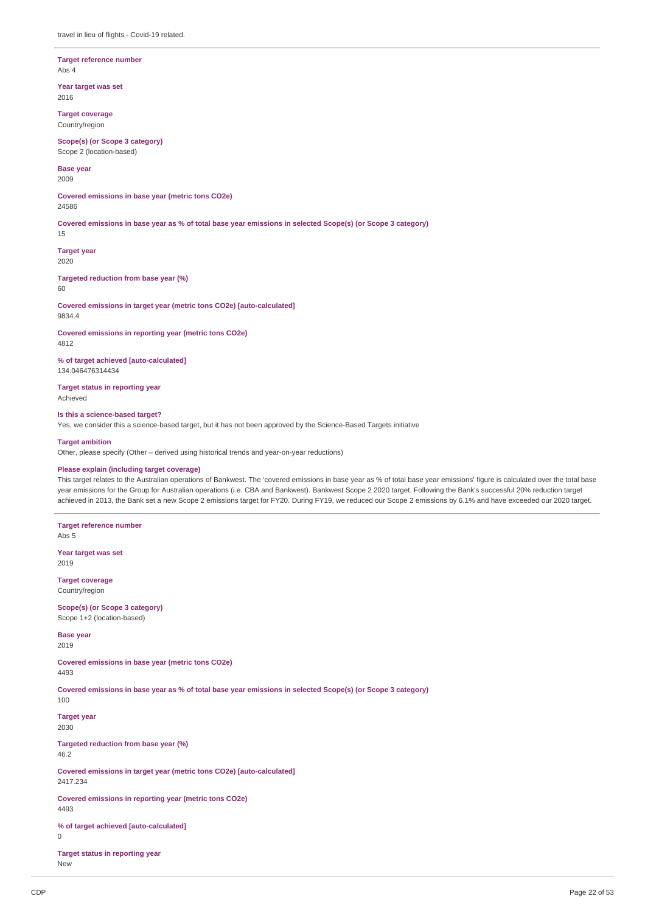travel in lieu of flights - Covid-19 related.

**Target reference number**
Abs 4

**Year target was set**
2016

**Target coverage**
Country/region

**Scope(s) (or Scope 3 category)**
Scope 2 (location-based)

**Base year**
2009

**Covered emissions in base year (metric tons CO2e)**
24586

**Covered emissions in base year as % of total base year emissions in selected Scope(s) (or Scope 3 category)**
15

**Target year**
2020

**Targeted reduction from base year (%)**
60

**Covered emissions in target year (metric tons CO2e) [auto-calculated]**
9834.4

**Covered emissions in reporting year (metric tons CO2e)**
4812

**% of target achieved [auto-calculated]**
134.046476314434

**Target status in reporting year**
Achieved

**Is this a science-based target?**
Yes, we consider this a science-based target, but it has not been approved by the Science-Based Targets initiative

**Target ambition**
Other, please specify (Other – derived using historical trends and year-on-year reductions)

**Please explain (including target coverage)**
This target relates to the Australian operations of Bankwest. The 'covered emissions in base year as % of total base year emissions' figure is calculated over the total base year emissions for the Group for Australian operations (i.e. CBA and Bankwest). Bankwest Scope 2 2020 target. Following the Bank's successful 20% reduction target achieved in 2013, the Bank set a new Scope 2 emissions target for FY20. During FY19, we reduced our Scope 2 emissions by 6.1% and have exceeded our 2020 target.

---

**Target reference number**
Abs 5

**Year target was set**
2019

**Target coverage**
Country/region

**Scope(s) (or Scope 3 category)**
Scope 1+2 (location-based)

**Base year**
2019

**Covered emissions in base year (metric tons CO2e)**
4493

**Covered emissions in base year as % of total base year emissions in selected Scope(s) (or Scope 3 category)**
100

**Target year**
2030

**Targeted reduction from base year (%)**
46.2

**Covered emissions in target year (metric tons CO2e) [auto-calculated]**
2417.234

**Covered emissions in reporting year (metric tons CO2e)**
4493

**% of target achieved [auto-calculated]**
0

**Target status in reporting year**
New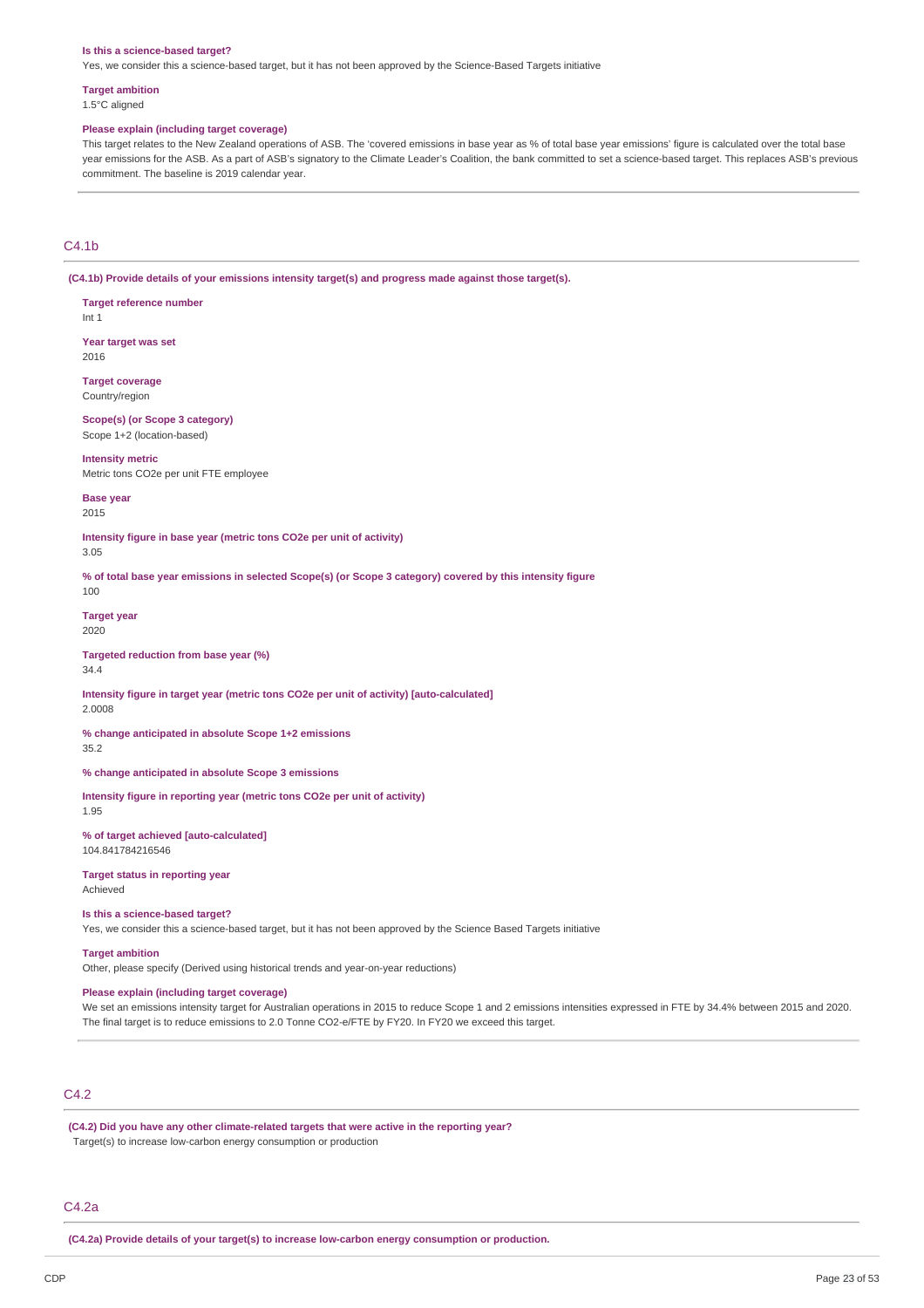**Is this a science-based target?**

Yes, we consider this a science-based target, but it has not been approved by the Science-Based Targets initiative

**Target ambition**

1.5°C aligned

**Please explain (including target coverage)**

This target relates to the New Zealand operations of ASB. The 'covered emissions in base year as % of total base year emissions' figure is calculated over the total base year emissions for the ASB. As a part of ASB's signatory to the Climate Leader's Coalition, the bank committed to set a science-based target. This replaces ASB's previous commitment. The baseline is 2019 calendar year.

## C4.1b

**(C4.1b) Provide details of your emissions intensity target(s) and progress made against those target(s).**

**Target reference number**

Int 1

**Year target was set**

2016

**Target coverage**

Country/region

**Scope(s) (or Scope 3 category)**

Scope 1+2 (location-based)

**Intensity metric**

Metric tons CO2e per unit FTE employee

**Base year**

2015

**Intensity figure in base year (metric tons CO2e per unit of activity)**

3.05

**% of total base year emissions in selected Scope(s) (or Scope 3 category) covered by this intensity figure**

100

**Target year**

2020

**Targeted reduction from base year (%)**

34.4

**Intensity figure in target year (metric tons CO2e per unit of activity) [auto-calculated]**

2.0008

**% change anticipated in absolute Scope 1+2 emissions**

35.2

**% change anticipated in absolute Scope 3 emissions**

**Intensity figure in reporting year (metric tons CO2e per unit of activity)**

1.95

**% of target achieved [auto-calculated]**

104.841784216546

**Target status in reporting year**

Achieved

**Is this a science-based target?**

Yes, we consider this a science-based target, but it has not been approved by the Science Based Targets initiative

**Target ambition**

Other, please specify (Derived using historical trends and year-on-year reductions)

**Please explain (including target coverage)**

We set an emissions intensity target for Australian operations in 2015 to reduce Scope 1 and 2 emissions intensities expressed in FTE by 34.4% between 2015 and 2020. The final target is to reduce emissions to 2.0 Tonne CO2-e/FTE by FY20. In FY20 we exceed this target.

## C4.2

**(C4.2) Did you have any other climate-related targets that were active in the reporting year?**

Target(s) to increase low-carbon energy consumption or production

## C4.2a

**(C4.2a) Provide details of your target(s) to increase low-carbon energy consumption or production.**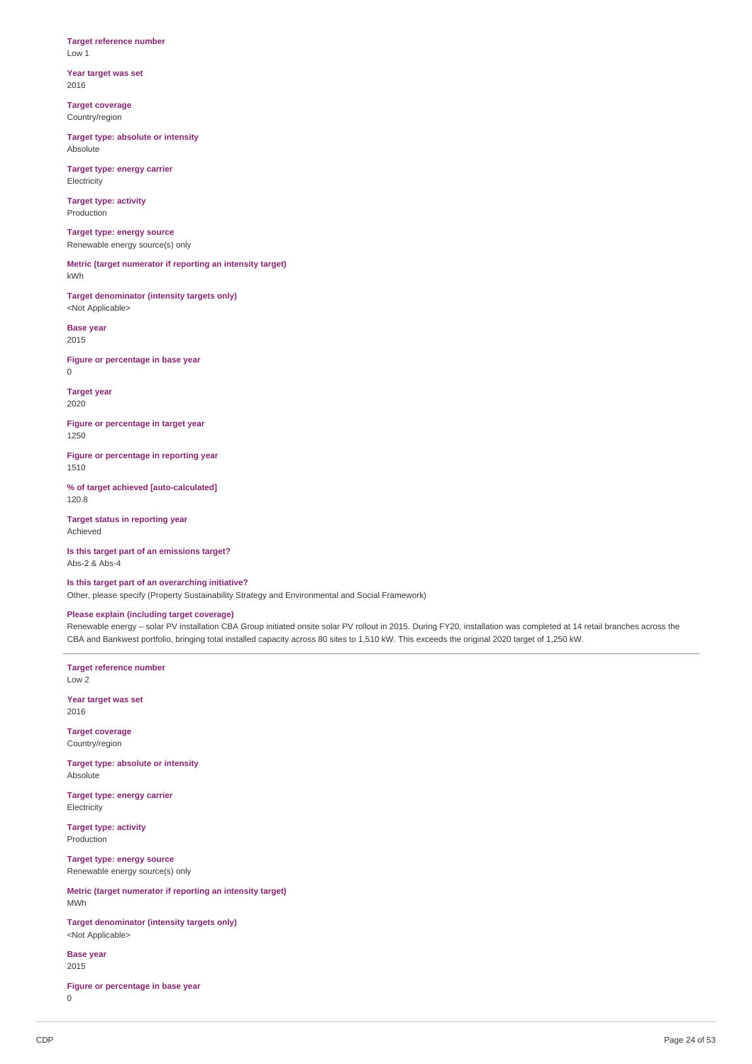**Target reference number**
Low 1

**Year target was set**
2016

**Target coverage**
Country/region

**Target type: absolute or intensity**
Absolute

**Target type: energy carrier**
Electricity

**Target type: activity**
Production

**Target type: energy source**
Renewable energy source(s) only

**Metric (target numerator if reporting an intensity target)**
kWh

**Target denominator (intensity targets only)**
<Not Applicable>

**Base year**
2015

**Figure or percentage in base year**
0

**Target year**
2020

**Figure or percentage in target year**
1250

**Figure or percentage in reporting year**
1510

**% of target achieved [auto-calculated]**
120.8

**Target status in reporting year**
Achieved

**Is this target part of an emissions target?**
Abs-2 & Abs-4

**Is this target part of an overarching initiative?**
Other, please specify (Property Sustainability Strategy and Environmental and Social Framework)

**Please explain (including target coverage)**
Renewable energy – solar PV installation CBA Group initiated onsite solar PV rollout in 2015. During FY20, installation was completed at 14 retail branches across the CBA and Bankwest portfolio, bringing total installed capacity across 80 sites to 1,510 kW. This exceeds the original 2020 target of 1,250 kW.

---

**Target reference number**
Low 2

**Year target was set**
2016

**Target coverage**
Country/region

**Target type: absolute or intensity**
Absolute

**Target type: energy carrier**
Electricity

**Target type: activity**
Production

**Target type: energy source**
Renewable energy source(s) only

**Metric (target numerator if reporting an intensity target)**
MWh

**Target denominator (intensity targets only)**
<Not Applicable>

**Base year**
2015

**Figure or percentage in base year**
0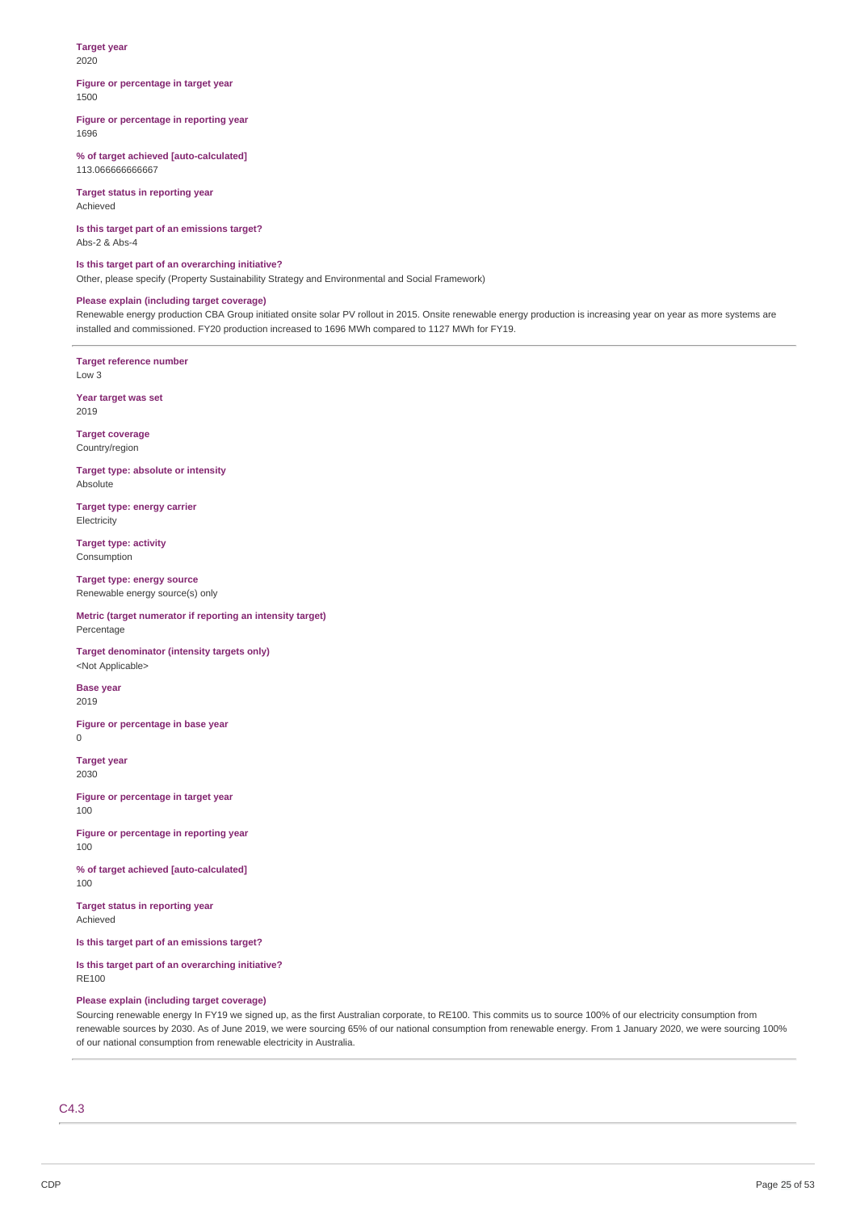**Target year**
2020

**Figure or percentage in target year**
1500

**Figure or percentage in reporting year**
1696

**% of target achieved [auto-calculated]**
113.066666666667

**Target status in reporting year**
Achieved

**Is this target part of an emissions target?**
Abs-2 & Abs-4

**Is this target part of an overarching initiative?**
Other, please specify (Property Sustainability Strategy and Environmental and Social Framework)

**Please explain (including target coverage)**
Renewable energy production CBA Group initiated onsite solar PV rollout in 2015. Onsite renewable energy production is increasing year on year as more systems are installed and commissioned. FY20 production increased to 1696 MWh compared to 1127 MWh for FY19.

---

**Target reference number**
Low 3

**Year target was set**
2019

**Target coverage**
Country/region

**Target type: absolute or intensity**
Absolute

**Target type: energy carrier**
Electricity

**Target type: activity**
Consumption

**Target type: energy source**
Renewable energy source(s) only

**Metric (target numerator if reporting an intensity target)**
Percentage

**Target denominator (intensity targets only)**
<Not Applicable>

**Base year**
2019

**Figure or percentage in base year**
0

**Target year**
2030

**Figure or percentage in target year**
100

**Figure or percentage in reporting year**
100

**% of target achieved [auto-calculated]**
100

**Target status in reporting year**
Achieved

**Is this target part of an emissions target?**

**Is this target part of an overarching initiative?**
RE100

**Please explain (including target coverage)**
Sourcing renewable energy In FY19 we signed up, as the first Australian corporate, to RE100. This commits us to source 100% of our electricity consumption from renewable sources by 2030. As of June 2019, we were sourcing 65% of our national consumption from renewable energy. From 1 January 2020, we were sourcing 100% of our national consumption from renewable electricity in Australia.

---

## C4.3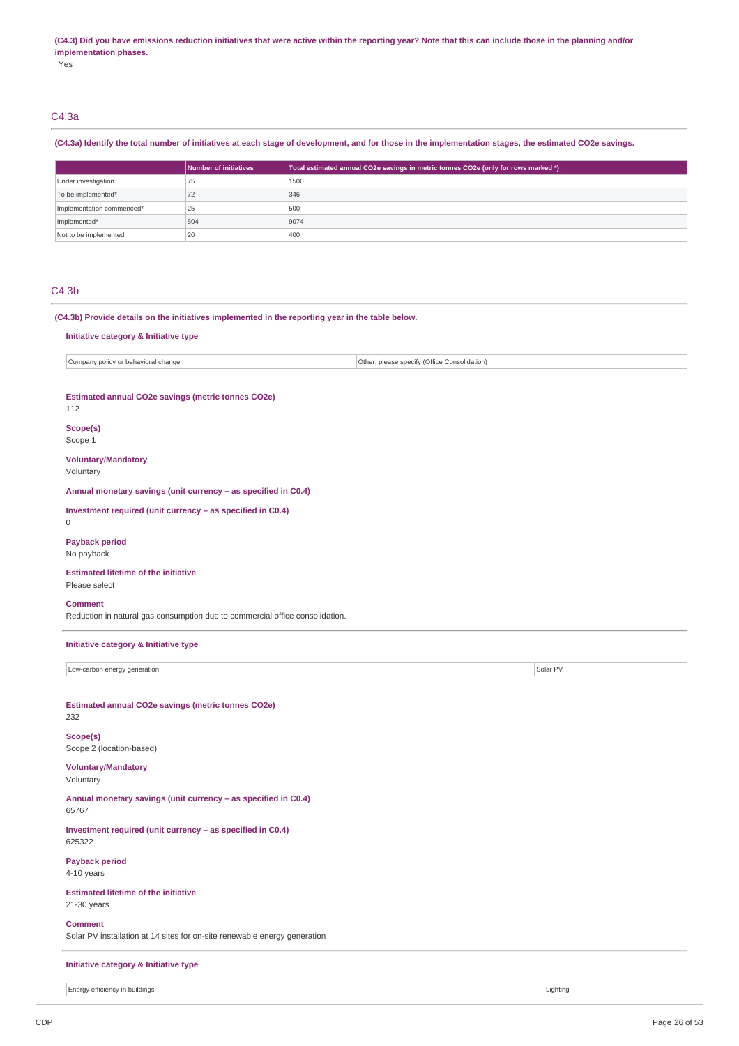**(C4.3) Did you have emissions reduction initiatives that were active within the reporting year? Note that this can include those in the planning and/or implementation phases.**

Yes

## C4.3a

**(C4.3a) Identify the total number of initiatives at each stage of development, and for those in the implementation stages, the estimated CO2e savings.**

| | Number of initiatives | Total estimated annual CO2e savings in metric tonnes CO2e (only for rows marked *) |
|---|---|---|
| Under investigation | 75 | 1500 |
| To be implemented* | 72 | 346 |
| Implementation commenced* | 25 | 500 |
| Implemented* | 504 | 9074 |
| Not to be implemented | 20 | 400 |

## C4.3b

**(C4.3b) Provide details on the initiatives implemented in the reporting year in the table below.**

**Initiative category & Initiative type**

| Company policy or behavioral change | Other, please specify (Office Consolidation) |
|---|---|

**Estimated annual CO2e savings (metric tonnes CO2e)**

112

**Scope(s)**

Scope 1

**Voluntary/Mandatory**

Voluntary

**Annual monetary savings (unit currency – as specified in C0.4)**

**Investment required (unit currency – as specified in C0.4)**

0

**Payback period**

No payback

**Estimated lifetime of the initiative**

Please select

**Comment**

Reduction in natural gas consumption due to commercial office consolidation.

---

**Initiative category & Initiative type**

| Low-carbon energy generation | Solar PV |
|---|---|

**Estimated annual CO2e savings (metric tonnes CO2e)**

232

**Scope(s)**

Scope 2 (location-based)

**Voluntary/Mandatory**

Voluntary

**Annual monetary savings (unit currency – as specified in C0.4)**

65767

**Investment required (unit currency – as specified in C0.4)**

625322

**Payback period**

4-10 years

**Estimated lifetime of the initiative**

21-30 years

**Comment**

Solar PV installation at 14 sites for on-site renewable energy generation

---

**Initiative category & Initiative type**

| Energy efficiency in buildings | Lighting |
|---|---|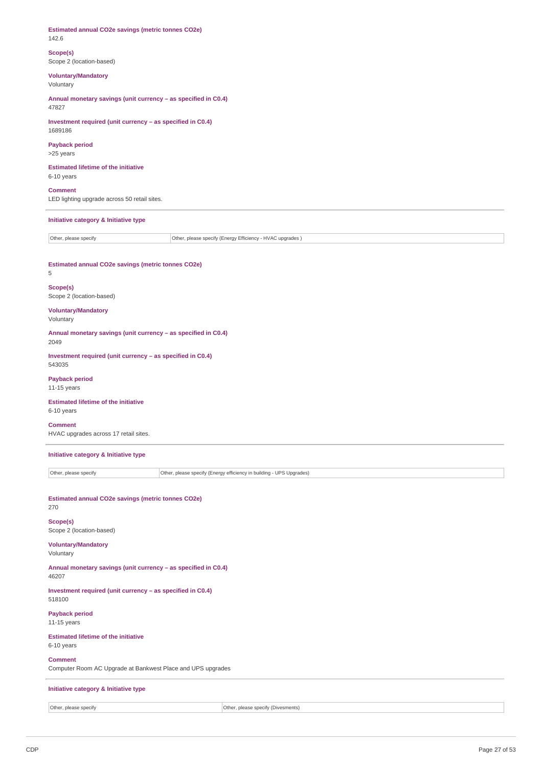**Estimated annual CO2e savings (metric tonnes CO2e)**
142.6

**Scope(s)**
Scope 2 (location-based)

**Voluntary/Mandatory**
Voluntary

**Annual monetary savings (unit currency – as specified in C0.4)**
47827

**Investment required (unit currency – as specified in C0.4)**
1689186

**Payback period**
>25 years

**Estimated lifetime of the initiative**
6-10 years

**Comment**
LED lighting upgrade across 50 retail sites.

---

**Initiative category & Initiative type**

| | |
|---|---|
| Other, please specify | Other, please specify (Energy Efficiency - HVAC upgrades ) |

**Estimated annual CO2e savings (metric tonnes CO2e)**
5

**Scope(s)**
Scope 2 (location-based)

**Voluntary/Mandatory**
Voluntary

**Annual monetary savings (unit currency – as specified in C0.4)**
2049

**Investment required (unit currency – as specified in C0.4)**
543035

**Payback period**
11-15 years

**Estimated lifetime of the initiative**
6-10 years

**Comment**
HVAC upgrades across 17 retail sites.

---

**Initiative category & Initiative type**

| | |
|---|---|
| Other, please specify | Other, please specify (Energy efficiency in building - UPS Upgrades) |

**Estimated annual CO2e savings (metric tonnes CO2e)**
270

**Scope(s)**
Scope 2 (location-based)

**Voluntary/Mandatory**
Voluntary

**Annual monetary savings (unit currency – as specified in C0.4)**
46207

**Investment required (unit currency – as specified in C0.4)**
518100

**Payback period**
11-15 years

**Estimated lifetime of the initiative**
6-10 years

**Comment**
Computer Room AC Upgrade at Bankwest Place and UPS upgrades

---

**Initiative category & Initiative type**

| | |
|---|---|
| Other, please specify | Other, please specify (Divesments) |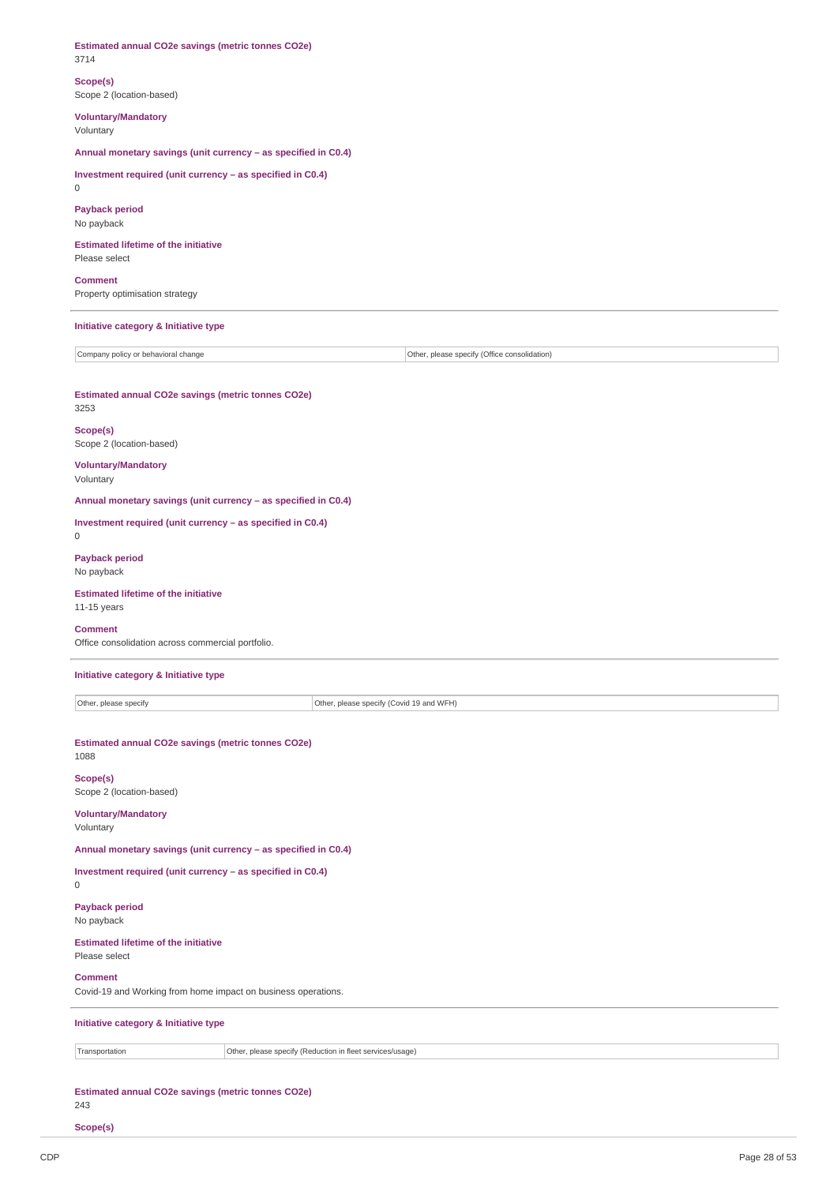**Estimated annual CO2e savings (metric tonnes CO2e)**
3714

**Scope(s)**
Scope 2 (location-based)

**Voluntary/Mandatory**
Voluntary

**Annual monetary savings (unit currency – as specified in C0.4)**

**Investment required (unit currency – as specified in C0.4)**
0

**Payback period**
No payback

**Estimated lifetime of the initiative**
Please select

**Comment**
Property optimisation strategy

---

**Initiative category & Initiative type**

| Company policy or behavioral change | Other, please specify (Office consolidation) |
|---|---|

**Estimated annual CO2e savings (metric tonnes CO2e)**
3253

**Scope(s)**
Scope 2 (location-based)

**Voluntary/Mandatory**
Voluntary

**Annual monetary savings (unit currency – as specified in C0.4)**

**Investment required (unit currency – as specified in C0.4)**
0

**Payback period**
No payback

**Estimated lifetime of the initiative**
11-15 years

**Comment**
Office consolidation across commercial portfolio.

---

**Initiative category & Initiative type**

| Other, please specify | Other, please specify (Covid 19 and WFH) |
|---|---|

**Estimated annual CO2e savings (metric tonnes CO2e)**
1088

**Scope(s)**
Scope 2 (location-based)

**Voluntary/Mandatory**
Voluntary

**Annual monetary savings (unit currency – as specified in C0.4)**

**Investment required (unit currency – as specified in C0.4)**
0

**Payback period**
No payback

**Estimated lifetime of the initiative**
Please select

**Comment**
Covid-19 and Working from home impact on business operations.

---

**Initiative category & Initiative type**

| Transportation | Other, please specify (Reduction in fleet services/usage) |
|---|---|

**Estimated annual CO2e savings (metric tonnes CO2e)**
243

**Scope(s)**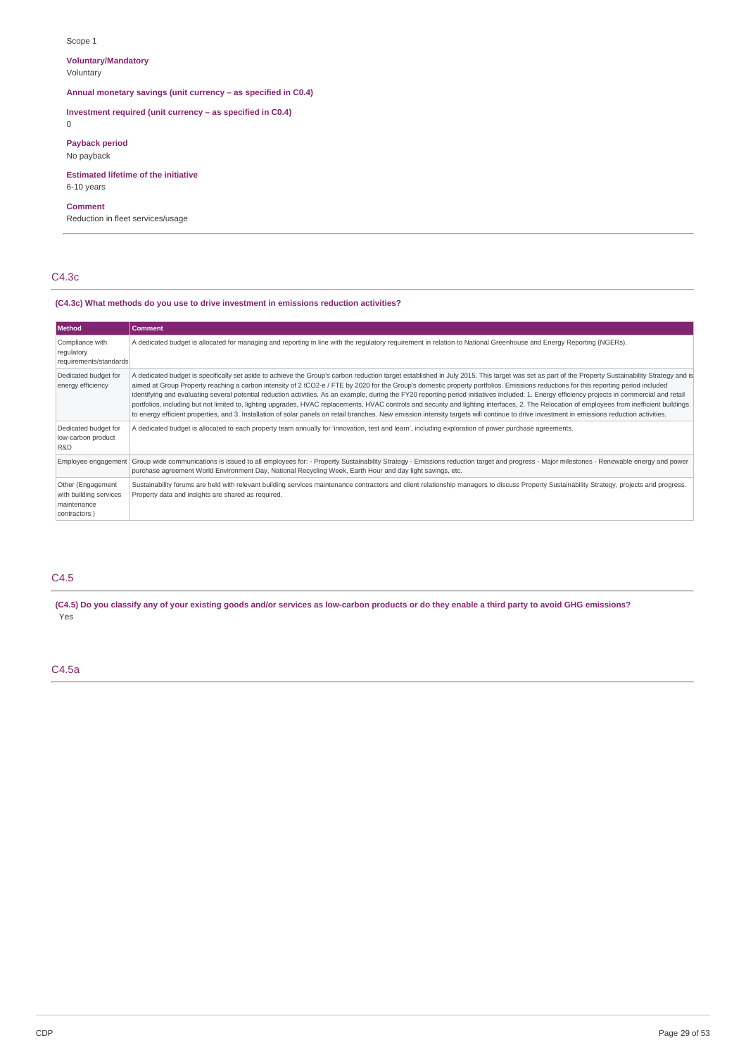Scope 1

**Voluntary/Mandatory**
Voluntary

**Annual monetary savings (unit currency – as specified in C0.4)**

**Investment required (unit currency – as specified in C0.4)**
0

**Payback period**
No payback

**Estimated lifetime of the initiative**
6-10 years

**Comment**
Reduction in fleet services/usage

## C4.3c

**(C4.3c) What methods do you use to drive investment in emissions reduction activities?**

| Method | Comment |
| --- | --- |
| Compliance with regulatory requirements/standards | A dedicated budget is allocated for managing and reporting in line with the regulatory requirement in relation to National Greenhouse and Energy Reporting (NGERs). |
| Dedicated budget for energy efficiency | A dedicated budget is specifically set aside to achieve the Group's carbon reduction target established in July 2015. This target was set as part of the Property Sustainability Strategy and is aimed at Group Property reaching a carbon intensity of 2 tCO2-e / FTE by 2020 for the Group's domestic property portfolios. Emissions reductions for this reporting period included identifying and evaluating several potential reduction activities. As an example, during the FY20 reporting period initiatives included: 1. Energy efficiency projects in commercial and retail portfolios, including but not limited to, lighting upgrades, HVAC replacements, HVAC controls and security and lighting interfaces, 2. The Relocation of employees from inefficient buildings to energy efficient properties, and 3. Installation of solar panels on retail branches. New emission intensity targets will continue to drive investment in emissions reduction activities. |
| Dedicated budget for low-carbon product R&D | A dedicated budget is allocated to each property team annually for 'innovation, test and learn', including exploration of power purchase agreements. |
| Employee engagement | Group wide communications is issued to all employees for: - Property Sustainability Strategy - Emissions reduction target and progress - Major milestones - Renewable energy and power purchase agreement World Environment Day, National Recycling Week, Earth Hour and day light savings, etc. |
| Other (Engagement with building services maintenance contractors ) | Sustainability forums are held with relevant building services maintenance contractors and client relationship managers to discuss Property Sustainability Strategy, projects and progress. Property data and insights are shared as required. |

## C4.5

**(C4.5) Do you classify any of your existing goods and/or services as low-carbon products or do they enable a third party to avoid GHG emissions?**
Yes

## C4.5a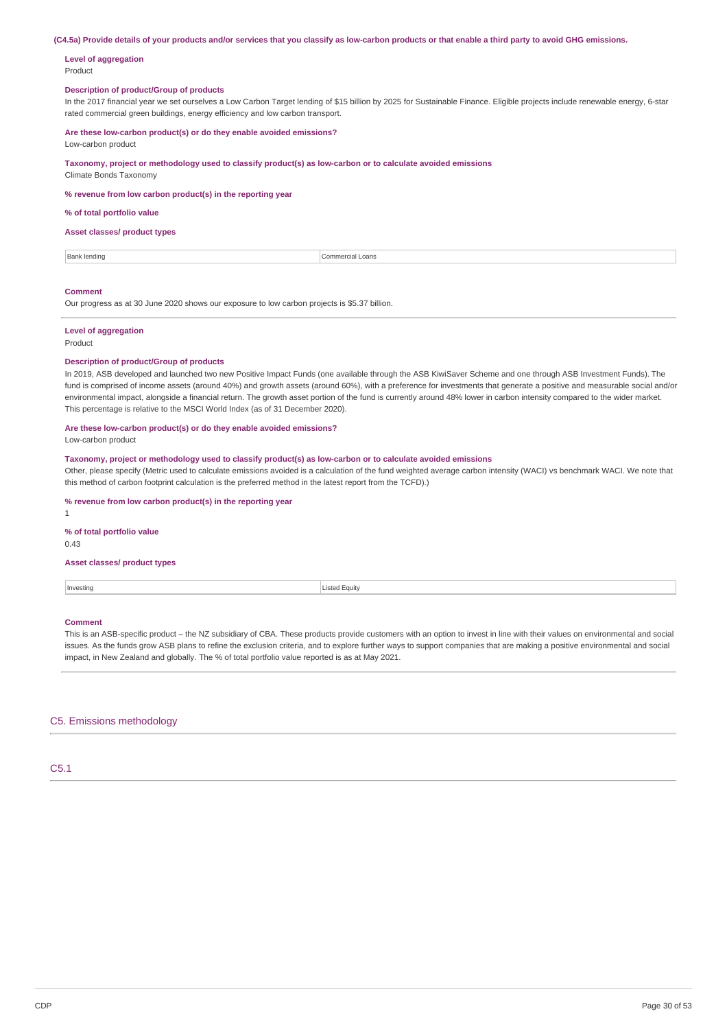**(C4.5a) Provide details of your products and/or services that you classify as low-carbon products or that enable a third party to avoid GHG emissions.**

**Level of aggregation**
Product

**Description of product/Group of products**
In the 2017 financial year we set ourselves a Low Carbon Target lending of $15 billion by 2025 for Sustainable Finance. Eligible projects include renewable energy, 6-star rated commercial green buildings, energy efficiency and low carbon transport.

**Are these low-carbon product(s) or do they enable avoided emissions?**
Low-carbon product

**Taxonomy, project or methodology used to classify product(s) as low-carbon or to calculate avoided emissions**
Climate Bonds Taxonomy

**% revenue from low carbon product(s) in the reporting year**

**% of total portfolio value**

**Asset classes/ product types**

| Bank lending | Commercial Loans |
|---|---|

**Comment**
Our progress as at 30 June 2020 shows our exposure to low carbon projects is $5.37 billion.

---

**Level of aggregation**
Product

**Description of product/Group of products**
In 2019, ASB developed and launched two new Positive Impact Funds (one available through the ASB KiwiSaver Scheme and one through ASB Investment Funds). The fund is comprised of income assets (around 40%) and growth assets (around 60%), with a preference for investments that generate a positive and measurable social and/or environmental impact, alongside a financial return. The growth asset portion of the fund is currently around 48% lower in carbon intensity compared to the wider market. This percentage is relative to the MSCI World Index (as of 31 December 2020).

**Are these low-carbon product(s) or do they enable avoided emissions?**
Low-carbon product

**Taxonomy, project or methodology used to classify product(s) as low-carbon or to calculate avoided emissions**
Other, please specify (Metric used to calculate emissions avoided is a calculation of the fund weighted average carbon intensity (WACI) vs benchmark WACI. We note that this method of carbon footprint calculation is the preferred method in the latest report from the TCFD).)

**% revenue from low carbon product(s) in the reporting year**
1

**% of total portfolio value**
0.43

**Asset classes/ product types**

| Investing | Listed Equity |
|---|---|

**Comment**
This is an ASB-specific product – the NZ subsidiary of CBA. These products provide customers with an option to invest in line with their values on environmental and social issues. As the funds grow ASB plans to refine the exclusion criteria, and to explore further ways to support companies that are making a positive environmental and social impact, in New Zealand and globally. The % of total portfolio value reported is as at May 2021.

## C5. Emissions methodology

### C5.1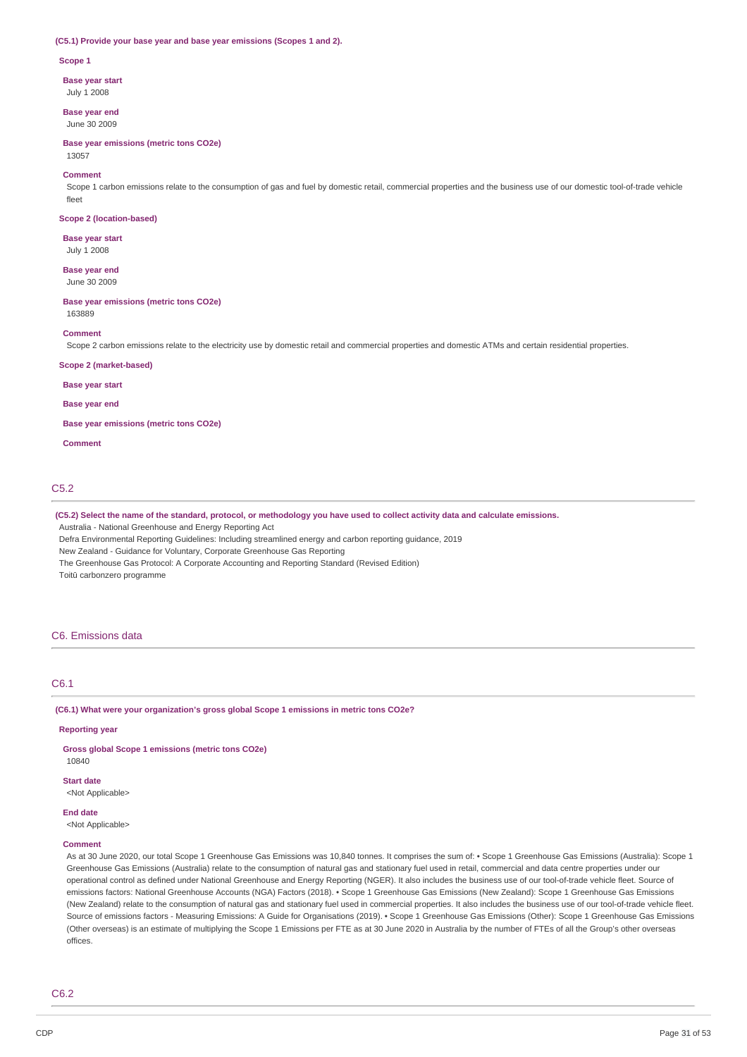**(C5.1) Provide your base year and base year emissions (Scopes 1 and 2).**

**Scope 1**

**Base year start**

July 1 2008

**Base year end**

June 30 2009

**Base year emissions (metric tons CO2e)**

13057

**Comment**

Scope 1 carbon emissions relate to the consumption of gas and fuel by domestic retail, commercial properties and the business use of our domestic tool-of-trade vehicle fleet

**Scope 2 (location-based)**

**Base year start**

July 1 2008

**Base year end**

June 30 2009

**Base year emissions (metric tons CO2e)**

163889

**Comment**

Scope 2 carbon emissions relate to the electricity use by domestic retail and commercial properties and domestic ATMs and certain residential properties.

**Scope 2 (market-based)**

**Base year start**

**Base year end**

**Base year emissions (metric tons CO2e)**

**Comment**

## C5.2

**(C5.2) Select the name of the standard, protocol, or methodology you have used to collect activity data and calculate emissions.**

Australia - National Greenhouse and Energy Reporting Act

Defra Environmental Reporting Guidelines: Including streamlined energy and carbon reporting guidance, 2019

New Zealand - Guidance for Voluntary, Corporate Greenhouse Gas Reporting

The Greenhouse Gas Protocol: A Corporate Accounting and Reporting Standard (Revised Edition)

Toitū carbonzero programme

# C6. Emissions data

## C6.1

**(C6.1) What were your organization's gross global Scope 1 emissions in metric tons CO2e?**

**Reporting year**

**Gross global Scope 1 emissions (metric tons CO2e)**

10840

**Start date**

<Not Applicable>

**End date**

<Not Applicable>

**Comment**

As at 30 June 2020, our total Scope 1 Greenhouse Gas Emissions was 10,840 tonnes. It comprises the sum of: • Scope 1 Greenhouse Gas Emissions (Australia): Scope 1 Greenhouse Gas Emissions (Australia) relate to the consumption of natural gas and stationary fuel used in retail, commercial and data centre properties under our operational control as defined under National Greenhouse and Energy Reporting (NGER). It also includes the business use of our tool-of-trade vehicle fleet. Source of emissions factors: National Greenhouse Accounts (NGA) Factors (2018). • Scope 1 Greenhouse Gas Emissions (New Zealand): Scope 1 Greenhouse Gas Emissions (New Zealand) relate to the consumption of natural gas and stationary fuel used in commercial properties. It also includes the business use of our tool-of-trade vehicle fleet. Source of emissions factors - Measuring Emissions: A Guide for Organisations (2019). • Scope 1 Greenhouse Gas Emissions (Other): Scope 1 Greenhouse Gas Emissions (Other overseas) is an estimate of multiplying the Scope 1 Emissions per FTE as at 30 June 2020 in Australia by the number of FTEs of all the Group's other overseas offices.

## C6.2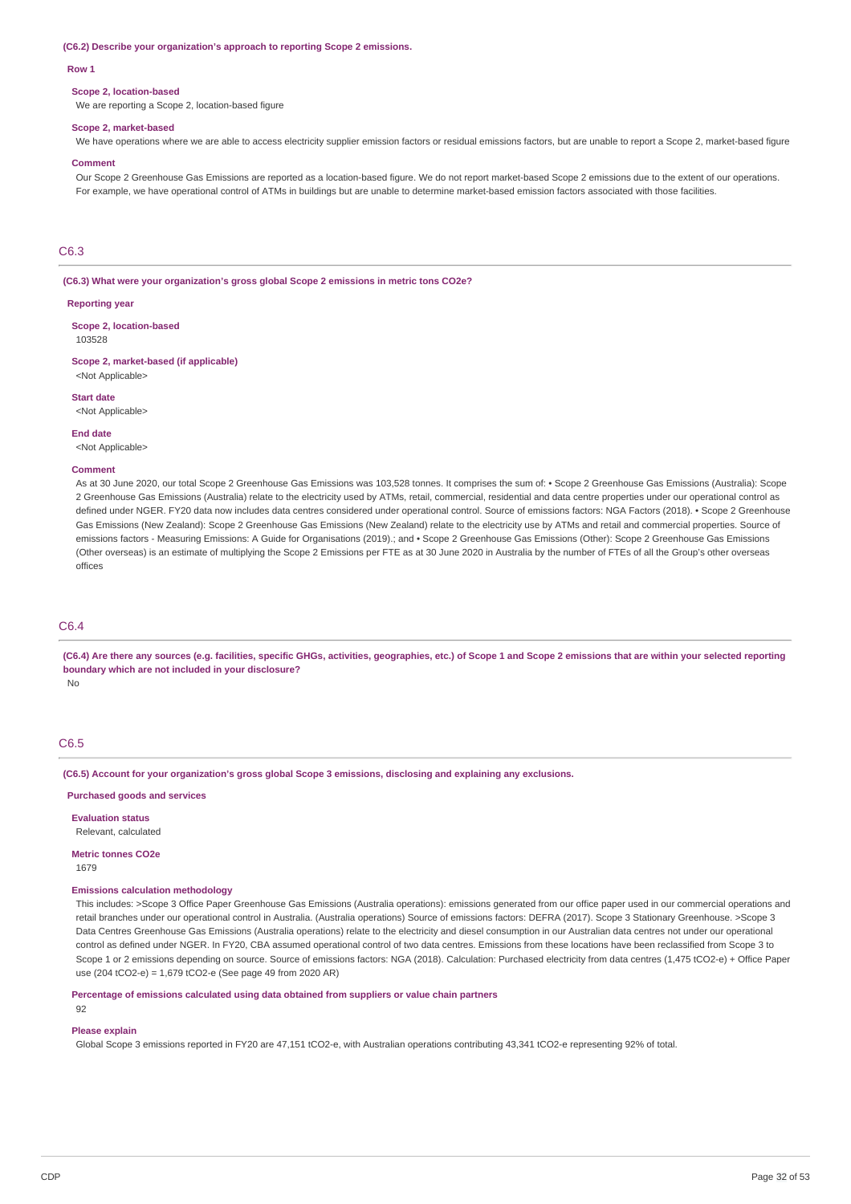**(C6.2) Describe your organization's approach to reporting Scope 2 emissions.**

**Row 1**

**Scope 2, location-based**

We are reporting a Scope 2, location-based figure

**Scope 2, market-based**

We have operations where we are able to access electricity supplier emission factors or residual emissions factors, but are unable to report a Scope 2, market-based figure

**Comment**

Our Scope 2 Greenhouse Gas Emissions are reported as a location-based figure. We do not report market-based Scope 2 emissions due to the extent of our operations. For example, we have operational control of ATMs in buildings but are unable to determine market-based emission factors associated with those facilities.

## C6.3

**(C6.3) What were your organization's gross global Scope 2 emissions in metric tons CO2e?**

**Reporting year**

**Scope 2, location-based**

103528

**Scope 2, market-based (if applicable)**

<Not Applicable>

**Start date**

<Not Applicable>

**End date**

<Not Applicable>

**Comment**

As at 30 June 2020, our total Scope 2 Greenhouse Gas Emissions was 103,528 tonnes. It comprises the sum of: • Scope 2 Greenhouse Gas Emissions (Australia): Scope 2 Greenhouse Gas Emissions (Australia) relate to the electricity used by ATMs, retail, commercial, residential and data centre properties under our operational control as defined under NGER. FY20 data now includes data centres considered under operational control. Source of emissions factors: NGA Factors (2018). • Scope 2 Greenhouse Gas Emissions (New Zealand): Scope 2 Greenhouse Gas Emissions (New Zealand) relate to the electricity use by ATMs and retail and commercial properties. Source of emissions factors - Measuring Emissions: A Guide for Organisations (2019).; and • Scope 2 Greenhouse Gas Emissions (Other): Scope 2 Greenhouse Gas Emissions (Other overseas) is an estimate of multiplying the Scope 2 Emissions per FTE as at 30 June 2020 in Australia by the number of FTEs of all the Group's other overseas offices

## C6.4

**(C6.4) Are there any sources (e.g. facilities, specific GHGs, activities, geographies, etc.) of Scope 1 and Scope 2 emissions that are within your selected reporting boundary which are not included in your disclosure?**

No

## C6.5

**(C6.5) Account for your organization's gross global Scope 3 emissions, disclosing and explaining any exclusions.**

**Purchased goods and services**

**Evaluation status**

Relevant, calculated

**Metric tonnes CO2e**

1679

**Emissions calculation methodology**

This includes: >Scope 3 Office Paper Greenhouse Gas Emissions (Australia operations): emissions generated from our office paper used in our commercial operations and retail branches under our operational control in Australia. (Australia operations) Source of emissions factors: DEFRA (2017). Scope 3 Stationary Greenhouse. >Scope 3 Data Centres Greenhouse Gas Emissions (Australia operations) relate to the electricity and diesel consumption in our Australian data centres not under our operational control as defined under NGER. In FY20, CBA assumed operational control of two data centres. Emissions from these locations have been reclassified from Scope 3 to Scope 1 or 2 emissions depending on source. Source of emissions factors: NGA (2018). Calculation: Purchased electricity from data centres (1,475 tCO2-e) + Office Paper use (204 tCO2-e) = 1,679 tCO2-e (See page 49 from 2020 AR)

**Percentage of emissions calculated using data obtained from suppliers or value chain partners**

92

**Please explain**

Global Scope 3 emissions reported in FY20 are 47,151 tCO2-e, with Australian operations contributing 43,341 tCO2-e representing 92% of total.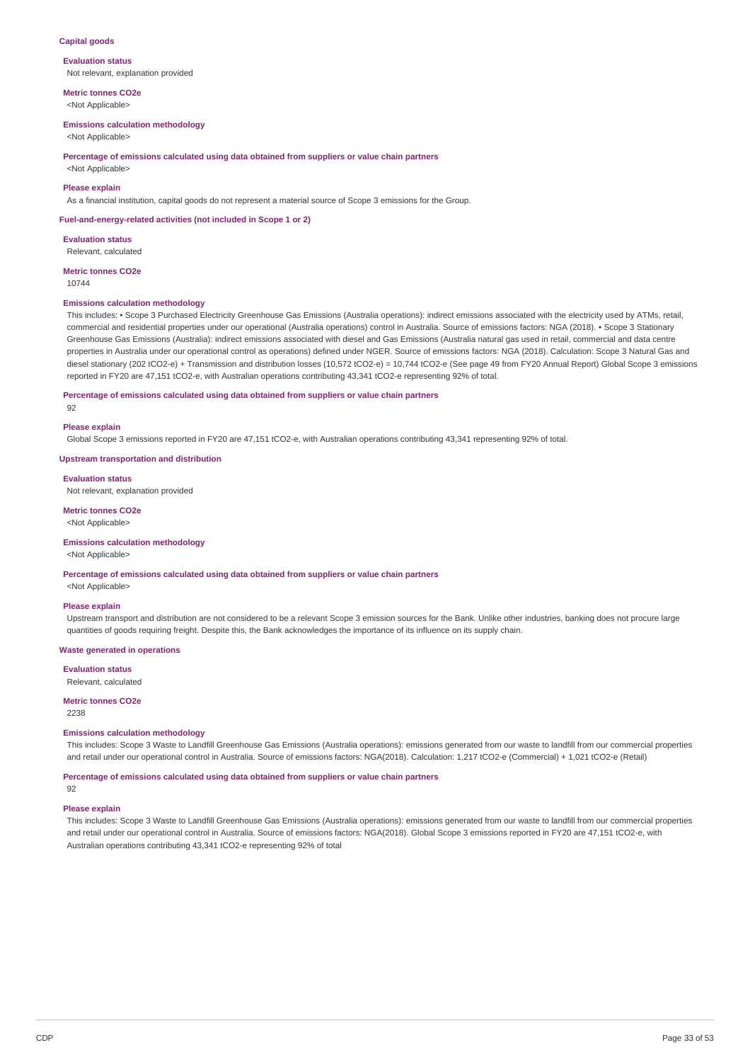### Capital goods

**Evaluation status**

Not relevant, explanation provided

**Metric tonnes CO2e**

<Not Applicable>

**Emissions calculation methodology**

<Not Applicable>

**Percentage of emissions calculated using data obtained from suppliers or value chain partners**

<Not Applicable>

**Please explain**

As a financial institution, capital goods do not represent a material source of Scope 3 emissions for the Group.

### Fuel-and-energy-related activities (not included in Scope 1 or 2)

**Evaluation status**

Relevant, calculated

**Metric tonnes CO2e**

10744

**Emissions calculation methodology**

This includes: • Scope 3 Purchased Electricity Greenhouse Gas Emissions (Australia operations): indirect emissions associated with the electricity used by ATMs, retail, commercial and residential properties under our operational (Australia operations) control in Australia. Source of emissions factors: NGA (2018). • Scope 3 Stationary Greenhouse Gas Emissions (Australia): indirect emissions associated with diesel and Gas Emissions (Australia natural gas used in retail, commercial and data centre properties in Australia under our operational control as operations) defined under NGER. Source of emissions factors: NGA (2018). Calculation: Scope 3 Natural Gas and diesel stationary (202 tCO2-e) + Transmission and distribution losses (10,572 tCO2-e) = 10,744 tCO2-e (See page 49 from FY20 Annual Report) Global Scope 3 emissions reported in FY20 are 47,151 tCO2-e, with Australian operations contributing 43,341 tCO2-e representing 92% of total.

**Percentage of emissions calculated using data obtained from suppliers or value chain partners**

92

**Please explain**

Global Scope 3 emissions reported in FY20 are 47,151 tCO2-e, with Australian operations contributing 43,341 representing 92% of total.

### Upstream transportation and distribution

**Evaluation status**

Not relevant, explanation provided

**Metric tonnes CO2e**

<Not Applicable>

**Emissions calculation methodology**

<Not Applicable>

**Percentage of emissions calculated using data obtained from suppliers or value chain partners**

<Not Applicable>

**Please explain**

Upstream transport and distribution are not considered to be a relevant Scope 3 emission sources for the Bank. Unlike other industries, banking does not procure large quantities of goods requiring freight. Despite this, the Bank acknowledges the importance of its influence on its supply chain.

### Waste generated in operations

**Evaluation status**

Relevant, calculated

**Metric tonnes CO2e**

2238

**Emissions calculation methodology**

This includes: Scope 3 Waste to Landfill Greenhouse Gas Emissions (Australia operations): emissions generated from our waste to landfill from our commercial properties and retail under our operational control in Australia. Source of emissions factors: NGA(2018). Calculation: 1,217 tCO2-e (Commercial) + 1,021 tCO2-e (Retail)

**Percentage of emissions calculated using data obtained from suppliers or value chain partners**

92

**Please explain**

This includes: Scope 3 Waste to Landfill Greenhouse Gas Emissions (Australia operations): emissions generated from our waste to landfill from our commercial properties and retail under our operational control in Australia. Source of emissions factors: NGA(2018). Global Scope 3 emissions reported in FY20 are 47,151 tCO2-e, with Australian operations contributing 43,341 tCO2-e representing 92% of total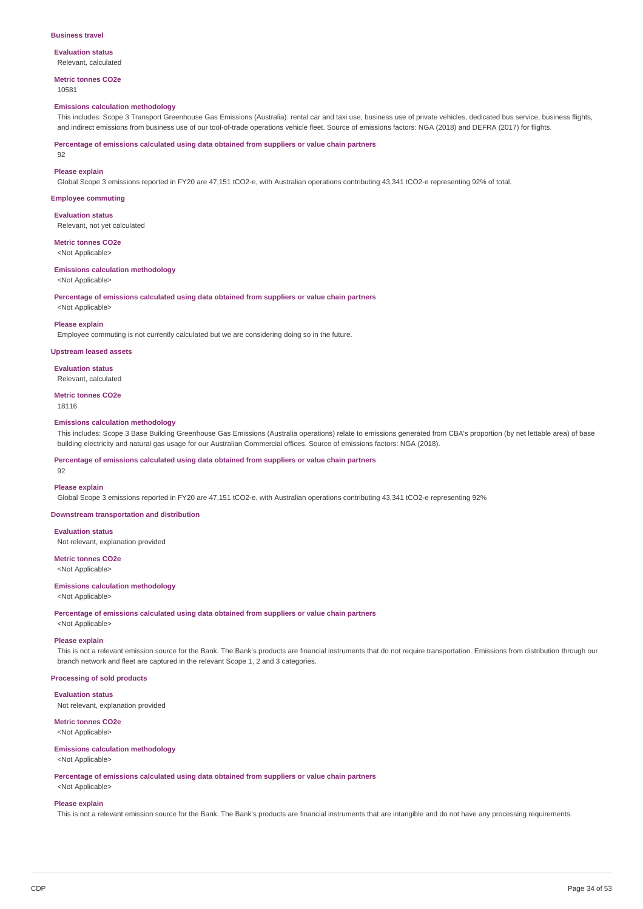### Business travel

**Evaluation status**

Relevant, calculated

**Metric tonnes CO2e**

10581

**Emissions calculation methodology**

This includes: Scope 3 Transport Greenhouse Gas Emissions (Australia): rental car and taxi use, business use of private vehicles, dedicated bus service, business flights, and indirect emissions from business use of our tool-of-trade operations vehicle fleet. Source of emissions factors: NGA (2018) and DEFRA (2017) for flights.

**Percentage of emissions calculated using data obtained from suppliers or value chain partners**

92

**Please explain**

Global Scope 3 emissions reported in FY20 are 47,151 tCO2-e, with Australian operations contributing 43,341 tCO2-e representing 92% of total.

### Employee commuting

**Evaluation status**

Relevant, not yet calculated

**Metric tonnes CO2e**

<Not Applicable>

**Emissions calculation methodology**

<Not Applicable>

**Percentage of emissions calculated using data obtained from suppliers or value chain partners**

<Not Applicable>

**Please explain**

Employee commuting is not currently calculated but we are considering doing so in the future.

### Upstream leased assets

**Evaluation status**

Relevant, calculated

**Metric tonnes CO2e**

18116

**Emissions calculation methodology**

This includes: Scope 3 Base Building Greenhouse Gas Emissions (Australia operations) relate to emissions generated from CBA's proportion (by net lettable area) of base building electricity and natural gas usage for our Australian Commercial offices. Source of emissions factors: NGA (2018).

**Percentage of emissions calculated using data obtained from suppliers or value chain partners**

92

**Please explain**

Global Scope 3 emissions reported in FY20 are 47,151 tCO2-e, with Australian operations contributing 43,341 tCO2-e representing 92%

### Downstream transportation and distribution

**Evaluation status**

Not relevant, explanation provided

**Metric tonnes CO2e**

<Not Applicable>

**Emissions calculation methodology**

<Not Applicable>

**Percentage of emissions calculated using data obtained from suppliers or value chain partners**

<Not Applicable>

**Please explain**

This is not a relevant emission source for the Bank. The Bank's products are financial instruments that do not require transportation. Emissions from distribution through our branch network and fleet are captured in the relevant Scope 1, 2 and 3 categories.

### Processing of sold products

**Evaluation status**

Not relevant, explanation provided

**Metric tonnes CO2e**

<Not Applicable>

**Emissions calculation methodology**

<Not Applicable>

**Percentage of emissions calculated using data obtained from suppliers or value chain partners**

<Not Applicable>

**Please explain**

This is not a relevant emission source for the Bank. The Bank's products are financial instruments that are intangible and do not have any processing requirements.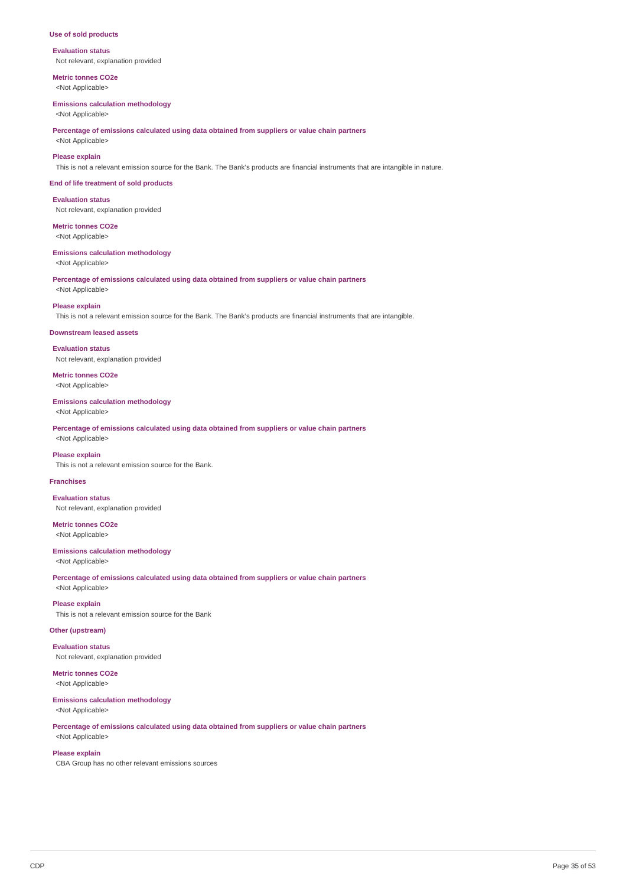### Use of sold products

**Evaluation status**

Not relevant, explanation provided

**Metric tonnes CO2e**

<Not Applicable>

**Emissions calculation methodology**

<Not Applicable>

**Percentage of emissions calculated using data obtained from suppliers or value chain partners**

<Not Applicable>

**Please explain**

This is not a relevant emission source for the Bank. The Bank's products are financial instruments that are intangible in nature.

### End of life treatment of sold products

**Evaluation status**

Not relevant, explanation provided

**Metric tonnes CO2e**

<Not Applicable>

**Emissions calculation methodology**

<Not Applicable>

**Percentage of emissions calculated using data obtained from suppliers or value chain partners**

<Not Applicable>

**Please explain**

This is not a relevant emission source for the Bank. The Bank's products are financial instruments that are intangible.

### Downstream leased assets

**Evaluation status**

Not relevant, explanation provided

**Metric tonnes CO2e**

<Not Applicable>

**Emissions calculation methodology**

<Not Applicable>

**Percentage of emissions calculated using data obtained from suppliers or value chain partners**

<Not Applicable>

**Please explain**

This is not a relevant emission source for the Bank.

### Franchises

**Evaluation status**

Not relevant, explanation provided

**Metric tonnes CO2e**

<Not Applicable>

**Emissions calculation methodology**

<Not Applicable>

**Percentage of emissions calculated using data obtained from suppliers or value chain partners**

<Not Applicable>

**Please explain**

This is not a relevant emission source for the Bank

### Other (upstream)

**Evaluation status**

Not relevant, explanation provided

**Metric tonnes CO2e**

<Not Applicable>

**Emissions calculation methodology**

<Not Applicable>

**Percentage of emissions calculated using data obtained from suppliers or value chain partners**

<Not Applicable>

**Please explain**

CBA Group has no other relevant emissions sources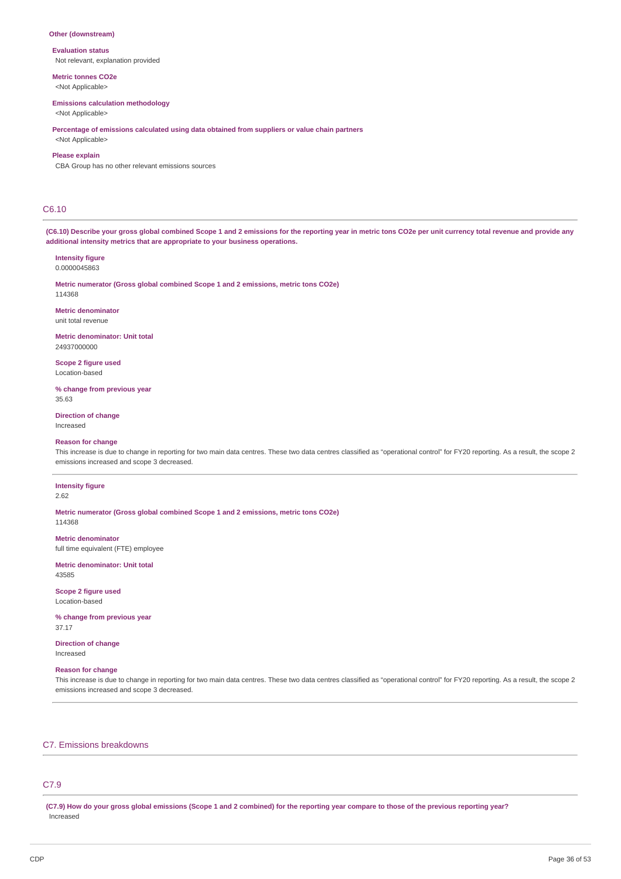**Other (downstream)**

**Evaluation status**
Not relevant, explanation provided

**Metric tonnes CO2e**
<Not Applicable>

**Emissions calculation methodology**
<Not Applicable>

**Percentage of emissions calculated using data obtained from suppliers or value chain partners**
<Not Applicable>

**Please explain**
CBA Group has no other relevant emissions sources

## C6.10

**(C6.10) Describe your gross global combined Scope 1 and 2 emissions for the reporting year in metric tons CO2e per unit currency total revenue and provide any additional intensity metrics that are appropriate to your business operations.**

**Intensity figure**
0.0000045863

**Metric numerator (Gross global combined Scope 1 and 2 emissions, metric tons CO2e)**
114368

**Metric denominator**
unit total revenue

**Metric denominator: Unit total**
24937000000

**Scope 2 figure used**
Location-based

**% change from previous year**
35.63

**Direction of change**
Increased

**Reason for change**
This increase is due to change in reporting for two main data centres. These two data centres classified as "operational control" for FY20 reporting. As a result, the scope 2 emissions increased and scope 3 decreased.

---

**Intensity figure**
2.62

**Metric numerator (Gross global combined Scope 1 and 2 emissions, metric tons CO2e)**
114368

**Metric denominator**
full time equivalent (FTE) employee

**Metric denominator: Unit total**
43585

**Scope 2 figure used**
Location-based

**% change from previous year**
37.17

**Direction of change**
Increased

**Reason for change**
This increase is due to change in reporting for two main data centres. These two data centres classified as "operational control" for FY20 reporting. As a result, the scope 2 emissions increased and scope 3 decreased.

---

# C7. Emissions breakdowns

## C7.9

**(C7.9) How do your gross global emissions (Scope 1 and 2 combined) for the reporting year compare to those of the previous reporting year?**
Increased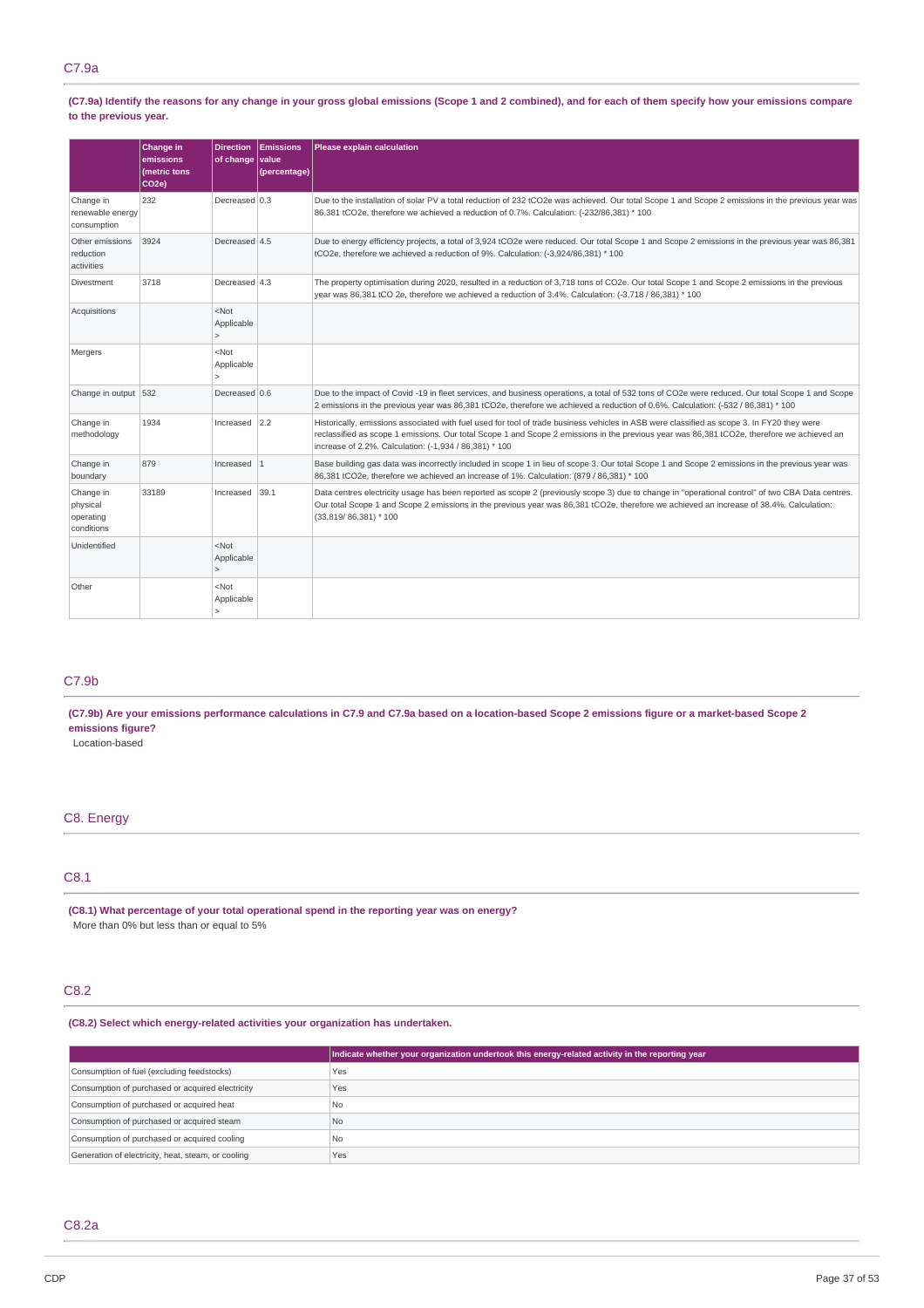## C7.9a

**(C7.9a) Identify the reasons for any change in your gross global emissions (Scope 1 and 2 combined), and for each of them specify how your emissions compare to the previous year.**

| | Change in emissions (metric tons CO2e) | Direction of change | Emissions value (percentage) | Please explain calculation |
|---|---|---|---|---|
| Change in renewable energy consumption | 232 | Decreased | 0.3 | Due to the installation of solar PV a total reduction of 232 tCO2e was achieved. Our total Scope 1 and Scope 2 emissions in the previous year was 86,381 tCO2e, therefore we achieved a reduction of 0.7%. Calculation: (-232/86,381) * 100 |
| Other emissions reduction activities | 3924 | Decreased | 4.5 | Due to energy efficiency projects, a total of 3,924 tCO2e were reduced. Our total Scope 1 and Scope 2 emissions in the previous year was 86,381 tCO2e, therefore we achieved a reduction of 9%. Calculation: (-3,924/86,381) * 100 |
| Divestment | 3718 | Decreased | 4.3 | The property optimisation during 2020, resulted in a reduction of 3,718 tons of CO2e. Our total Scope 1 and Scope 2 emissions in the previous year was 86,381 tCO 2e, therefore we achieved a reduction of 3.4%. Calculation: (-3,718 / 86,381) * 100 |
| Acquisitions | | <Not Applicable> | | |
| Mergers | | <Not Applicable> | | |
| Change in output | 532 | Decreased | 0.6 | Due to the impact of Covid -19 in fleet services, and business operations, a total of 532 tons of CO2e were reduced. Our total Scope 1 and Scope 2 emissions in the previous year was 86,381 tCO2e, therefore we achieved a reduction of 0.6%. Calculation: (-532 / 86,381) * 100 |
| Change in methodology | 1934 | Increased | 2.2 | Historically, emissions associated with fuel used for tool of trade business vehicles in ASB were classified as scope 3. In FY20 they were reclassified as scope 1 emissions. Our total Scope 1 and Scope 2 emissions in the previous year was 86,381 tCO2e, therefore we achieved an increase of 2.2%. Calculation: (-1,934 / 86,381) * 100 |
| Change in boundary | 879 | Increased | 1 | Base building gas data was incorrectly included in scope 1 in lieu of scope 3. Our total Scope 1 and Scope 2 emissions in the previous year was 86,381 tCO2e, therefore we achieved an increase of 1%. Calculation: (879 / 86,381) * 100 |
| Change in physical operating conditions | 33189 | Increased | 39.1 | Data centres electricity usage has been reported as scope 2 (previously scope 3) due to change in "operational control" of two CBA Data centres. Our total Scope 1 and Scope 2 emissions in the previous year was 86,381 tCO2e, therefore we achieved an increase of 38.4%. Calculation: (33,819/ 86,381) * 100 |
| Unidentified | | <Not Applicable> | | |
| Other | | <Not Applicable> | | |

## C7.9b

**(C7.9b) Are your emissions performance calculations in C7.9 and C7.9a based on a location-based Scope 2 emissions figure or a market-based Scope 2 emissions figure?**

Location-based

# C8. Energy

## C8.1

**(C8.1) What percentage of your total operational spend in the reporting year was on energy?**

More than 0% but less than or equal to 5%

## C8.2

**(C8.2) Select which energy-related activities your organization has undertaken.**

| | Indicate whether your organization undertook this energy-related activity in the reporting year |
|---|---|
| Consumption of fuel (excluding feedstocks) | Yes |
| Consumption of purchased or acquired electricity | Yes |
| Consumption of purchased or acquired heat | No |
| Consumption of purchased or acquired steam | No |
| Consumption of purchased or acquired cooling | No |
| Generation of electricity, heat, steam, or cooling | Yes |

## C8.2a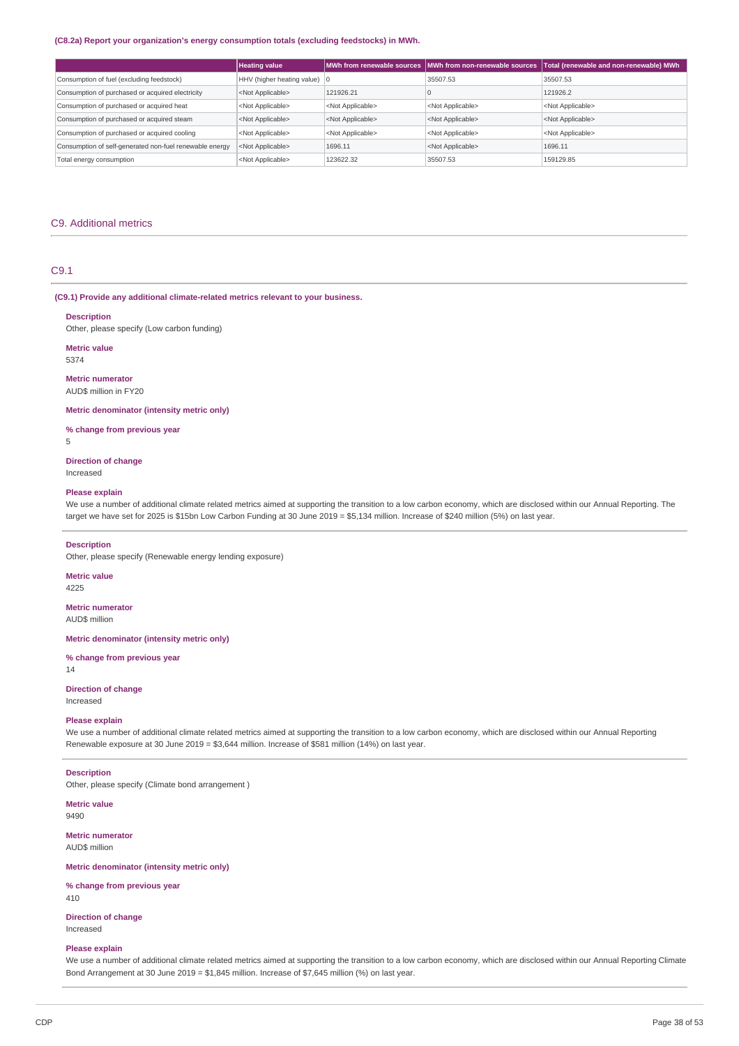**(C8.2a) Report your organization's energy consumption totals (excluding feedstocks) in MWh.**

| | Heating value | MWh from renewable sources | MWh from non-renewable sources | Total (renewable and non-renewable) MWh |
|---|---|---|---|---|
| Consumption of fuel (excluding feedstock) | HHV (higher heating value) | 0 | 35507.53 | 35507.53 |
| Consumption of purchased or acquired electricity | <Not Applicable> | 121926.21 | 0 | 121926.2 |
| Consumption of purchased or acquired heat | <Not Applicable> | <Not Applicable> | <Not Applicable> | <Not Applicable> |
| Consumption of purchased or acquired steam | <Not Applicable> | <Not Applicable> | <Not Applicable> | <Not Applicable> |
| Consumption of purchased or acquired cooling | <Not Applicable> | <Not Applicable> | <Not Applicable> | <Not Applicable> |
| Consumption of self-generated non-fuel renewable energy | <Not Applicable> | 1696.11 | <Not Applicable> | 1696.11 |
| Total energy consumption | <Not Applicable> | 123622.32 | 35507.53 | 159129.85 |

## C9. Additional metrics

### C9.1

**(C9.1) Provide any additional climate-related metrics relevant to your business.**

**Description**
Other, please specify (Low carbon funding)

**Metric value**
5374

**Metric numerator**
AUD$ million in FY20

**Metric denominator (intensity metric only)**

**% change from previous year**
5

**Direction of change**
Increased

**Please explain**
We use a number of additional climate related metrics aimed at supporting the transition to a low carbon economy, which are disclosed within our Annual Reporting. The target we have set for 2025 is $15bn Low Carbon Funding at 30 June 2019 = $5,134 million. Increase of $240 million (5%) on last year.

---

**Description**
Other, please specify (Renewable energy lending exposure)

**Metric value**
4225

**Metric numerator**
AUD$ million

**Metric denominator (intensity metric only)**

**% change from previous year**
14

**Direction of change**
Increased

**Please explain**
We use a number of additional climate related metrics aimed at supporting the transition to a low carbon economy, which are disclosed within our Annual Reporting Renewable exposure at 30 June 2019 = $3,644 million. Increase of $581 million (14%) on last year.

---

**Description**
Other, please specify (Climate bond arrangement )

**Metric value**
9490

**Metric numerator**
AUD$ million

**Metric denominator (intensity metric only)**

**% change from previous year**
410

**Direction of change**
Increased

**Please explain**
We use a number of additional climate related metrics aimed at supporting the transition to a low carbon economy, which are disclosed within our Annual Reporting Climate Bond Arrangement at 30 June 2019 = $1,845 million. Increase of $7,645 million (%) on last year.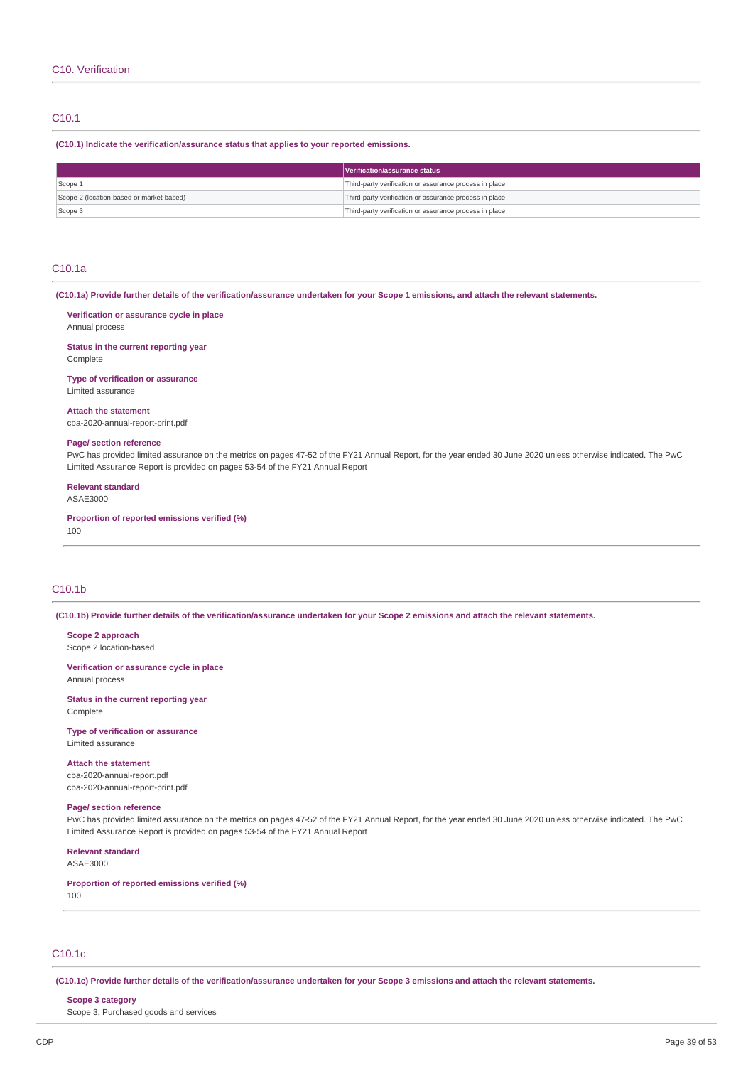## C10. Verification

### C10.1

**(C10.1) Indicate the verification/assurance status that applies to your reported emissions.**

| | Verification/assurance status |
|---|---|
| Scope 1 | Third-party verification or assurance process in place |
| Scope 2 (location-based or market-based) | Third-party verification or assurance process in place |
| Scope 3 | Third-party verification or assurance process in place |

### C10.1a

**(C10.1a) Provide further details of the verification/assurance undertaken for your Scope 1 emissions, and attach the relevant statements.**

**Verification or assurance cycle in place**
Annual process

**Status in the current reporting year**
Complete

**Type of verification or assurance**
Limited assurance

**Attach the statement**
cba-2020-annual-report-print.pdf

**Page/ section reference**
PwC has provided limited assurance on the metrics on pages 47-52 of the FY21 Annual Report, for the year ended 30 June 2020 unless otherwise indicated. The PwC Limited Assurance Report is provided on pages 53-54 of the FY21 Annual Report

**Relevant standard**
ASAE3000

**Proportion of reported emissions verified (%)**
100

### C10.1b

**(C10.1b) Provide further details of the verification/assurance undertaken for your Scope 2 emissions and attach the relevant statements.**

**Scope 2 approach**
Scope 2 location-based

**Verification or assurance cycle in place**
Annual process

**Status in the current reporting year**
Complete

**Type of verification or assurance**
Limited assurance

**Attach the statement**
cba-2020-annual-report.pdf
cba-2020-annual-report-print.pdf

**Page/ section reference**
PwC has provided limited assurance on the metrics on pages 47-52 of the FY21 Annual Report, for the year ended 30 June 2020 unless otherwise indicated. The PwC Limited Assurance Report is provided on pages 53-54 of the FY21 Annual Report

**Relevant standard**
ASAE3000

**Proportion of reported emissions verified (%)**
100

### C10.1c

**(C10.1c) Provide further details of the verification/assurance undertaken for your Scope 3 emissions and attach the relevant statements.**

**Scope 3 category**
Scope 3: Purchased goods and services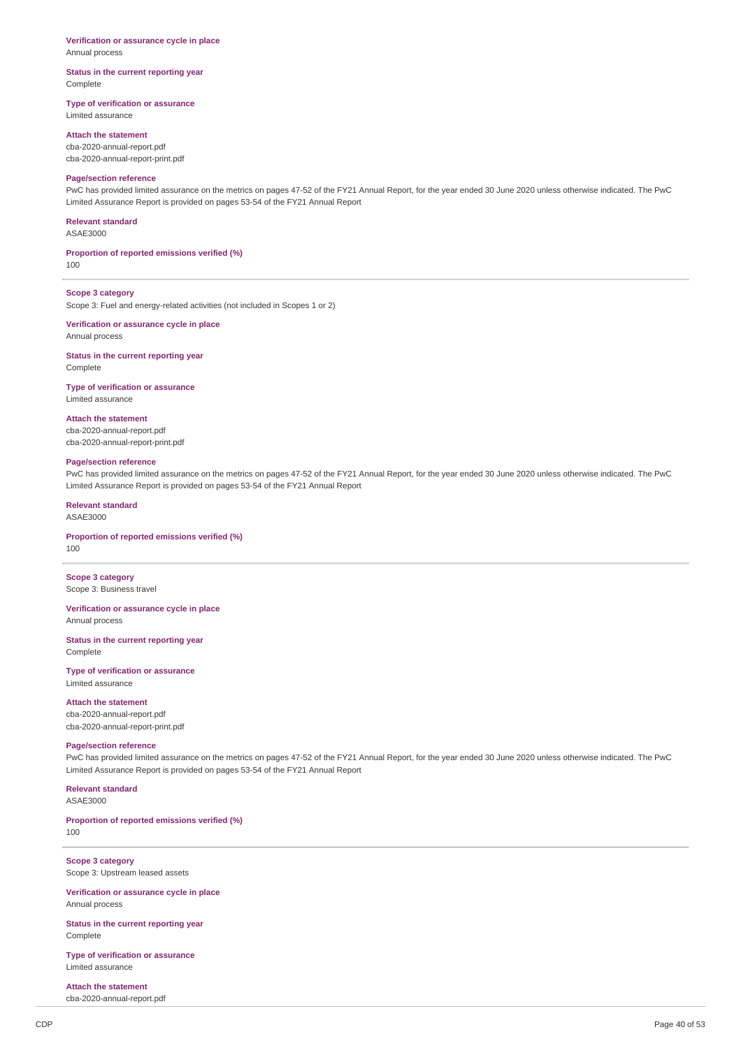**Verification or assurance cycle in place**
Annual process

**Status in the current reporting year**
Complete

**Type of verification or assurance**
Limited assurance

**Attach the statement**
cba-2020-annual-report.pdf
cba-2020-annual-report-print.pdf

**Page/section reference**
PwC has provided limited assurance on the metrics on pages 47-52 of the FY21 Annual Report, for the year ended 30 June 2020 unless otherwise indicated. The PwC Limited Assurance Report is provided on pages 53-54 of the FY21 Annual Report

**Relevant standard**
ASAE3000

**Proportion of reported emissions verified (%)**
100

---

**Scope 3 category**
Scope 3: Fuel and energy-related activities (not included in Scopes 1 or 2)

**Verification or assurance cycle in place**
Annual process

**Status in the current reporting year**
Complete

**Type of verification or assurance**
Limited assurance

**Attach the statement**
cba-2020-annual-report.pdf
cba-2020-annual-report-print.pdf

**Page/section reference**
PwC has provided limited assurance on the metrics on pages 47-52 of the FY21 Annual Report, for the year ended 30 June 2020 unless otherwise indicated. The PwC Limited Assurance Report is provided on pages 53-54 of the FY21 Annual Report

**Relevant standard**
ASAE3000

**Proportion of reported emissions verified (%)**
100

---

**Scope 3 category**
Scope 3: Business travel

**Verification or assurance cycle in place**
Annual process

**Status in the current reporting year**
Complete

**Type of verification or assurance**
Limited assurance

**Attach the statement**
cba-2020-annual-report.pdf
cba-2020-annual-report-print.pdf

**Page/section reference**
PwC has provided limited assurance on the metrics on pages 47-52 of the FY21 Annual Report, for the year ended 30 June 2020 unless otherwise indicated. The PwC Limited Assurance Report is provided on pages 53-54 of the FY21 Annual Report

**Relevant standard**
ASAE3000

**Proportion of reported emissions verified (%)**
100

---

**Scope 3 category**
Scope 3: Upstream leased assets

**Verification or assurance cycle in place**
Annual process

**Status in the current reporting year**
Complete

**Type of verification or assurance**
Limited assurance

**Attach the statement**
cba-2020-annual-report.pdf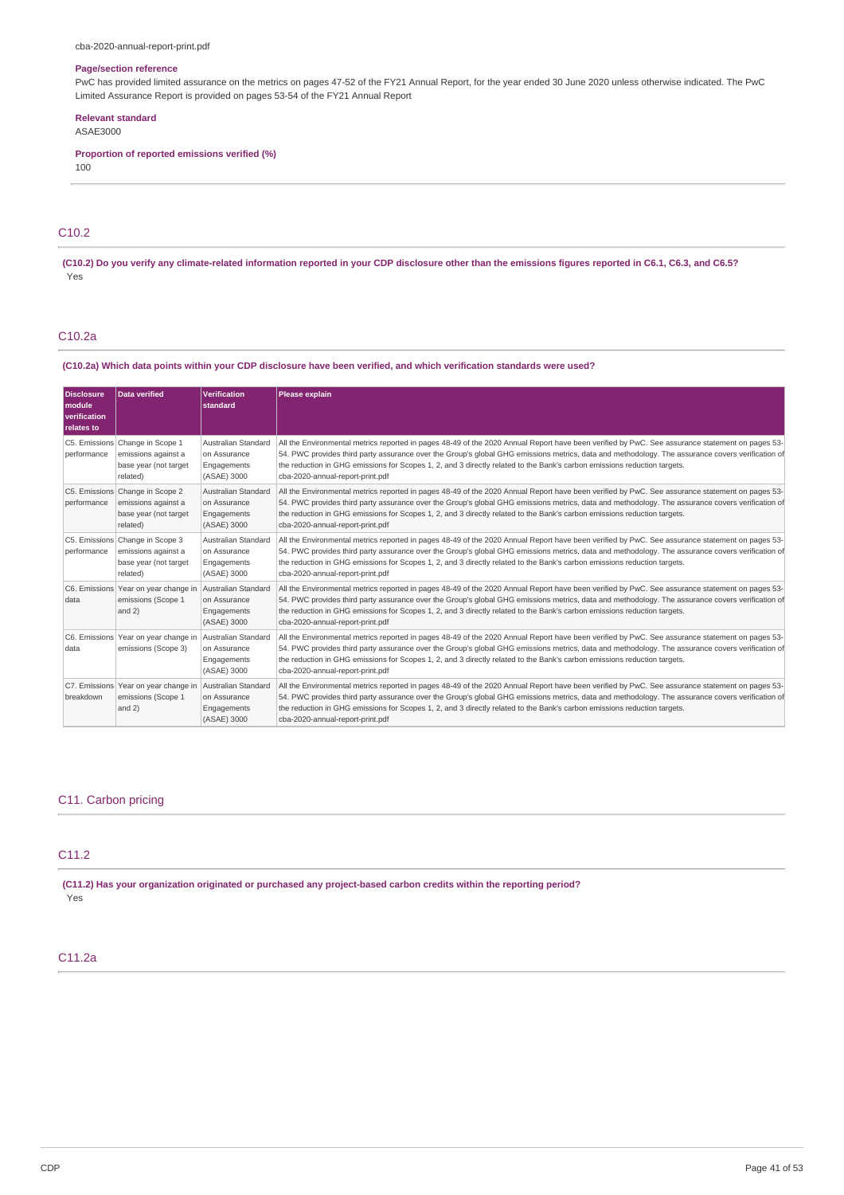cba-2020-annual-report-print.pdf

**Page/section reference**

PwC has provided limited assurance on the metrics on pages 47-52 of the FY21 Annual Report, for the year ended 30 June 2020 unless otherwise indicated. The PwC Limited Assurance Report is provided on pages 53-54 of the FY21 Annual Report

**Relevant standard**

ASAE3000

**Proportion of reported emissions verified (%)**

100

## C10.2

**(C10.2) Do you verify any climate-related information reported in your CDP disclosure other than the emissions figures reported in C6.1, C6.3, and C6.5?**

Yes

## C10.2a

**(C10.2a) Which data points within your CDP disclosure have been verified, and which verification standards were used?**

| Disclosure module verification relates to | Data verified | Verification standard | Please explain |
|---|---|---|---|
| C5. Emissions performance | Change in Scope 1 emissions against a base year (not target related) | Australian Standard on Assurance Engagements (ASAE) 3000 | All the Environmental metrics reported in pages 48-49 of the 2020 Annual Report have been verified by PwC. See assurance statement on pages 53-54. PWC provides third party assurance over the Group's global GHG emissions metrics, data and methodology. The assurance covers verification of the reduction in GHG emissions for Scopes 1, 2, and 3 directly related to the Bank's carbon emissions reduction targets. cba-2020-annual-report-print.pdf |
| C5. Emissions performance | Change in Scope 2 emissions against a base year (not target related) | Australian Standard on Assurance Engagements (ASAE) 3000 | All the Environmental metrics reported in pages 48-49 of the 2020 Annual Report have been verified by PwC. See assurance statement on pages 53-54. PWC provides third party assurance over the Group's global GHG emissions metrics, data and methodology. The assurance covers verification of the reduction in GHG emissions for Scopes 1, 2, and 3 directly related to the Bank's carbon emissions reduction targets. cba-2020-annual-report-print.pdf |
| C5. Emissions performance | Change in Scope 3 emissions against a base year (not target related) | Australian Standard on Assurance Engagements (ASAE) 3000 | All the Environmental metrics reported in pages 48-49 of the 2020 Annual Report have been verified by PwC. See assurance statement on pages 53-54. PWC provides third party assurance over the Group's global GHG emissions metrics, data and methodology. The assurance covers verification of the reduction in GHG emissions for Scopes 1, 2, and 3 directly related to the Bank's carbon emissions reduction targets. cba-2020-annual-report-print.pdf |
| C6. Emissions data | Year on year change in emissions (Scope 1 and 2) | Australian Standard on Assurance Engagements (ASAE) 3000 | All the Environmental metrics reported in pages 48-49 of the 2020 Annual Report have been verified by PwC. See assurance statement on pages 53-54. PWC provides third party assurance over the Group's global GHG emissions metrics, data and methodology. The assurance covers verification of the reduction in GHG emissions for Scopes 1, 2, and 3 directly related to the Bank's carbon emissions reduction targets. cba-2020-annual-report-print.pdf |
| C6. Emissions data | Year on year change in emissions (Scope 3) | Australian Standard on Assurance Engagements (ASAE) 3000 | All the Environmental metrics reported in pages 48-49 of the 2020 Annual Report have been verified by PwC. See assurance statement on pages 53-54. PWC provides third party assurance over the Group's global GHG emissions metrics, data and methodology. The assurance covers verification of the reduction in GHG emissions for Scopes 1, 2, and 3 directly related to the Bank's carbon emissions reduction targets. cba-2020-annual-report-print.pdf |
| C7. Emissions breakdown | Year on year change in emissions (Scope 1 and 2) | Australian Standard on Assurance Engagements (ASAE) 3000 | All the Environmental metrics reported in pages 48-49 of the 2020 Annual Report have been verified by PwC. See assurance statement on pages 53-54. PWC provides third party assurance over the Group's global GHG emissions metrics, data and methodology. The assurance covers verification of the reduction in GHG emissions for Scopes 1, 2, and 3 directly related to the Bank's carbon emissions reduction targets. cba-2020-annual-report-print.pdf |

## C11. Carbon pricing

## C11.2

**(C11.2) Has your organization originated or purchased any project-based carbon credits within the reporting period?**

Yes

## C11.2a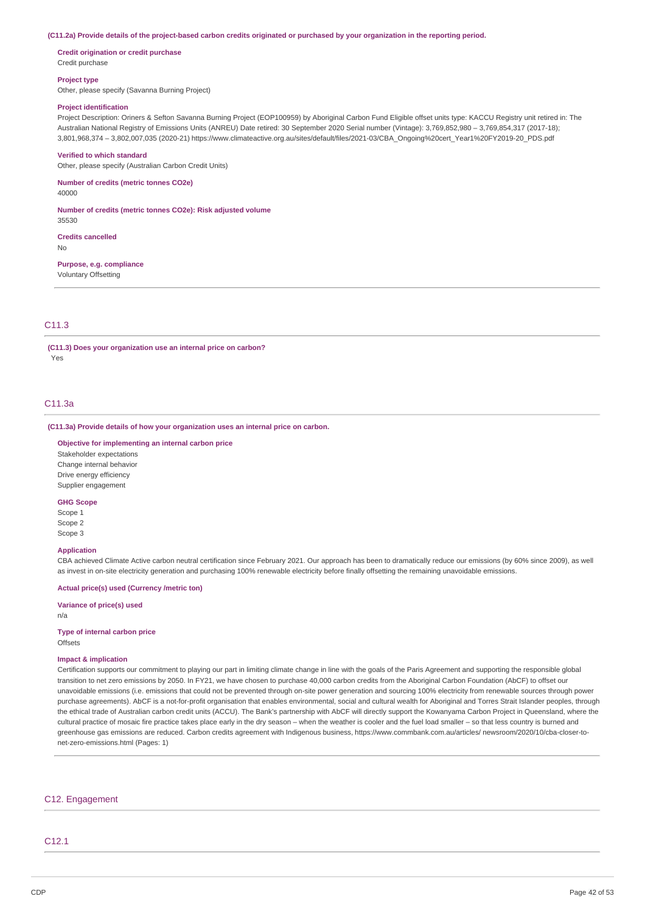**(C11.2a) Provide details of the project-based carbon credits originated or purchased by your organization in the reporting period.**

**Credit origination or credit purchase**
Credit purchase

**Project type**
Other, please specify (Savanna Burning Project)

**Project identification**
Project Description: Oriners & Sefton Savanna Burning Project (EOP100959) by Aboriginal Carbon Fund Eligible offset units type: KACCU Registry unit retired in: The Australian National Registry of Emissions Units (ANREU) Date retired: 30 September 2020 Serial number (Vintage): 3,769,852,980 – 3,769,854,317 (2017-18); 3,801,968,374 – 3,802,007,035 (2020-21) https://www.climateactive.org.au/sites/default/files/2021-03/CBA_Ongoing%20cert_Year1%20FY2019-20_PDS.pdf

**Verified to which standard**
Other, please specify (Australian Carbon Credit Units)

**Number of credits (metric tonnes CO2e)**
40000

**Number of credits (metric tonnes CO2e): Risk adjusted volume**
35530

**Credits cancelled**
No

**Purpose, e.g. compliance**
Voluntary Offsetting

## C11.3

**(C11.3) Does your organization use an internal price on carbon?**
Yes

## C11.3a

**(C11.3a) Provide details of how your organization uses an internal price on carbon.**

**Objective for implementing an internal carbon price**
Stakeholder expectations
Change internal behavior
Drive energy efficiency
Supplier engagement

**GHG Scope**
Scope 1
Scope 2
Scope 3

**Application**
CBA achieved Climate Active carbon neutral certification since February 2021. Our approach has been to dramatically reduce our emissions (by 60% since 2009), as well as invest in on-site electricity generation and purchasing 100% renewable electricity before finally offsetting the remaining unavoidable emissions.

**Actual price(s) used (Currency /metric ton)**

**Variance of price(s) used**
n/a

**Type of internal carbon price**
Offsets

**Impact & implication**
Certification supports our commitment to playing our part in limiting climate change in line with the goals of the Paris Agreement and supporting the responsible global transition to net zero emissions by 2050. In FY21, we have chosen to purchase 40,000 carbon credits from the Aboriginal Carbon Foundation (AbCF) to offset our unavoidable emissions (i.e. emissions that could not be prevented through on-site power generation and sourcing 100% electricity from renewable sources through power purchase agreements). AbCF is a not-for-profit organisation that enables environmental, social and cultural wealth for Aboriginal and Torres Strait Islander peoples, through the ethical trade of Australian carbon credit units (ACCU). The Bank's partnership with AbCF will directly support the Kowanyama Carbon Project in Queensland, where the cultural practice of mosaic fire practice takes place early in the dry season – when the weather is cooler and the fuel load smaller – so that less country is burned and greenhouse gas emissions are reduced. Carbon credits agreement with Indigenous business, https://www.commbank.com.au/articles/ newsroom/2020/10/cba-closer-to-net-zero-emissions.html (Pages: 1)

# C12. Engagement

## C12.1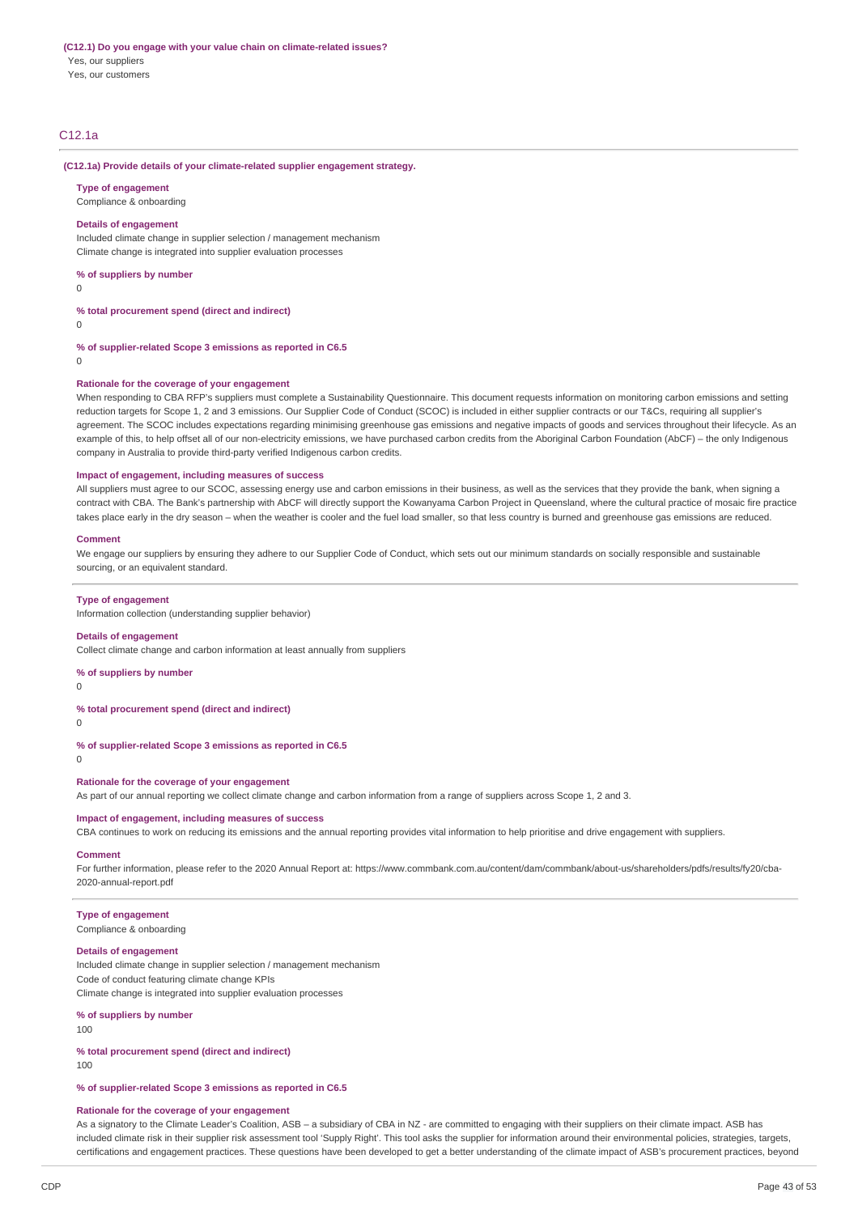**(C12.1) Do you engage with your value chain on climate-related issues?**

Yes, our suppliers
Yes, our customers

## C12.1a

**(C12.1a) Provide details of your climate-related supplier engagement strategy.**

**Type of engagement**
Compliance & onboarding

**Details of engagement**
Included climate change in supplier selection / management mechanism
Climate change is integrated into supplier evaluation processes

**% of suppliers by number**
0

**% total procurement spend (direct and indirect)**
0

**% of supplier-related Scope 3 emissions as reported in C6.5**
0

**Rationale for the coverage of your engagement**
When responding to CBA RFP's suppliers must complete a Sustainability Questionnaire. This document requests information on monitoring carbon emissions and setting reduction targets for Scope 1, 2 and 3 emissions. Our Supplier Code of Conduct (SCOC) is included in either supplier contracts or our T&Cs, requiring all supplier's agreement. The SCOC includes expectations regarding minimising greenhouse gas emissions and negative impacts of goods and services throughout their lifecycle. As an example of this, to help offset all of our non-electricity emissions, we have purchased carbon credits from the Aboriginal Carbon Foundation (AbCF) – the only Indigenous company in Australia to provide third-party verified Indigenous carbon credits.

**Impact of engagement, including measures of success**
All suppliers must agree to our SCOC, assessing energy use and carbon emissions in their business, as well as the services that they provide the bank, when signing a contract with CBA. The Bank's partnership with AbCF will directly support the Kowanyama Carbon Project in Queensland, where the cultural practice of mosaic fire practice takes place early in the dry season – when the weather is cooler and the fuel load smaller, so that less country is burned and greenhouse gas emissions are reduced.

**Comment**
We engage our suppliers by ensuring they adhere to our Supplier Code of Conduct, which sets out our minimum standards on socially responsible and sustainable sourcing, or an equivalent standard.

---

**Type of engagement**
Information collection (understanding supplier behavior)

**Details of engagement**
Collect climate change and carbon information at least annually from suppliers

**% of suppliers by number**
0

**% total procurement spend (direct and indirect)**
0

**% of supplier-related Scope 3 emissions as reported in C6.5**
0

**Rationale for the coverage of your engagement**
As part of our annual reporting we collect climate change and carbon information from a range of suppliers across Scope 1, 2 and 3.

**Impact of engagement, including measures of success**
CBA continues to work on reducing its emissions and the annual reporting provides vital information to help prioritise and drive engagement with suppliers.

**Comment**
For further information, please refer to the 2020 Annual Report at: https://www.commbank.com.au/content/dam/commbank/about-us/shareholders/pdfs/results/fy20/cba-2020-annual-report.pdf

---

**Type of engagement**
Compliance & onboarding

**Details of engagement**
Included climate change in supplier selection / management mechanism
Code of conduct featuring climate change KPIs
Climate change is integrated into supplier evaluation processes

**% of suppliers by number**
100

**% total procurement spend (direct and indirect)**
100

**% of supplier-related Scope 3 emissions as reported in C6.5**

**Rationale for the coverage of your engagement**
As a signatory to the Climate Leader's Coalition, ASB – a subsidiary of CBA in NZ - are committed to engaging with their suppliers on their climate impact. ASB has included climate risk in their supplier risk assessment tool 'Supply Right'. This tool asks the supplier for information around their environmental policies, strategies, targets, certifications and engagement practices. These questions have been developed to get a better understanding of the climate impact of ASB's procurement practices, beyond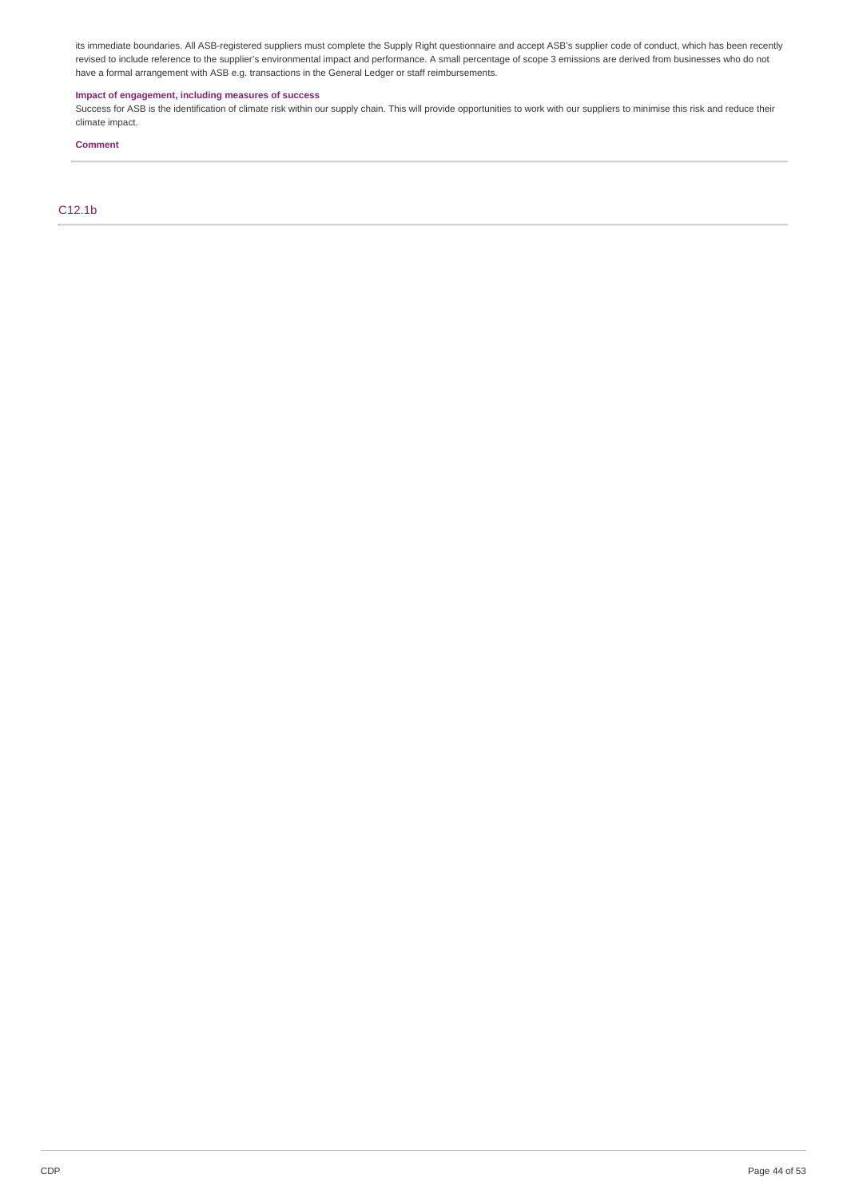its immediate boundaries. All ASB-registered suppliers must complete the Supply Right questionnaire and accept ASB's supplier code of conduct, which has been recently revised to include reference to the supplier's environmental impact and performance. A small percentage of scope 3 emissions are derived from businesses who do not have a formal arrangement with ASB e.g. transactions in the General Ledger or staff reimbursements.

**Impact of engagement, including measures of success**

Success for ASB is the identification of climate risk within our supply chain. This will provide opportunities to work with our suppliers to minimise this risk and reduce their climate impact.

**Comment**

## C12.1b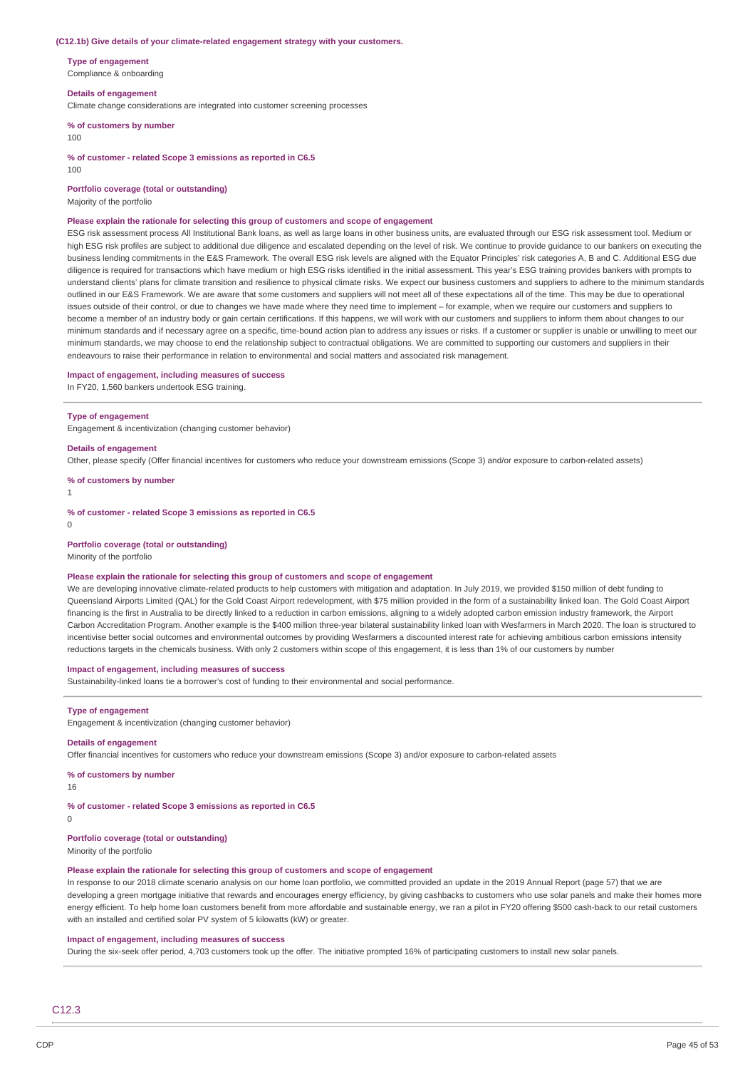**(C12.1b) Give details of your climate-related engagement strategy with your customers.**

**Type of engagement**
Compliance & onboarding

**Details of engagement**
Climate change considerations are integrated into customer screening processes

**% of customers by number**
100

**% of customer - related Scope 3 emissions as reported in C6.5**
100

**Portfolio coverage (total or outstanding)**
Majority of the portfolio

**Please explain the rationale for selecting this group of customers and scope of engagement**
ESG risk assessment process All Institutional Bank loans, as well as large loans in other business units, are evaluated through our ESG risk assessment tool. Medium or high ESG risk profiles are subject to additional due diligence and escalated depending on the level of risk. We continue to provide guidance to our bankers on executing the business lending commitments in the E&S Framework. The overall ESG risk levels are aligned with the Equator Principles' risk categories A, B and C. Additional ESG due diligence is required for transactions which have medium or high ESG risks identified in the initial assessment. This year's ESG training provides bankers with prompts to understand clients' plans for climate transition and resilience to physical climate risks. We expect our business customers and suppliers to adhere to the minimum standards outlined in our E&S Framework. We are aware that some customers and suppliers will not meet all of these expectations all of the time. This may be due to operational issues outside of their control, or due to changes we have made where they need time to implement – for example, when we require our customers and suppliers to become a member of an industry body or gain certain certifications. If this happens, we will work with our customers and suppliers to inform them about changes to our minimum standards and if necessary agree on a specific, time-bound action plan to address any issues or risks. If a customer or supplier is unable or unwilling to meet our minimum standards, we may choose to end the relationship subject to contractual obligations. We are committed to supporting our customers and suppliers in their endeavours to raise their performance in relation to environmental and social matters and associated risk management.

**Impact of engagement, including measures of success**
In FY20, 1,560 bankers undertook ESG training.

---

**Type of engagement**
Engagement & incentivization (changing customer behavior)

**Details of engagement**
Other, please specify (Offer financial incentives for customers who reduce your downstream emissions (Scope 3) and/or exposure to carbon-related assets)

**% of customers by number**
1

**% of customer - related Scope 3 emissions as reported in C6.5**
0

**Portfolio coverage (total or outstanding)**
Minority of the portfolio

**Please explain the rationale for selecting this group of customers and scope of engagement**
We are developing innovative climate-related products to help customers with mitigation and adaptation. In July 2019, we provided $150 million of debt funding to Queensland Airports Limited (QAL) for the Gold Coast Airport redevelopment, with $75 million provided in the form of a sustainability linked loan. The Gold Coast Airport financing is the first in Australia to be directly linked to a reduction in carbon emissions, aligning to a widely adopted carbon emission industry framework, the Airport Carbon Accreditation Program. Another example is the $400 million three-year bilateral sustainability linked loan with Wesfarmers in March 2020. The loan is structured to incentivise better social outcomes and environmental outcomes by providing Wesfarmers a discounted interest rate for achieving ambitious carbon emissions intensity reductions targets in the chemicals business. With only 2 customers within scope of this engagement, it is less than 1% of our customers by number

**Impact of engagement, including measures of success**
Sustainability-linked loans tie a borrower's cost of funding to their environmental and social performance.

---

**Type of engagement**
Engagement & incentivization (changing customer behavior)

**Details of engagement**
Offer financial incentives for customers who reduce your downstream emissions (Scope 3) and/or exposure to carbon-related assets

**% of customers by number**
16

**% of customer - related Scope 3 emissions as reported in C6.5**
0

**Portfolio coverage (total or outstanding)**
Minority of the portfolio

**Please explain the rationale for selecting this group of customers and scope of engagement**
In response to our 2018 climate scenario analysis on our home loan portfolio, we committed provided an update in the 2019 Annual Report (page 57) that we are developing a green mortgage initiative that rewards and encourages energy efficiency, by giving cashbacks to customers who use solar panels and make their homes more energy efficient. To help home loan customers benefit from more affordable and sustainable energy, we ran a pilot in FY20 offering $500 cash-back to our retail customers with an installed and certified solar PV system of 5 kilowatts (kW) or greater.

**Impact of engagement, including measures of success**
During the six-seek offer period, 4,703 customers took up the offer. The initiative prompted 16% of participating customers to install new solar panels.

---

## C12.3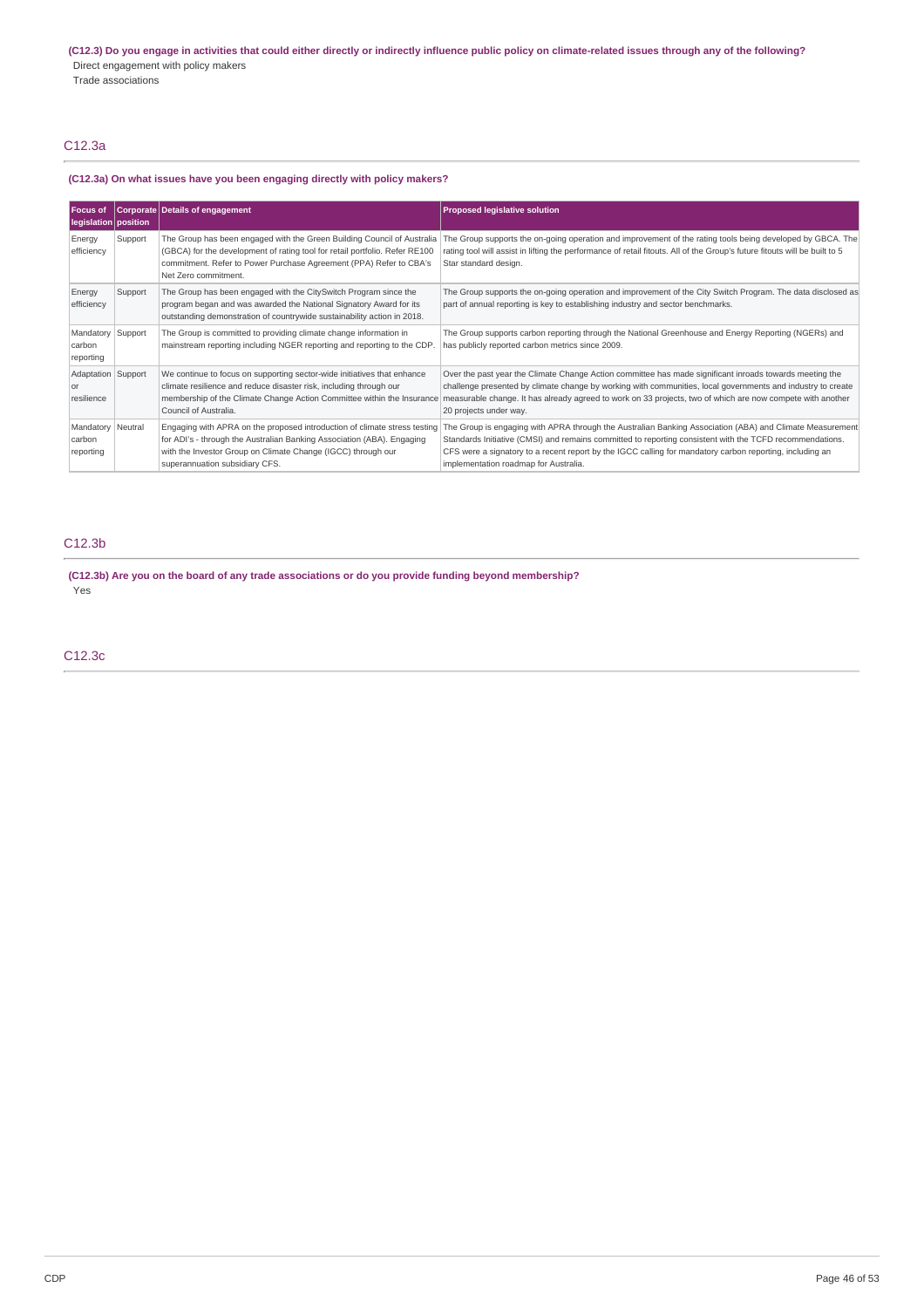**(C12.3) Do you engage in activities that could either directly or indirectly influence public policy on climate-related issues through any of the following?**

Direct engagement with policy makers

Trade associations

## C12.3a

**(C12.3a) On what issues have you been engaging directly with policy makers?**

| Focus of legislation | Corporate position | Details of engagement | Proposed legislative solution |
|---|---|---|---|
| Energy efficiency | Support | The Group has been engaged with the Green Building Council of Australia (GBCA) for the development of rating tool for retail portfolio. Refer RE100 commitment. Refer to Power Purchase Agreement (PPA) Refer to CBA's Net Zero commitment. | The Group supports the on-going operation and improvement of the rating tools being developed by GBCA. The rating tool will assist in lifting the performance of retail fitouts. All of the Group's future fitouts will be built to 5 Star standard design. |
| Energy efficiency | Support | The Group has been engaged with the CitySwitch Program since the program began and was awarded the National Signatory Award for its outstanding demonstration of countrywide sustainability action in 2018. | The Group supports the on-going operation and improvement of the City Switch Program. The data disclosed as part of annual reporting is key to establishing industry and sector benchmarks. |
| Mandatory carbon reporting | Support | The Group is committed to providing climate change information in mainstream reporting including NGER reporting and reporting to the CDP. | The Group supports carbon reporting through the National Greenhouse and Energy Reporting (NGERs) and has publicly reported carbon metrics since 2009. |
| Adaptation or resilience | Support | We continue to focus on supporting sector-wide initiatives that enhance climate resilience and reduce disaster risk, including through our membership of the Climate Change Action Committee within the Insurance Council of Australia. | Over the past year the Climate Change Action committee has made significant inroads towards meeting the challenge presented by climate change by working with communities, local governments and industry to create measurable change. It has already agreed to work on 33 projects, two of which are now compete with another 20 projects under way. |
| Mandatory carbon reporting | Neutral | Engaging with APRA on the proposed introduction of climate stress testing for ADI's - through the Australian Banking Association (ABA). Engaging with the Investor Group on Climate Change (IGCC) through our superannuation subsidiary CFS. | The Group is engaging with APRA through the Australian Banking Association (ABA) and Climate Measurement Standards Initiative (CMSI) and remains committed to reporting consistent with the TCFD recommendations. CFS were a signatory to a recent report by the IGCC calling for mandatory carbon reporting, including an implementation roadmap for Australia. |

## C12.3b

**(C12.3b) Are you on the board of any trade associations or do you provide funding beyond membership?**

Yes

## C12.3c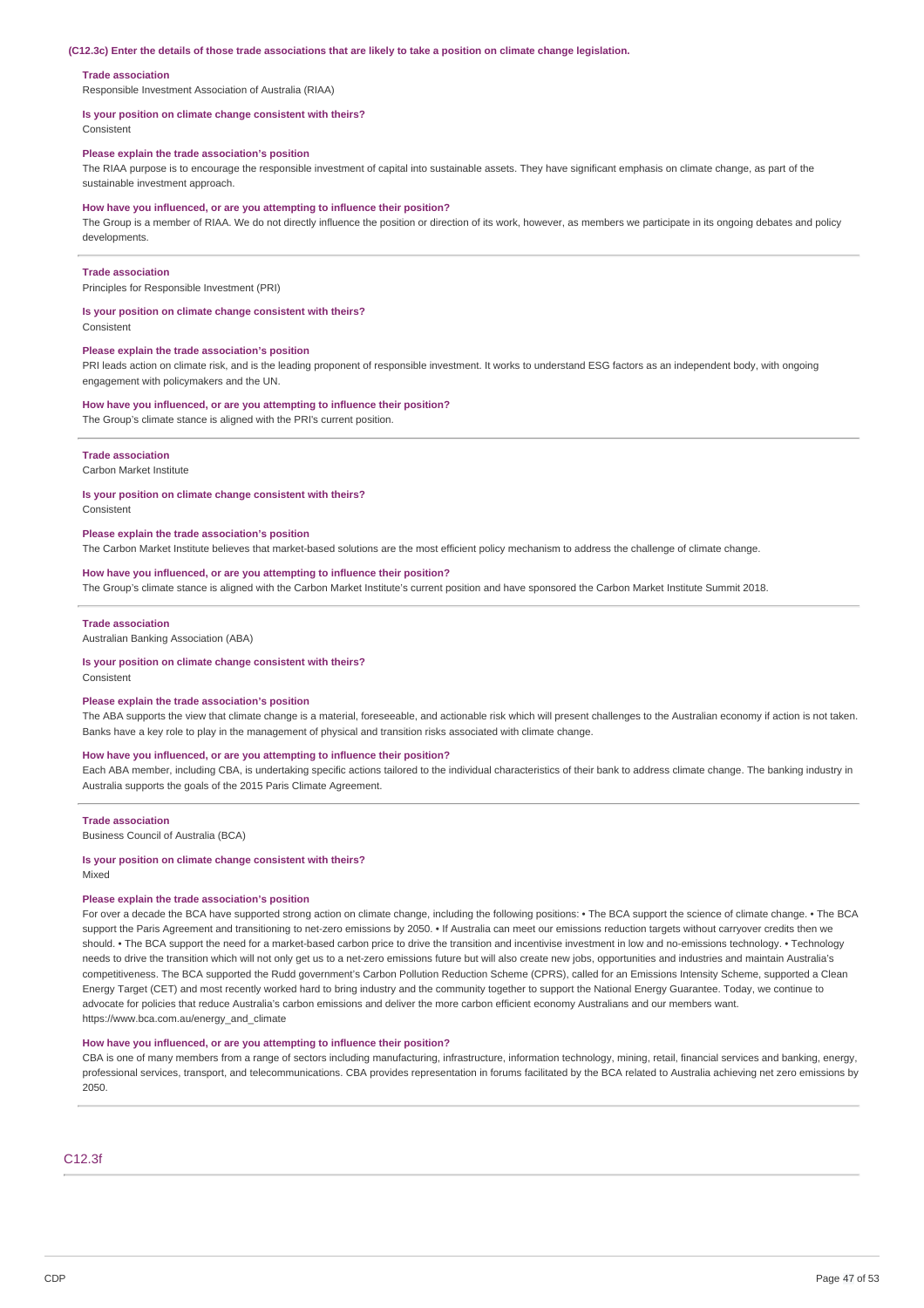**(C12.3c) Enter the details of those trade associations that are likely to take a position on climate change legislation.**

**Trade association**
Responsible Investment Association of Australia (RIAA)

**Is your position on climate change consistent with theirs?**
Consistent

**Please explain the trade association's position**
The RIAA purpose is to encourage the responsible investment of capital into sustainable assets. They have significant emphasis on climate change, as part of the sustainable investment approach.

**How have you influenced, or are you attempting to influence their position?**
The Group is a member of RIAA. We do not directly influence the position or direction of its work, however, as members we participate in its ongoing debates and policy developments.

---

**Trade association**
Principles for Responsible Investment (PRI)

**Is your position on climate change consistent with theirs?**
Consistent

**Please explain the trade association's position**
PRI leads action on climate risk, and is the leading proponent of responsible investment. It works to understand ESG factors as an independent body, with ongoing engagement with policymakers and the UN.

**How have you influenced, or are you attempting to influence their position?**
The Group's climate stance is aligned with the PRI's current position.

---

**Trade association**
Carbon Market Institute

**Is your position on climate change consistent with theirs?**
Consistent

**Please explain the trade association's position**
The Carbon Market Institute believes that market-based solutions are the most efficient policy mechanism to address the challenge of climate change.

**How have you influenced, or are you attempting to influence their position?**
The Group's climate stance is aligned with the Carbon Market Institute's current position and have sponsored the Carbon Market Institute Summit 2018.

---

**Trade association**
Australian Banking Association (ABA)

**Is your position on climate change consistent with theirs?**
Consistent

**Please explain the trade association's position**
The ABA supports the view that climate change is a material, foreseeable, and actionable risk which will present challenges to the Australian economy if action is not taken. Banks have a key role to play in the management of physical and transition risks associated with climate change.

**How have you influenced, or are you attempting to influence their position?**
Each ABA member, including CBA, is undertaking specific actions tailored to the individual characteristics of their bank to address climate change. The banking industry in Australia supports the goals of the 2015 Paris Climate Agreement.

---

**Trade association**
Business Council of Australia (BCA)

**Is your position on climate change consistent with theirs?**
Mixed

**Please explain the trade association's position**
For over a decade the BCA have supported strong action on climate change, including the following positions: • The BCA support the science of climate change. • The BCA support the Paris Agreement and transitioning to net-zero emissions by 2050. • If Australia can meet our emissions reduction targets without carryover credits then we should. • The BCA support the need for a market-based carbon price to drive the transition and incentivise investment in low and no-emissions technology. • Technology needs to drive the transition which will not only get us to a net-zero emissions future but will also create new jobs, opportunities and industries and maintain Australia's competitiveness. The BCA supported the Rudd government's Carbon Pollution Reduction Scheme (CPRS), called for an Emissions Intensity Scheme, supported a Clean Energy Target (CET) and most recently worked hard to bring industry and the community together to support the National Energy Guarantee. Today, we continue to advocate for policies that reduce Australia's carbon emissions and deliver the more carbon efficient economy Australians and our members want. https://www.bca.com.au/energy_and_climate

**How have you influenced, or are you attempting to influence their position?**
CBA is one of many members from a range of sectors including manufacturing, infrastructure, information technology, mining, retail, financial services and banking, energy, professional services, transport, and telecommunications. CBA provides representation in forums facilitated by the BCA related to Australia achieving net zero emissions by 2050.

---

## C12.3f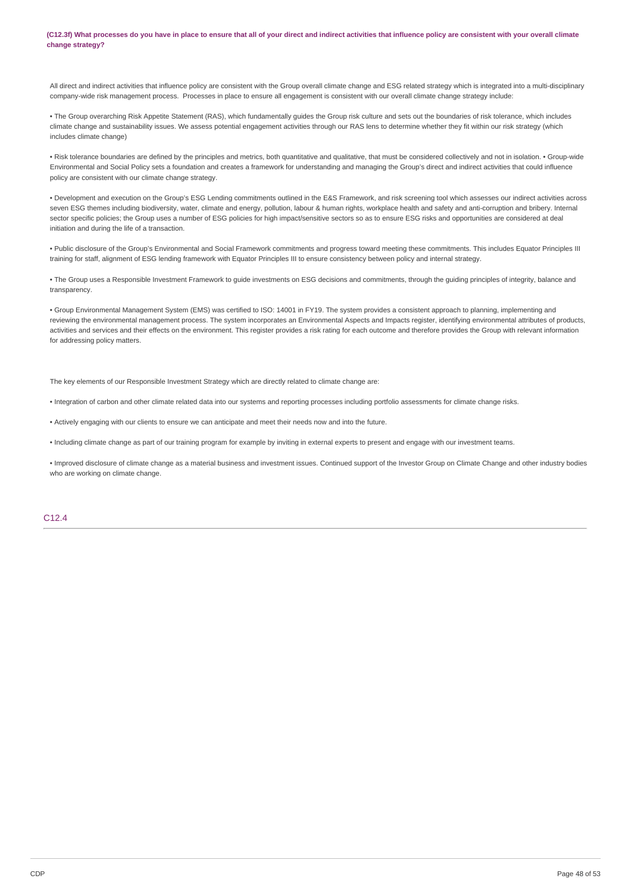**(C12.3f) What processes do you have in place to ensure that all of your direct and indirect activities that influence policy are consistent with your overall climate change strategy?**

All direct and indirect activities that influence policy are consistent with the Group overall climate change and ESG related strategy which is integrated into a multi-disciplinary company-wide risk management process. Processes in place to ensure all engagement is consistent with our overall climate change strategy include:

• The Group overarching Risk Appetite Statement (RAS), which fundamentally guides the Group risk culture and sets out the boundaries of risk tolerance, which includes climate change and sustainability issues. We assess potential engagement activities through our RAS lens to determine whether they fit within our risk strategy (which includes climate change)

• Risk tolerance boundaries are defined by the principles and metrics, both quantitative and qualitative, that must be considered collectively and not in isolation. • Group-wide Environmental and Social Policy sets a foundation and creates a framework for understanding and managing the Group's direct and indirect activities that could influence policy are consistent with our climate change strategy.

• Development and execution on the Group's ESG Lending commitments outlined in the E&S Framework, and risk screening tool which assesses our indirect activities across seven ESG themes including biodiversity, water, climate and energy, pollution, labour & human rights, workplace health and safety and anti-corruption and bribery. Internal sector specific policies; the Group uses a number of ESG policies for high impact/sensitive sectors so as to ensure ESG risks and opportunities are considered at deal initiation and during the life of a transaction.

• Public disclosure of the Group's Environmental and Social Framework commitments and progress toward meeting these commitments. This includes Equator Principles III training for staff, alignment of ESG lending framework with Equator Principles III to ensure consistency between policy and internal strategy.

• The Group uses a Responsible Investment Framework to guide investments on ESG decisions and commitments, through the guiding principles of integrity, balance and transparency.

• Group Environmental Management System (EMS) was certified to ISO: 14001 in FY19. The system provides a consistent approach to planning, implementing and reviewing the environmental management process. The system incorporates an Environmental Aspects and Impacts register, identifying environmental attributes of products, activities and services and their effects on the environment. This register provides a risk rating for each outcome and therefore provides the Group with relevant information for addressing policy matters.

The key elements of our Responsible Investment Strategy which are directly related to climate change are:

• Integration of carbon and other climate related data into our systems and reporting processes including portfolio assessments for climate change risks.

• Actively engaging with our clients to ensure we can anticipate and meet their needs now and into the future.

• Including climate change as part of our training program for example by inviting in external experts to present and engage with our investment teams.

• Improved disclosure of climate change as a material business and investment issues. Continued support of the Investor Group on Climate Change and other industry bodies who are working on climate change.

## C12.4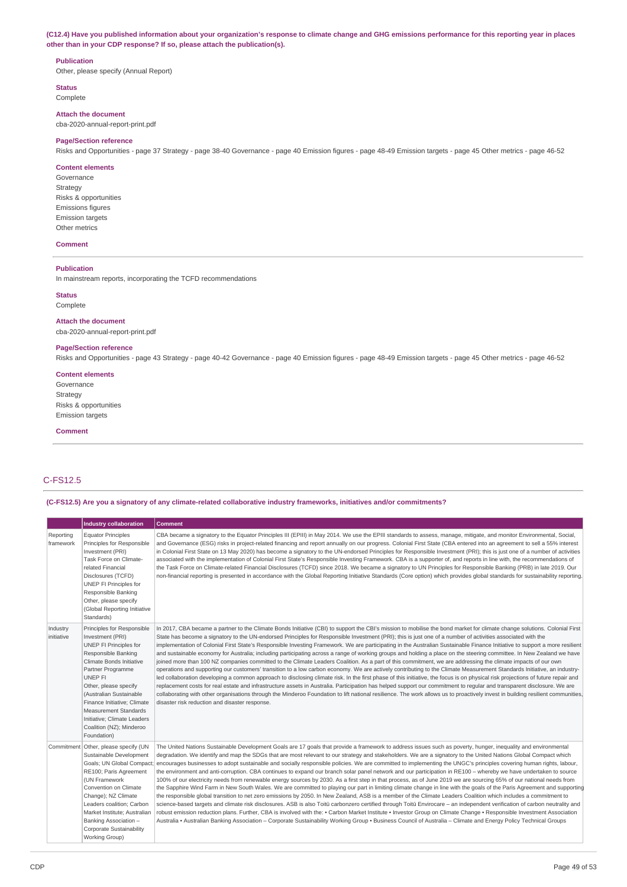**(C12.4) Have you published information about your organization's response to climate change and GHG emissions performance for this reporting year in places other than in your CDP response? If so, please attach the publication(s).**

**Publication**
Other, please specify (Annual Report)

**Status**
Complete

**Attach the document**
cba-2020-annual-report-print.pdf

**Page/Section reference**
Risks and Opportunities - page 37 Strategy - page 38-40 Governance - page 40 Emission figures - page 48-49 Emission targets - page 45 Other metrics - page 46-52

**Content elements**
Governance
Strategy
Risks & opportunities
Emissions figures
Emission targets
Other metrics

**Comment**

---

**Publication**
In mainstream reports, incorporating the TCFD recommendations

**Status**
Complete

**Attach the document**
cba-2020-annual-report-print.pdf

**Page/Section reference**
Risks and Opportunities - page 43 Strategy - page 40-42 Governance - page 40 Emission figures - page 48-49 Emission targets - page 45 Other metrics - page 46-52

**Content elements**
Governance
Strategy
Risks & opportunities
Emission targets

**Comment**

---

## C-FS12.5

**(C-FS12.5) Are you a signatory of any climate-related collaborative industry frameworks, initiatives and/or commitments?**

| | Industry collaboration | Comment |
|---|---|---|
| Reporting framework | Equator Principles<br>Principles for Responsible Investment (PRI)<br>Task Force on Climate-related Financial Disclosures (TCFD)<br>UNEP FI Principles for Responsible Banking<br>Other, please specify (Global Reporting Initiative Standards) | CBA became a signatory to the Equator Principles III (EPIII) in May 2014. We use the EPIII standards to assess, manage, mitigate, and monitor Environmental, Social, and Governance (ESG) risks in project-related financing and report annually on our progress. Colonial First State (CBA entered into an agreement to sell a 55% interest in Colonial First State on 13 May 2020) has become a signatory to the UN-endorsed Principles for Responsible Investment (PRI); this is just one of a number of activities associated with the implementation of Colonial First State's Responsible Investing Framework. CBA is a supporter of, and reports in line with, the recommendations of the Task Force on Climate-related Financial Disclosures (TCFD) since 2018. We became a signatory to UN Principles for Responsible Banking (PRB) in late 2019. Our non-financial reporting is presented in accordance with the Global Reporting Initiative Standards (Core option) which provides global standards for sustainability reporting. |
| Industry initiative | Principles for Responsible Investment (PRI)<br>UNEP FI Principles for Responsible Banking<br>Climate Bonds Initiative Partner Programme<br>UNEP FI<br>Other, please specify (Australian Sustainable Finance Initiative; Climate Measurement Standards Initiative; Climate Leaders Coalition (NZ); Minderoo Foundation) | In 2017, CBA became a partner to the Climate Bonds Initiative (CBI) to support the CBI's mission to mobilise the bond market for climate change solutions. Colonial First State has become a signatory to the UN-endorsed Principles for Responsible Investment (PRI); this is just one of a number of activities associated with the implementation of Colonial First State's Responsible Investing Framework. We are participating in the Australian Sustainable Finance Initiative to support a more resilient and sustainable economy for Australia; including participating across a range of working groups and holding a place on the steering committee. In New Zealand we have joined more than 100 NZ companies committed to the Climate Leaders Coalition. As a part of this commitment, we are addressing the climate impacts of our own operations and supporting our customers' transition to a low carbon economy. We are actively contributing to the Climate Measurement Standards Initiative, an industry-led collaboration developing a common approach to disclosing climate risk. In the first phase of this initiative, the focus is on physical risk projections of future repair and replacement costs for real estate and infrastructure assets in Australia. Participation has helped support our commitment to regular and transparent disclosure. We are collaborating with other organisations through the Minderoo Foundation to lift national resilience. The work allows us to proactively invest in building resilient communities, disaster risk reduction and disaster response. |
| Commitment | Other, please specify (UN Sustainable Development Goals; UN Global Compact; RE100; Paris Agreement (UN Framework Convention on Climate Change); NZ Climate Leaders coalition; Carbon Market Institute; Australian Banking Association – Corporate Sustainability Working Group) | The United Nations Sustainable Development Goals are 17 goals that provide a framework to address issues such as poverty, hunger, inequality and environmental degradation. We identify and map the SDGs that are most relevant to our strategy and stakeholders. We are a signatory to the United Nations Global Compact which encourages businesses to adopt sustainable and socially responsible policies. We are committed to implementing the UNGC's principles covering human rights, labour, the environment and anti-corruption. CBA continues to expand our branch solar panel network and our participation in RE100 – whereby we have undertaken to source 100% of our electricity needs from renewable energy sources by 2030. As a first step in that process, as of June 2019 we are sourcing 65% of our national needs from the Sapphire Wind Farm in New South Wales. We are committed to playing our part in limiting climate change in line with the goals of the Paris Agreement and supporting the responsible global transition to net zero emissions by 2050. In New Zealand, ASB is a member of the Climate Leaders Coalition which includes a commitment to science-based targets and climate risk disclosures. ASB is also Toitū carbonzero certified through Toitū Envirocare – an independent verification of carbon neutrality and robust emission reduction plans. Further, CBA is involved with the: • Carbon Market Institute • Investor Group on Climate Change • Responsible Investment Association Australia • Australian Banking Association – Corporate Sustainability Working Group • Business Council of Australia – Climate and Energy Policy Technical Groups |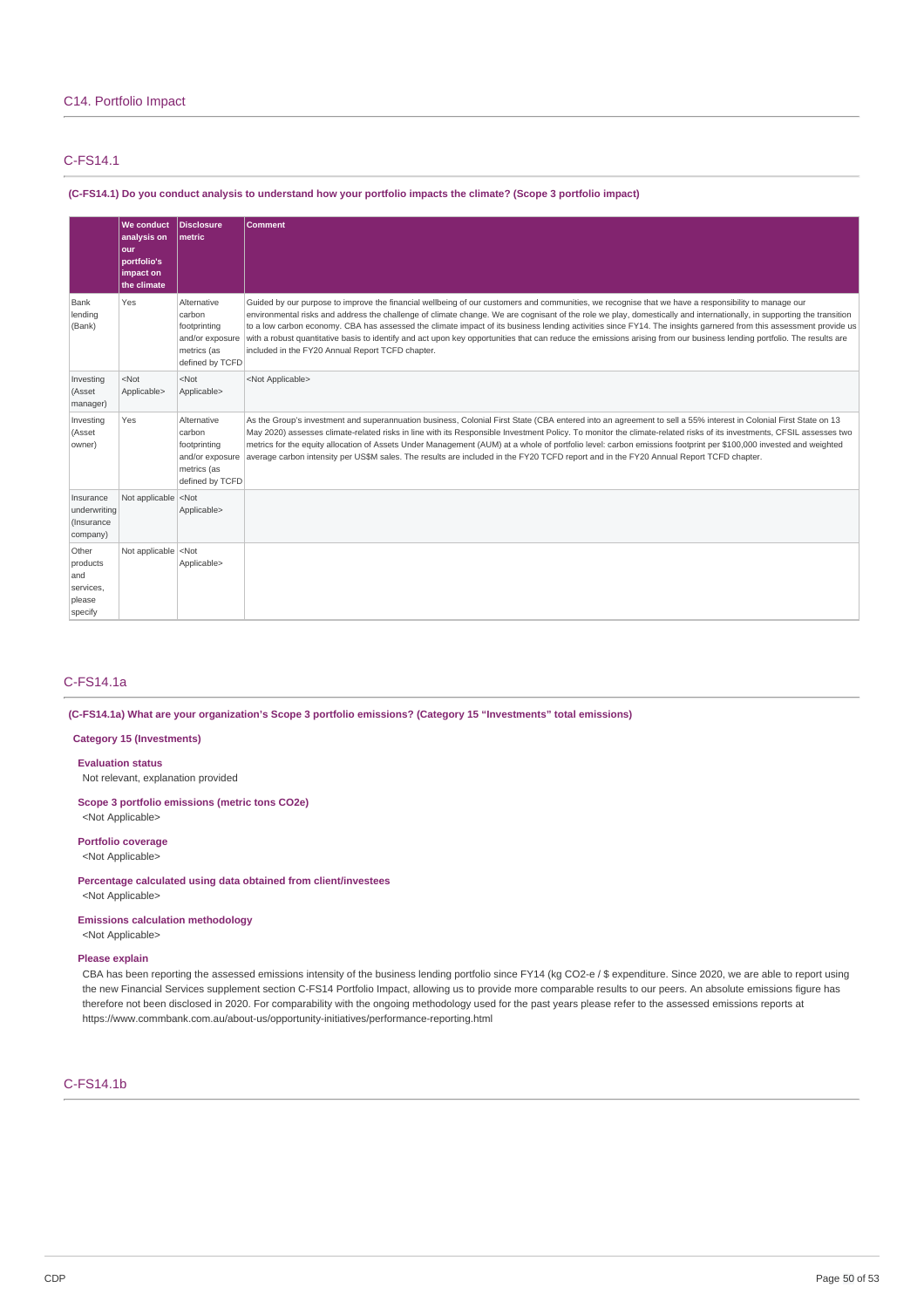## C14. Portfolio Impact

### C-FS14.1

**(C-FS14.1) Do you conduct analysis to understand how your portfolio impacts the climate? (Scope 3 portfolio impact)**

| | We conduct analysis on our portfolio's impact on the climate | Disclosure metric | Comment |
|---|---|---|---|
| Bank lending (Bank) | Yes | Alternative carbon footprinting and/or exposure metrics (as defined by TCFD | Guided by our purpose to improve the financial wellbeing of our customers and communities, we recognise that we have a responsibility to manage our environmental risks and address the challenge of climate change. We are cognisant of the role we play, domestically and internationally, in supporting the transition to a low carbon economy. CBA has assessed the climate impact of its business lending activities since FY14. The insights garnered from this assessment provide us with a robust quantitative basis to identify and act upon key opportunities that can reduce the emissions arising from our business lending portfolio. The results are included in the FY20 Annual Report TCFD chapter. |
| Investing (Asset manager) | <Not Applicable> | <Not Applicable> | <Not Applicable> |
| Investing (Asset owner) | Yes | Alternative carbon footprinting and/or exposure metrics (as defined by TCFD | As the Group's investment and superannuation business, Colonial First State (CBA entered into an agreement to sell a 55% interest in Colonial First State on 13 May 2020) assesses climate-related risks in line with its Responsible Investment Policy. To monitor the climate-related risks of its investments, CFSIL assesses two metrics for the equity allocation of Assets Under Management (AUM) at a whole of portfolio level: carbon emissions footprint per $100,000 invested and weighted average carbon intensity per US$M sales. The results are included in the FY20 TCFD report and in the FY20 Annual Report TCFD chapter. |
| Insurance underwriting (Insurance company) | Not applicable | <Not Applicable> | |
| Other products and services, please specify | Not applicable | <Not Applicable> | |

### C-FS14.1a

**(C-FS14.1a) What are your organization's Scope 3 portfolio emissions? (Category 15 "Investments" total emissions)**

**Category 15 (Investments)**

**Evaluation status**
Not relevant, explanation provided

**Scope 3 portfolio emissions (metric tons CO2e)**
<Not Applicable>

**Portfolio coverage**
<Not Applicable>

**Percentage calculated using data obtained from client/investees**
<Not Applicable>

**Emissions calculation methodology**
<Not Applicable>

**Please explain**
CBA has been reporting the assessed emissions intensity of the business lending portfolio since FY14 (kg CO2-e / $ expenditure. Since 2020, we are able to report using the new Financial Services supplement section C-FS14 Portfolio Impact, allowing us to provide more comparable results to our peers. An absolute emissions figure has therefore not been disclosed in 2020. For comparability with the ongoing methodology used for the past years please refer to the assessed emissions reports at https://www.commbank.com.au/about-us/opportunity-initiatives/performance-reporting.html

### C-FS14.1b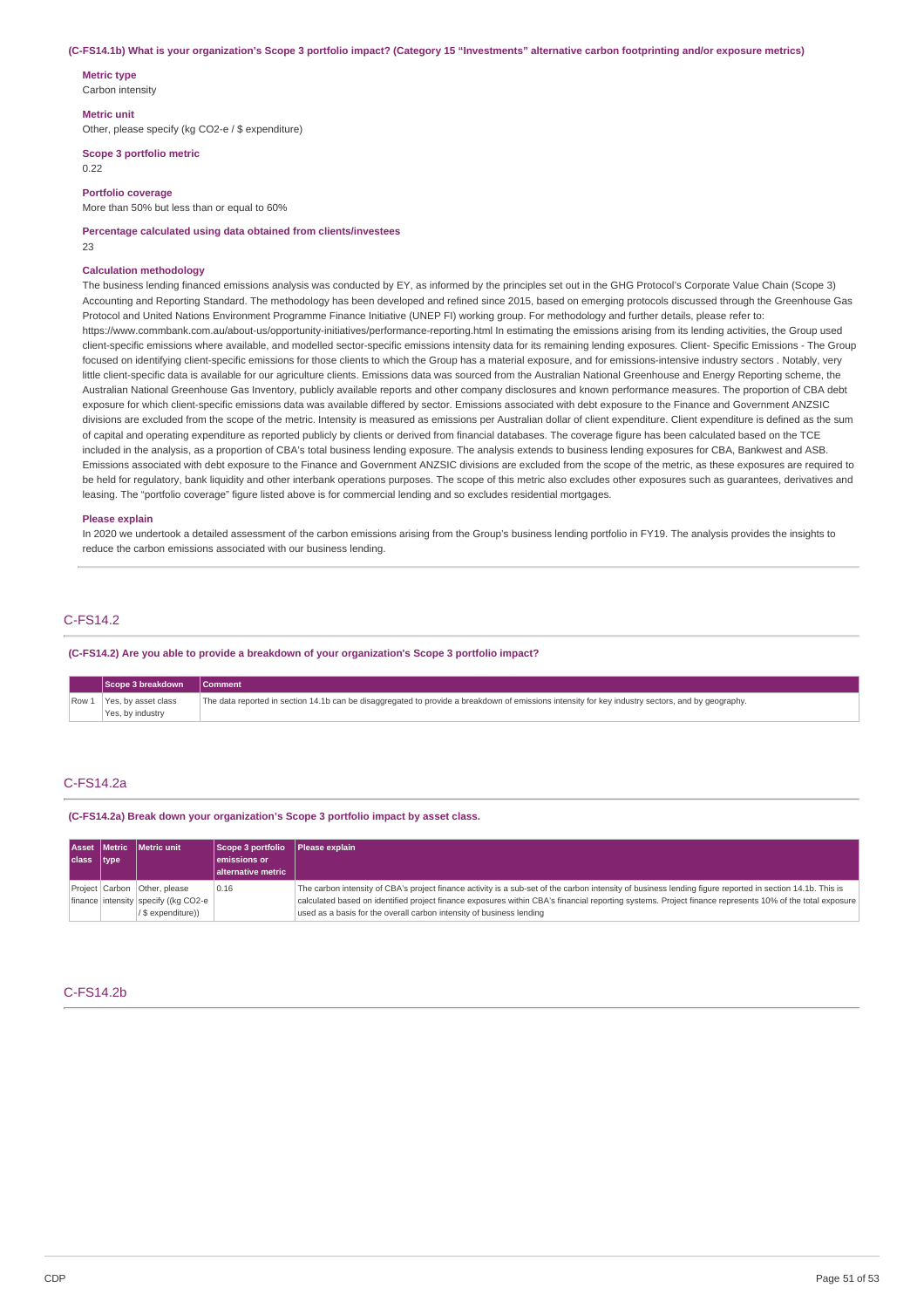**(C-FS14.1b) What is your organization's Scope 3 portfolio impact? (Category 15 "Investments" alternative carbon footprinting and/or exposure metrics)**

**Metric type**
Carbon intensity

**Metric unit**
Other, please specify (kg CO2-e / $ expenditure)

**Scope 3 portfolio metric**
0.22

**Portfolio coverage**
More than 50% but less than or equal to 60%

**Percentage calculated using data obtained from clients/investees**
23

**Calculation methodology**
The business lending financed emissions analysis was conducted by EY, as informed by the principles set out in the GHG Protocol's Corporate Value Chain (Scope 3) Accounting and Reporting Standard. The methodology has been developed and refined since 2015, based on emerging protocols discussed through the Greenhouse Gas Protocol and United Nations Environment Programme Finance Initiative (UNEP FI) working group. For methodology and further details, please refer to: https://www.commbank.com.au/about-us/opportunity-initiatives/performance-reporting.html In estimating the emissions arising from its lending activities, the Group used client-specific emissions where available, and modelled sector-specific emissions intensity data for its remaining lending exposures. Client- Specific Emissions - The Group focused on identifying client-specific emissions for those clients to which the Group has a material exposure, and for emissions-intensive industry sectors . Notably, very little client-specific data is available for our agriculture clients. Emissions data was sourced from the Australian National Greenhouse and Energy Reporting scheme, the Australian National Greenhouse Gas Inventory, publicly available reports and other company disclosures and known performance measures. The proportion of CBA debt exposure for which client-specific emissions data was available differed by sector. Emissions associated with debt exposure to the Finance and Government ANZSIC divisions are excluded from the scope of the metric. Intensity is measured as emissions per Australian dollar of client expenditure. Client expenditure is defined as the sum of capital and operating expenditure as reported publicly by clients or derived from financial databases. The coverage figure has been calculated based on the TCE included in the analysis, as a proportion of CBA's total business lending exposure. The analysis extends to business lending exposures for CBA, Bankwest and ASB. Emissions associated with debt exposure to the Finance and Government ANZSIC divisions are excluded from the scope of the metric, as these exposures are required to be held for regulatory, bank liquidity and other interbank operations purposes. The scope of this metric also excludes other exposures such as guarantees, derivatives and leasing. The "portfolio coverage" figure listed above is for commercial lending and so excludes residential mortgages.

**Please explain**
In 2020 we undertook a detailed assessment of the carbon emissions arising from the Group's business lending portfolio in FY19. The analysis provides the insights to reduce the carbon emissions associated with our business lending.

## C-FS14.2

**(C-FS14.2) Are you able to provide a breakdown of your organization's Scope 3 portfolio impact?**

| | Scope 3 breakdown | Comment |
|---|---|---|
| Row 1 | Yes, by asset class<br>Yes, by industry | The data reported in section 14.1b can be disaggregated to provide a breakdown of emissions intensity for key industry sectors, and by geography. |

## C-FS14.2a

**(C-FS14.2a) Break down your organization's Scope 3 portfolio impact by asset class.**

| Asset class | Metric type | Metric unit | Scope 3 portfolio emissions or alternative metric | Please explain |
|---|---|---|---|---|
| Project finance | Carbon intensity | Other, please specify ((kg CO2-e / $ expenditure)) | 0.16 | The carbon intensity of CBA's project finance activity is a sub-set of the carbon intensity of business lending figure reported in section 14.1b. This is calculated based on identified project finance exposures within CBA's financial reporting systems. Project finance represents 10% of the total exposure used as a basis for the overall carbon intensity of business lending |

## C-FS14.2b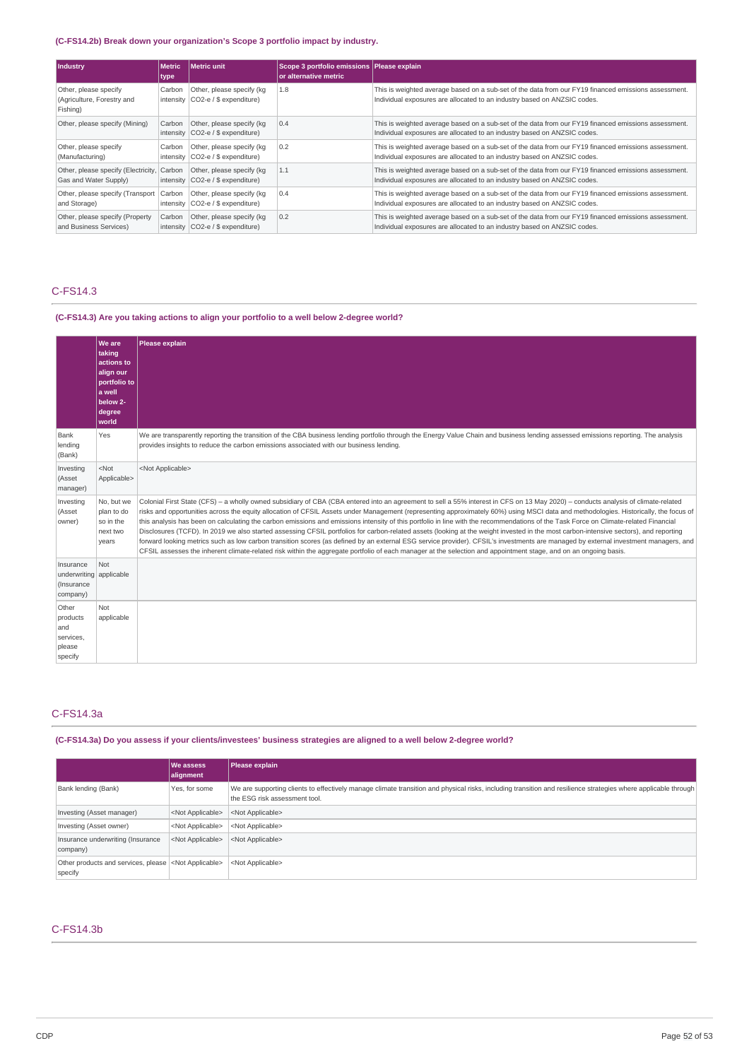**(C-FS14.2b) Break down your organization's Scope 3 portfolio impact by industry.**

| Industry | Metric type | Metric unit | Scope 3 portfolio emissions or alternative metric | Please explain |
|---|---|---|---|---|
| Other, please specify (Agriculture, Forestry and Fishing) | Carbon intensity | Other, please specify (kg CO2-e / $ expenditure) | 1.8 | This is weighted average based on a sub-set of the data from our FY19 financed emissions assessment. Individual exposures are allocated to an industry based on ANZSIC codes. |
| Other, please specify (Mining) | Carbon intensity | Other, please specify (kg CO2-e / $ expenditure) | 0.4 | This is weighted average based on a sub-set of the data from our FY19 financed emissions assessment. Individual exposures are allocated to an industry based on ANZSIC codes. |
| Other, please specify (Manufacturing) | Carbon intensity | Other, please specify (kg CO2-e / $ expenditure) | 0.2 | This is weighted average based on a sub-set of the data from our FY19 financed emissions assessment. Individual exposures are allocated to an industry based on ANZSIC codes. |
| Other, please specify (Electricity, Gas and Water Supply) | Carbon intensity | Other, please specify (kg CO2-e / $ expenditure) | 1.1 | This is weighted average based on a sub-set of the data from our FY19 financed emissions assessment. Individual exposures are allocated to an industry based on ANZSIC codes. |
| Other, please specify (Transport and Storage) | Carbon intensity | Other, please specify (kg CO2-e / $ expenditure) | 0.4 | This is weighted average based on a sub-set of the data from our FY19 financed emissions assessment. Individual exposures are allocated to an industry based on ANZSIC codes. |
| Other, please specify (Property and Business Services) | Carbon intensity | Other, please specify (kg CO2-e / $ expenditure) | 0.2 | This is weighted average based on a sub-set of the data from our FY19 financed emissions assessment. Individual exposures are allocated to an industry based on ANZSIC codes. |

## C-FS14.3

**(C-FS14.3) Are you taking actions to align your portfolio to a well below 2-degree world?**

| | We are taking actions to align our portfolio to a well below 2-degree world | Please explain |
|---|---|---|
| Bank lending (Bank) | Yes | We are transparently reporting the transition of the CBA business lending portfolio through the Energy Value Chain and business lending assessed emissions reporting. The analysis provides insights to reduce the carbon emissions associated with our business lending. |
| Investing (Asset manager) | <Not Applicable> | <Not Applicable> |
| Investing (Asset owner) | No, but we plan to do so in the next two years | Colonial First State (CFS) – a wholly owned subsidiary of CBA (CBA entered into an agreement to sell a 55% interest in CFS on 13 May 2020) – conducts analysis of climate-related risks and opportunities across the equity allocation of CFSIL Assets under Management (representing approximately 60%) using MSCI data and methodologies. Historically, the focus of this analysis has been on calculating the carbon emissions and emissions intensity of this portfolio in line with the recommendations of the Task Force on Climate-related Financial Disclosures (TCFD). In 2019 we also started assessing CFSIL portfolios for carbon-related assets (looking at the weight invested in the most carbon-intensive sectors), and reporting forward looking metrics such as low carbon transition scores (as defined by an external ESG service provider). CFSIL's investments are managed by external investment managers, and CFSIL assesses the inherent climate-related risk within the aggregate portfolio of each manager at the selection and appointment stage, and on an ongoing basis. |
| Insurance underwriting (Insurance company) | Not applicable | |
| Other products and services, please specify | Not applicable | |

## C-FS14.3a

**(C-FS14.3a) Do you assess if your clients/investees' business strategies are aligned to a well below 2-degree world?**

| | We assess alignment | Please explain |
|---|---|---|
| Bank lending (Bank) | Yes, for some | We are supporting clients to effectively manage climate transition and physical risks, including transition and resilience strategies where applicable through the ESG risk assessment tool. |
| Investing (Asset manager) | <Not Applicable> | <Not Applicable> |
| Investing (Asset owner) | <Not Applicable> | <Not Applicable> |
| Insurance underwriting (Insurance company) | <Not Applicable> | <Not Applicable> |
| Other products and services, please specify | <Not Applicable> | <Not Applicable> |

## C-FS14.3b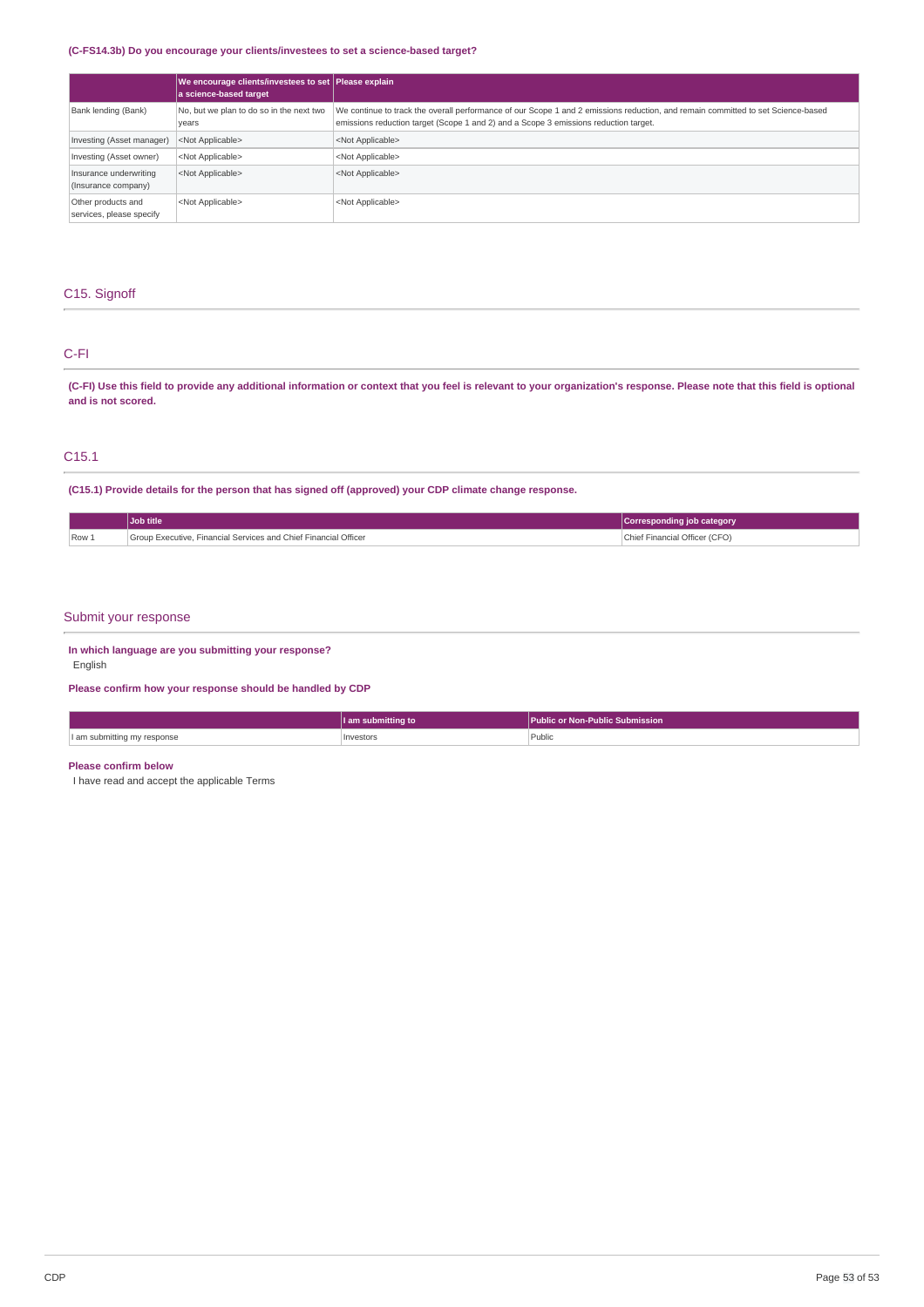**(C-FS14.3b) Do you encourage your clients/investees to set a science-based target?**

| | We encourage clients/investees to set a science-based target | Please explain |
|---|---|---|
| Bank lending (Bank) | No, but we plan to do so in the next two years | We continue to track the overall performance of our Scope 1 and 2 emissions reduction, and remain committed to set Science-based emissions reduction target (Scope 1 and 2) and a Scope 3 emissions reduction target. |
| Investing (Asset manager) | <Not Applicable> | <Not Applicable> |
| Investing (Asset owner) | <Not Applicable> | <Not Applicable> |
| Insurance underwriting (Insurance company) | <Not Applicable> | <Not Applicable> |
| Other products and services, please specify | <Not Applicable> | <Not Applicable> |

## C15. Signoff

## C-FI

**(C-FI) Use this field to provide any additional information or context that you feel is relevant to your organization's response. Please note that this field is optional and is not scored.**

## C15.1

**(C15.1) Provide details for the person that has signed off (approved) your CDP climate change response.**

| | Job title | Corresponding job category |
|---|---|---|
| Row 1 | Group Executive, Financial Services and Chief Financial Officer | Chief Financial Officer (CFO) |

## Submit your response

**In which language are you submitting your response?**

English

**Please confirm how your response should be handled by CDP**

| | I am submitting to | Public or Non-Public Submission |
|---|---|---|
| I am submitting my response | Investors | Public |

**Please confirm below**

I have read and accept the applicable Terms